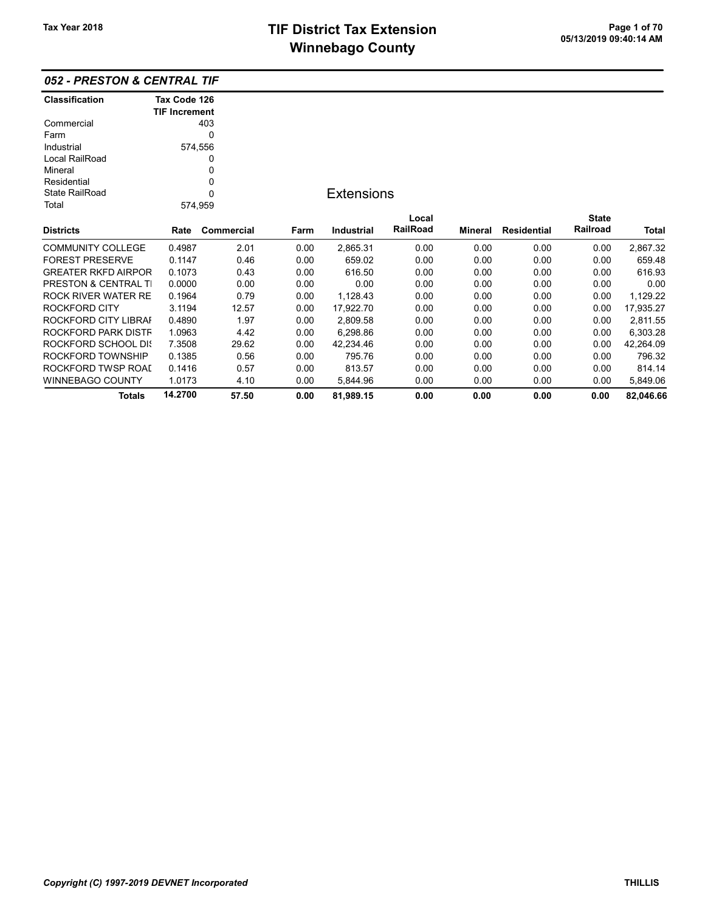# TIF District Tax Extension
# Winnebago County

Tax Year 2018

## 052 - PRESTON & CENTRAL TIF

| Classification | Tax Code 126 TIF Increment |
|---|---|
| Commercial | 403 |
| Farm | 0 |
| Industrial | 574,556 |
| Local RailRoad | 0 |
| Mineral | 0 |
| Residential | 0 |
| State RailRoad | 0 |
| Total | 574,959 |

### Extensions

| Districts | Rate | Commercial | Farm | Industrial | Local RailRoad | Mineral | Residential | State Railroad | Total |
|---|---|---|---|---|---|---|---|---|---|
| COMMUNITY COLLEGE | 0.4987 | 2.01 | 0.00 | 2,865.31 | 0.00 | 0.00 | 0.00 | 0.00 | 2,867.32 |
| FOREST PRESERVE | 0.1147 | 0.46 | 0.00 | 659.02 | 0.00 | 0.00 | 0.00 | 0.00 | 659.48 |
| GREATER RKFD AIRPOR | 0.1073 | 0.43 | 0.00 | 616.50 | 0.00 | 0.00 | 0.00 | 0.00 | 616.93 |
| PRESTON & CENTRAL TI | 0.0000 | 0.00 | 0.00 | 0.00 | 0.00 | 0.00 | 0.00 | 0.00 | 0.00 |
| ROCK RIVER WATER RE | 0.1964 | 0.79 | 0.00 | 1,128.43 | 0.00 | 0.00 | 0.00 | 0.00 | 1,129.22 |
| ROCKFORD CITY | 3.1194 | 12.57 | 0.00 | 17,922.70 | 0.00 | 0.00 | 0.00 | 0.00 | 17,935.27 |
| ROCKFORD CITY LIBRAI | 0.4890 | 1.97 | 0.00 | 2,809.58 | 0.00 | 0.00 | 0.00 | 0.00 | 2,811.55 |
| ROCKFORD PARK DISTF | 1.0963 | 4.42 | 0.00 | 6,298.86 | 0.00 | 0.00 | 0.00 | 0.00 | 6,303.28 |
| ROCKFORD SCHOOL DIS | 7.3508 | 29.62 | 0.00 | 42,234.46 | 0.00 | 0.00 | 0.00 | 0.00 | 42,264.09 |
| ROCKFORD TOWNSHIP | 0.1385 | 0.56 | 0.00 | 795.76 | 0.00 | 0.00 | 0.00 | 0.00 | 796.32 |
| ROCKFORD TWSP ROAI | 0.1416 | 0.57 | 0.00 | 813.57 | 0.00 | 0.00 | 0.00 | 0.00 | 814.14 |
| WINNEBAGO COUNTY | 1.0173 | 4.10 | 0.00 | 5,844.96 | 0.00 | 0.00 | 0.00 | 0.00 | 5,849.06 |
| **Totals** | **14.2700** | **57.50** | **0.00** | **81,989.15** | **0.00** | **0.00** | **0.00** | **0.00** | **82,046.66** |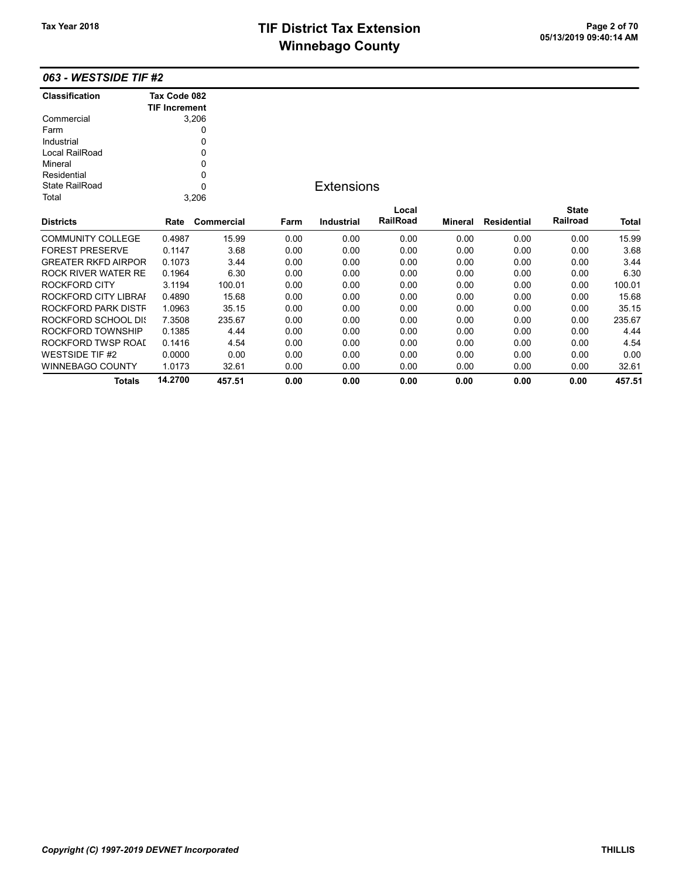## 063 - WESTSIDE TIF #2

| Classification | Tax Code 082 TIF Increment |
|---|---|
| Commercial | 3,206 |
| Farm | 0 |
| Industrial | 0 |
| Local RailRoad | 0 |
| Mineral | 0 |
| Residential | 0 |
| State RailRoad | 0 |
| Total | 3,206 |

### Extensions

| Districts | Rate | Commercial | Farm | Industrial | Local RailRoad | Mineral | Residential | State Railroad | Total |
|---|---|---|---|---|---|---|---|---|---|
| COMMUNITY COLLEGE | 0.4987 | 15.99 | 0.00 | 0.00 | 0.00 | 0.00 | 0.00 | 0.00 | 15.99 |
| FOREST PRESERVE | 0.1147 | 3.68 | 0.00 | 0.00 | 0.00 | 0.00 | 0.00 | 0.00 | 3.68 |
| GREATER RKFD AIRPOR | 0.1073 | 3.44 | 0.00 | 0.00 | 0.00 | 0.00 | 0.00 | 0.00 | 3.44 |
| ROCK RIVER WATER RE | 0.1964 | 6.30 | 0.00 | 0.00 | 0.00 | 0.00 | 0.00 | 0.00 | 6.30 |
| ROCKFORD CITY | 3.1194 | 100.01 | 0.00 | 0.00 | 0.00 | 0.00 | 0.00 | 0.00 | 100.01 |
| ROCKFORD CITY LIBRAI | 0.4890 | 15.68 | 0.00 | 0.00 | 0.00 | 0.00 | 0.00 | 0.00 | 15.68 |
| ROCKFORD PARK DISTF | 1.0963 | 35.15 | 0.00 | 0.00 | 0.00 | 0.00 | 0.00 | 0.00 | 35.15 |
| ROCKFORD SCHOOL DIS | 7.3508 | 235.67 | 0.00 | 0.00 | 0.00 | 0.00 | 0.00 | 0.00 | 235.67 |
| ROCKFORD TOWNSHIP | 0.1385 | 4.44 | 0.00 | 0.00 | 0.00 | 0.00 | 0.00 | 0.00 | 4.44 |
| ROCKFORD TWSP ROAD | 0.1416 | 4.54 | 0.00 | 0.00 | 0.00 | 0.00 | 0.00 | 0.00 | 4.54 |
| WESTSIDE TIF #2 | 0.0000 | 0.00 | 0.00 | 0.00 | 0.00 | 0.00 | 0.00 | 0.00 | 0.00 |
| WINNEBAGO COUNTY | 1.0173 | 32.61 | 0.00 | 0.00 | 0.00 | 0.00 | 0.00 | 0.00 | 32.61 |
| **Totals** | **14.2700** | **457.51** | **0.00** | **0.00** | **0.00** | **0.00** | **0.00** | **0.00** | **457.51** |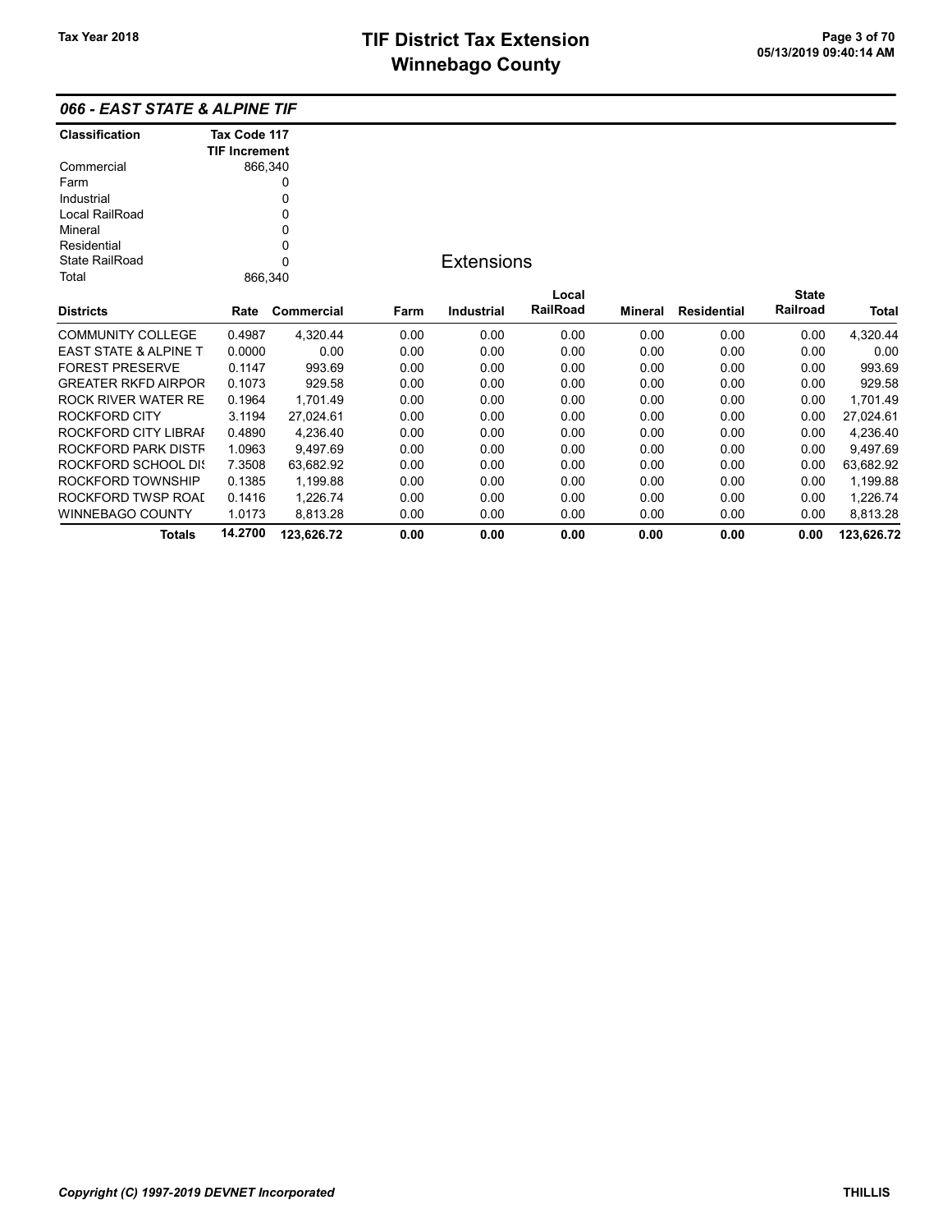## 066 - EAST STATE & ALPINE TIF

| Classification | Tax Code 117 TIF Increment |
|---|---|
| Commercial | 866,340 |
| Farm | 0 |
| Industrial | 0 |
| Local RailRoad | 0 |
| Mineral | 0 |
| Residential | 0 |
| State RailRoad | 0 |
| Total | 866,340 |

### Extensions

| Districts | Rate | Commercial | Farm | Industrial | Local RailRoad | Mineral | Residential | State Railroad | Total |
|---|---|---|---|---|---|---|---|---|---|
| COMMUNITY COLLEGE | 0.4987 | 4,320.44 | 0.00 | 0.00 | 0.00 | 0.00 | 0.00 | 0.00 | 4,320.44 |
| EAST STATE & ALPINE T | 0.0000 | 0.00 | 0.00 | 0.00 | 0.00 | 0.00 | 0.00 | 0.00 | 0.00 |
| FOREST PRESERVE | 0.1147 | 993.69 | 0.00 | 0.00 | 0.00 | 0.00 | 0.00 | 0.00 | 993.69 |
| GREATER RKFD AIRPOR | 0.1073 | 929.58 | 0.00 | 0.00 | 0.00 | 0.00 | 0.00 | 0.00 | 929.58 |
| ROCK RIVER WATER RE | 0.1964 | 1,701.49 | 0.00 | 0.00 | 0.00 | 0.00 | 0.00 | 0.00 | 1,701.49 |
| ROCKFORD CITY | 3.1194 | 27,024.61 | 0.00 | 0.00 | 0.00 | 0.00 | 0.00 | 0.00 | 27,024.61 |
| ROCKFORD CITY LIBRAI | 0.4890 | 4,236.40 | 0.00 | 0.00 | 0.00 | 0.00 | 0.00 | 0.00 | 4,236.40 |
| ROCKFORD PARK DISTF | 1.0963 | 9,497.69 | 0.00 | 0.00 | 0.00 | 0.00 | 0.00 | 0.00 | 9,497.69 |
| ROCKFORD SCHOOL DI: | 7.3508 | 63,682.92 | 0.00 | 0.00 | 0.00 | 0.00 | 0.00 | 0.00 | 63,682.92 |
| ROCKFORD TOWNSHIP | 0.1385 | 1,199.88 | 0.00 | 0.00 | 0.00 | 0.00 | 0.00 | 0.00 | 1,199.88 |
| ROCKFORD TWSP ROAI | 0.1416 | 1,226.74 | 0.00 | 0.00 | 0.00 | 0.00 | 0.00 | 0.00 | 1,226.74 |
| WINNEBAGO COUNTY | 1.0173 | 8,813.28 | 0.00 | 0.00 | 0.00 | 0.00 | 0.00 | 0.00 | 8,813.28 |
| **Totals** | **14.2700** | **123,626.72** | **0.00** | **0.00** | **0.00** | **0.00** | **0.00** | **0.00** | **123,626.72** |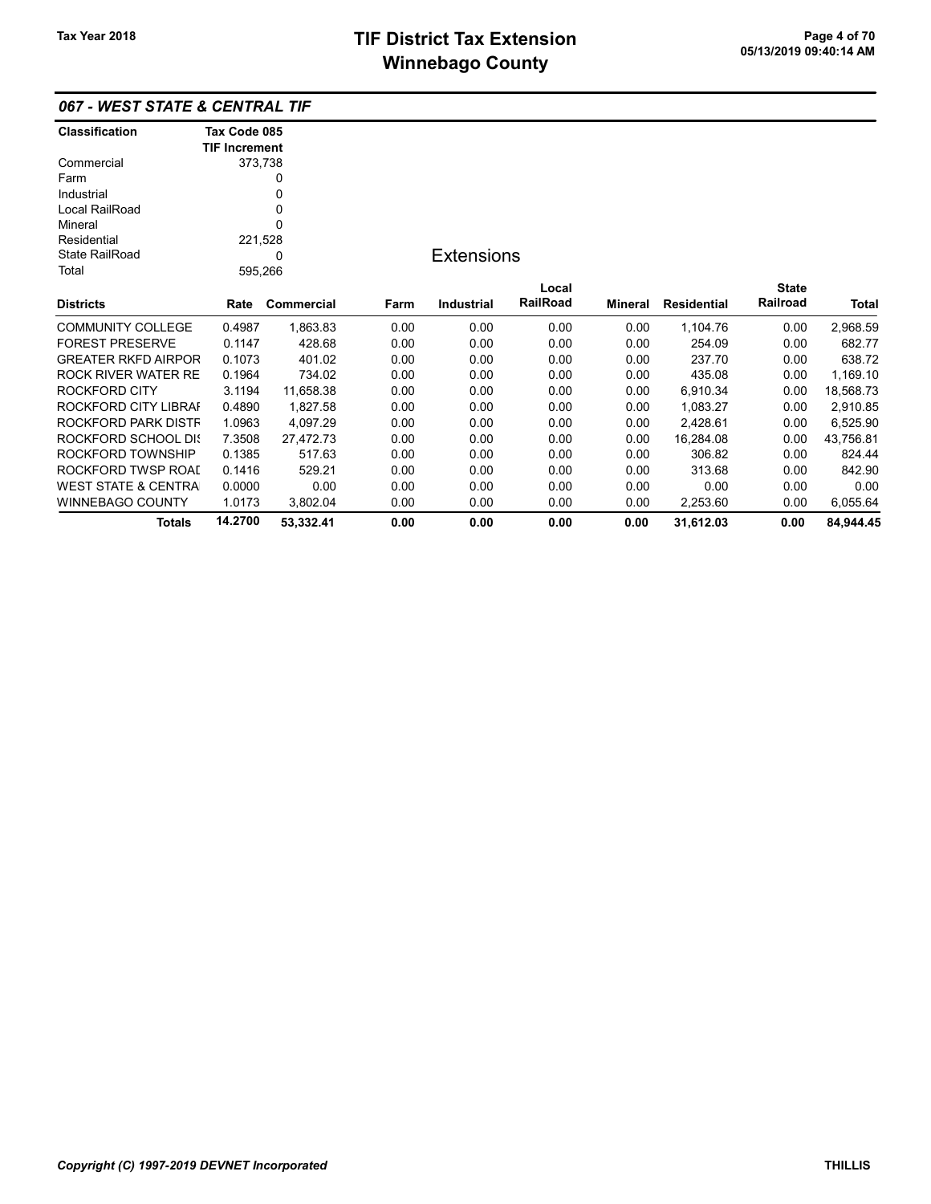# TIF District Tax Extension
# Winnebago County

Tax Year 2018

## 067 - WEST STATE & CENTRAL TIF

| Classification | Tax Code 085 TIF Increment |
|---|---|
| Commercial | 373,738 |
| Farm | 0 |
| Industrial | 0 |
| Local RailRoad | 0 |
| Mineral | 0 |
| Residential | 221,528 |
| State RailRoad | 0 |
| Total | 595,266 |

### Extensions

| Districts | Rate | Commercial | Farm | Industrial | Local RailRoad | Mineral | Residential | State Railroad | Total |
|---|---|---|---|---|---|---|---|---|---|
| COMMUNITY COLLEGE | 0.4987 | 1,863.83 | 0.00 | 0.00 | 0.00 | 0.00 | 1,104.76 | 0.00 | 2,968.59 |
| FOREST PRESERVE | 0.1147 | 428.68 | 0.00 | 0.00 | 0.00 | 0.00 | 254.09 | 0.00 | 682.77 |
| GREATER RKFD AIRPOR | 0.1073 | 401.02 | 0.00 | 0.00 | 0.00 | 0.00 | 237.70 | 0.00 | 638.72 |
| ROCK RIVER WATER RE | 0.1964 | 734.02 | 0.00 | 0.00 | 0.00 | 0.00 | 435.08 | 0.00 | 1,169.10 |
| ROCKFORD CITY | 3.1194 | 11,658.38 | 0.00 | 0.00 | 0.00 | 0.00 | 6,910.34 | 0.00 | 18,568.73 |
| ROCKFORD CITY LIBRAI | 0.4890 | 1,827.58 | 0.00 | 0.00 | 0.00 | 0.00 | 1,083.27 | 0.00 | 2,910.85 |
| ROCKFORD PARK DISTR | 1.0963 | 4,097.29 | 0.00 | 0.00 | 0.00 | 0.00 | 2,428.61 | 0.00 | 6,525.90 |
| ROCKFORD SCHOOL DIS | 7.3508 | 27,472.73 | 0.00 | 0.00 | 0.00 | 0.00 | 16,284.08 | 0.00 | 43,756.81 |
| ROCKFORD TOWNSHIP | 0.1385 | 517.63 | 0.00 | 0.00 | 0.00 | 0.00 | 306.82 | 0.00 | 824.44 |
| ROCKFORD TWSP ROAI | 0.1416 | 529.21 | 0.00 | 0.00 | 0.00 | 0.00 | 313.68 | 0.00 | 842.90 |
| WEST STATE & CENTRA | 0.0000 | 0.00 | 0.00 | 0.00 | 0.00 | 0.00 | 0.00 | 0.00 | 0.00 |
| WINNEBAGO COUNTY | 1.0173 | 3,802.04 | 0.00 | 0.00 | 0.00 | 0.00 | 2,253.60 | 0.00 | 6,055.64 |
| **Totals** | **14.2700** | **53,332.41** | **0.00** | **0.00** | **0.00** | **0.00** | **31,612.03** | **0.00** | **84,944.45** |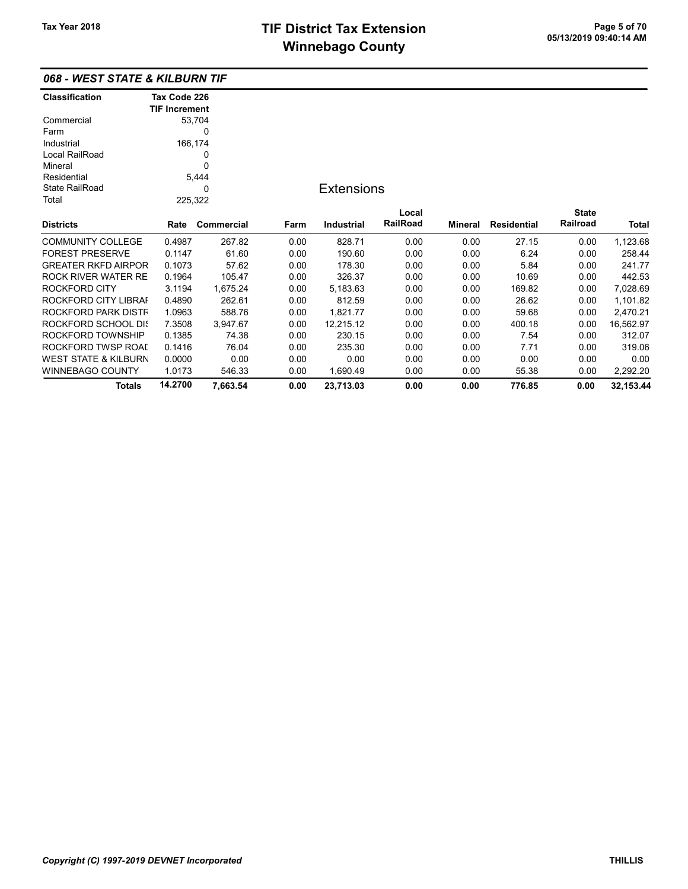## 068 - WEST STATE & KILBURN TIF

| Classification | Tax Code 226 TIF Increment |
|---|---|
| Commercial | 53,704 |
| Farm | 0 |
| Industrial | 166,174 |
| Local RailRoad | 0 |
| Mineral | 0 |
| Residential | 5,444 |
| State RailRoad | 0 |
| Total | 225,322 |

### Extensions

| Districts | Rate | Commercial | Farm | Industrial | Local RailRoad | Mineral | Residential | State Railroad | Total |
|---|---|---|---|---|---|---|---|---|---|
| COMMUNITY COLLEGE | 0.4987 | 267.82 | 0.00 | 828.71 | 0.00 | 0.00 | 27.15 | 0.00 | 1,123.68 |
| FOREST PRESERVE | 0.1147 | 61.60 | 0.00 | 190.60 | 0.00 | 0.00 | 6.24 | 0.00 | 258.44 |
| GREATER RKFD AIRPOR | 0.1073 | 57.62 | 0.00 | 178.30 | 0.00 | 0.00 | 5.84 | 0.00 | 241.77 |
| ROCK RIVER WATER RE | 0.1964 | 105.47 | 0.00 | 326.37 | 0.00 | 0.00 | 10.69 | 0.00 | 442.53 |
| ROCKFORD CITY | 3.1194 | 1,675.24 | 0.00 | 5,183.63 | 0.00 | 0.00 | 169.82 | 0.00 | 7,028.69 |
| ROCKFORD CITY LIBRAI | 0.4890 | 262.61 | 0.00 | 812.59 | 0.00 | 0.00 | 26.62 | 0.00 | 1,101.82 |
| ROCKFORD PARK DISTF | 1.0963 | 588.76 | 0.00 | 1,821.77 | 0.00 | 0.00 | 59.68 | 0.00 | 2,470.21 |
| ROCKFORD SCHOOL DIS | 7.3508 | 3,947.67 | 0.00 | 12,215.12 | 0.00 | 0.00 | 400.18 | 0.00 | 16,562.97 |
| ROCKFORD TOWNSHIP | 0.1385 | 74.38 | 0.00 | 230.15 | 0.00 | 0.00 | 7.54 | 0.00 | 312.07 |
| ROCKFORD TWSP ROAD | 0.1416 | 76.04 | 0.00 | 235.30 | 0.00 | 0.00 | 7.71 | 0.00 | 319.06 |
| WEST STATE & KILBURN | 0.0000 | 0.00 | 0.00 | 0.00 | 0.00 | 0.00 | 0.00 | 0.00 | 0.00 |
| WINNEBAGO COUNTY | 1.0173 | 546.33 | 0.00 | 1,690.49 | 0.00 | 0.00 | 55.38 | 0.00 | 2,292.20 |
| **Totals** | **14.2700** | **7,663.54** | **0.00** | **23,713.03** | **0.00** | **0.00** | **776.85** | **0.00** | **32,153.44** |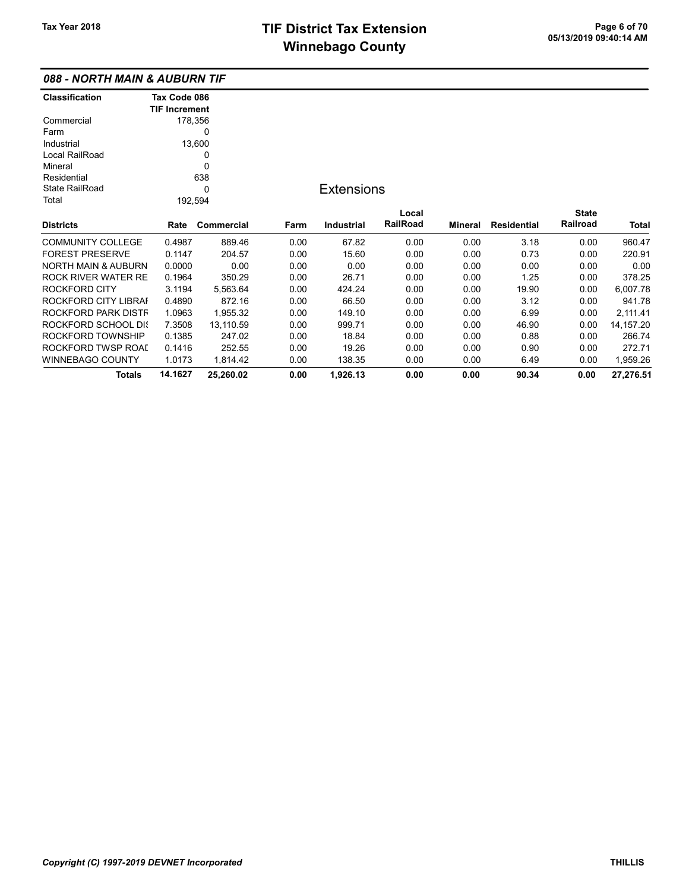## 088 - NORTH MAIN & AUBURN TIF

| Classification | Tax Code 086 TIF Increment |
|---|---|
| Commercial | 178,356 |
| Farm | 0 |
| Industrial | 13,600 |
| Local RailRoad | 0 |
| Mineral | 0 |
| Residential | 638 |
| State RailRoad | 0 |
| Total | 192,594 |

### Extensions

| Districts | Rate | Commercial | Farm | Industrial | Local RailRoad | Mineral | Residential | State Railroad | Total |
|---|---|---|---|---|---|---|---|---|---|
| COMMUNITY COLLEGE | 0.4987 | 889.46 | 0.00 | 67.82 | 0.00 | 0.00 | 3.18 | 0.00 | 960.47 |
| FOREST PRESERVE | 0.1147 | 204.57 | 0.00 | 15.60 | 0.00 | 0.00 | 0.73 | 0.00 | 220.91 |
| NORTH MAIN & AUBURN | 0.0000 | 0.00 | 0.00 | 0.00 | 0.00 | 0.00 | 0.00 | 0.00 | 0.00 |
| ROCK RIVER WATER RE | 0.1964 | 350.29 | 0.00 | 26.71 | 0.00 | 0.00 | 1.25 | 0.00 | 378.25 |
| ROCKFORD CITY | 3.1194 | 5,563.64 | 0.00 | 424.24 | 0.00 | 0.00 | 19.90 | 0.00 | 6,007.78 |
| ROCKFORD CITY LIBRAI | 0.4890 | 872.16 | 0.00 | 66.50 | 0.00 | 0.00 | 3.12 | 0.00 | 941.78 |
| ROCKFORD PARK DISTF | 1.0963 | 1,955.32 | 0.00 | 149.10 | 0.00 | 0.00 | 6.99 | 0.00 | 2,111.41 |
| ROCKFORD SCHOOL DI: | 7.3508 | 13,110.59 | 0.00 | 999.71 | 0.00 | 0.00 | 46.90 | 0.00 | 14,157.20 |
| ROCKFORD TOWNSHIP | 0.1385 | 247.02 | 0.00 | 18.84 | 0.00 | 0.00 | 0.88 | 0.00 | 266.74 |
| ROCKFORD TWSP ROAI | 0.1416 | 252.55 | 0.00 | 19.26 | 0.00 | 0.00 | 0.90 | 0.00 | 272.71 |
| WINNEBAGO COUNTY | 1.0173 | 1,814.42 | 0.00 | 138.35 | 0.00 | 0.00 | 6.49 | 0.00 | 1,959.26 |
| **Totals** | **14.1627** | **25,260.02** | **0.00** | **1,926.13** | **0.00** | **0.00** | **90.34** | **0.00** | **27,276.51** |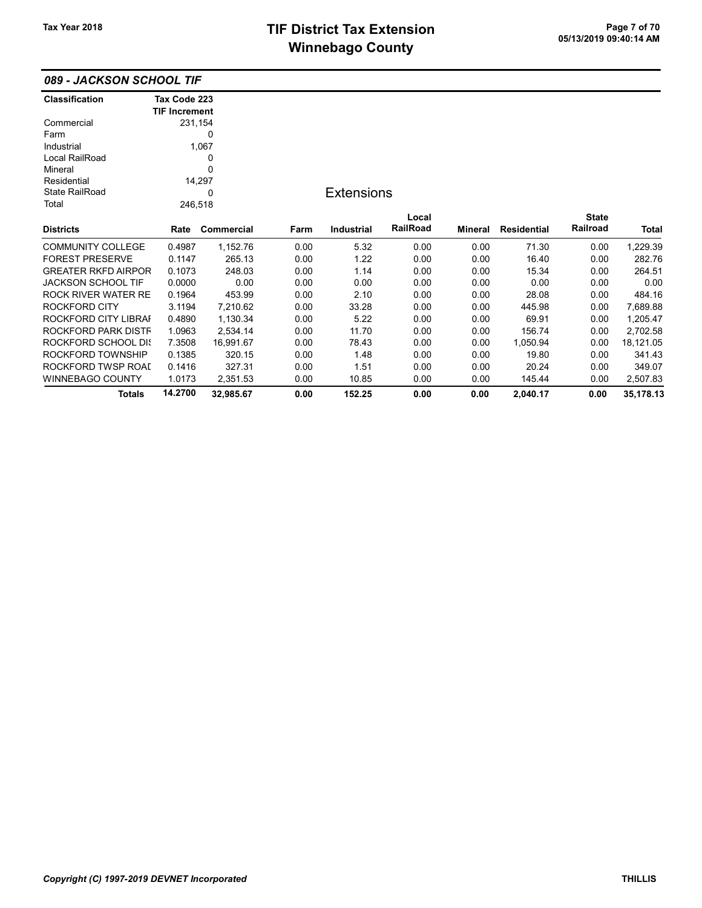## 089 - JACKSON SCHOOL TIF

| Classification | Tax Code 223 TIF Increment |
|---|---|
| Commercial | 231,154 |
| Farm | 0 |
| Industrial | 1,067 |
| Local RailRoad | 0 |
| Mineral | 0 |
| Residential | 14,297 |
| State RailRoad | 0 |
| Total | 246,518 |

### Extensions

| Districts | Rate | Commercial | Farm | Industrial | Local RailRoad | Mineral | Residential | State Railroad | Total |
|---|---|---|---|---|---|---|---|---|---|
| COMMUNITY COLLEGE | 0.4987 | 1,152.76 | 0.00 | 5.32 | 0.00 | 0.00 | 71.30 | 0.00 | 1,229.39 |
| FOREST PRESERVE | 0.1147 | 265.13 | 0.00 | 1.22 | 0.00 | 0.00 | 16.40 | 0.00 | 282.76 |
| GREATER RKFD AIRPOR | 0.1073 | 248.03 | 0.00 | 1.14 | 0.00 | 0.00 | 15.34 | 0.00 | 264.51 |
| JACKSON SCHOOL TIF | 0.0000 | 0.00 | 0.00 | 0.00 | 0.00 | 0.00 | 0.00 | 0.00 | 0.00 |
| ROCK RIVER WATER RE | 0.1964 | 453.99 | 0.00 | 2.10 | 0.00 | 0.00 | 28.08 | 0.00 | 484.16 |
| ROCKFORD CITY | 3.1194 | 7,210.62 | 0.00 | 33.28 | 0.00 | 0.00 | 445.98 | 0.00 | 7,689.88 |
| ROCKFORD CITY LIBRAI | 0.4890 | 1,130.34 | 0.00 | 5.22 | 0.00 | 0.00 | 69.91 | 0.00 | 1,205.47 |
| ROCKFORD PARK DISTF | 1.0963 | 2,534.14 | 0.00 | 11.70 | 0.00 | 0.00 | 156.74 | 0.00 | 2,702.58 |
| ROCKFORD SCHOOL DIS | 7.3508 | 16,991.67 | 0.00 | 78.43 | 0.00 | 0.00 | 1,050.94 | 0.00 | 18,121.05 |
| ROCKFORD TOWNSHIP | 0.1385 | 320.15 | 0.00 | 1.48 | 0.00 | 0.00 | 19.80 | 0.00 | 341.43 |
| ROCKFORD TWSP ROAI | 0.1416 | 327.31 | 0.00 | 1.51 | 0.00 | 0.00 | 20.24 | 0.00 | 349.07 |
| WINNEBAGO COUNTY | 1.0173 | 2,351.53 | 0.00 | 10.85 | 0.00 | 0.00 | 145.44 | 0.00 | 2,507.83 |
| **Totals** | **14.2700** | **32,985.67** | **0.00** | **152.25** | **0.00** | **0.00** | **2,040.17** | **0.00** | **35,178.13** |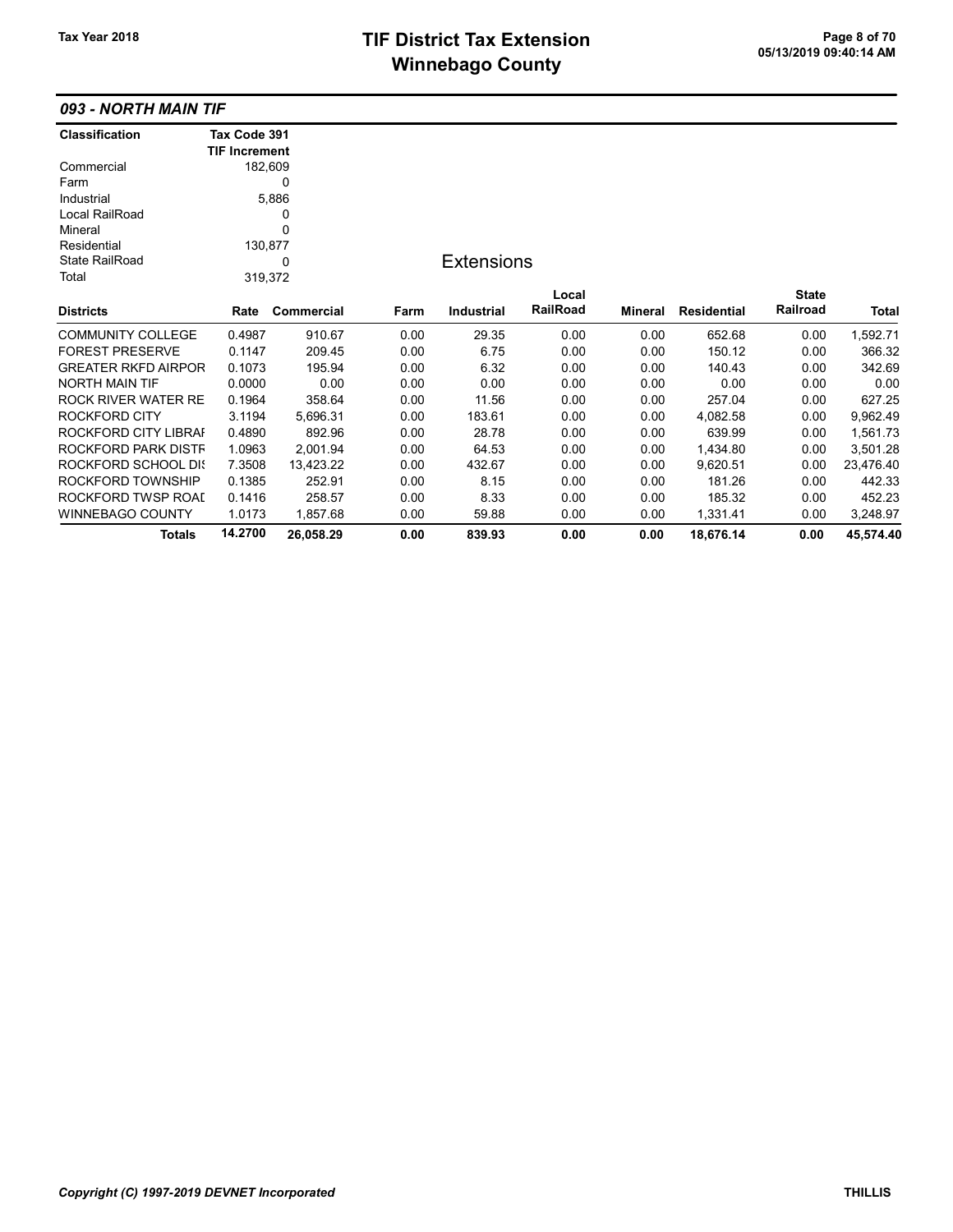## 093 - NORTH MAIN TIF

| Classification | Tax Code 391 TIF Increment |
|---|---|
| Commercial | 182,609 |
| Farm | 0 |
| Industrial | 5,886 |
| Local RailRoad | 0 |
| Mineral | 0 |
| Residential | 130,877 |
| State RailRoad | 0 |
| Total | 319,372 |

### Extensions

| Districts | Rate | Commercial | Farm | Industrial | Local RailRoad | Mineral | Residential | State Railroad | Total |
|---|---|---|---|---|---|---|---|---|---|
| COMMUNITY COLLEGE | 0.4987 | 910.67 | 0.00 | 29.35 | 0.00 | 0.00 | 652.68 | 0.00 | 1,592.71 |
| FOREST PRESERVE | 0.1147 | 209.45 | 0.00 | 6.75 | 0.00 | 0.00 | 150.12 | 0.00 | 366.32 |
| GREATER RKFD AIRPOR | 0.1073 | 195.94 | 0.00 | 6.32 | 0.00 | 0.00 | 140.43 | 0.00 | 342.69 |
| NORTH MAIN TIF | 0.0000 | 0.00 | 0.00 | 0.00 | 0.00 | 0.00 | 0.00 | 0.00 | 0.00 |
| ROCK RIVER WATER RE | 0.1964 | 358.64 | 0.00 | 11.56 | 0.00 | 0.00 | 257.04 | 0.00 | 627.25 |
| ROCKFORD CITY | 3.1194 | 5,696.31 | 0.00 | 183.61 | 0.00 | 0.00 | 4,082.58 | 0.00 | 9,962.49 |
| ROCKFORD CITY LIBRAI | 0.4890 | 892.96 | 0.00 | 28.78 | 0.00 | 0.00 | 639.99 | 0.00 | 1,561.73 |
| ROCKFORD PARK DISTF | 1.0963 | 2,001.94 | 0.00 | 64.53 | 0.00 | 0.00 | 1,434.80 | 0.00 | 3,501.28 |
| ROCKFORD SCHOOL DIS | 7.3508 | 13,423.22 | 0.00 | 432.67 | 0.00 | 0.00 | 9,620.51 | 0.00 | 23,476.40 |
| ROCKFORD TOWNSHIP | 0.1385 | 252.91 | 0.00 | 8.15 | 0.00 | 0.00 | 181.26 | 0.00 | 442.33 |
| ROCKFORD TWSP ROAI | 0.1416 | 258.57 | 0.00 | 8.33 | 0.00 | 0.00 | 185.32 | 0.00 | 452.23 |
| WINNEBAGO COUNTY | 1.0173 | 1,857.68 | 0.00 | 59.88 | 0.00 | 0.00 | 1,331.41 | 0.00 | 3,248.97 |
| **Totals** | **14.2700** | **26,058.29** | **0.00** | **839.93** | **0.00** | **0.00** | **18,676.14** | **0.00** | **45,574.40** |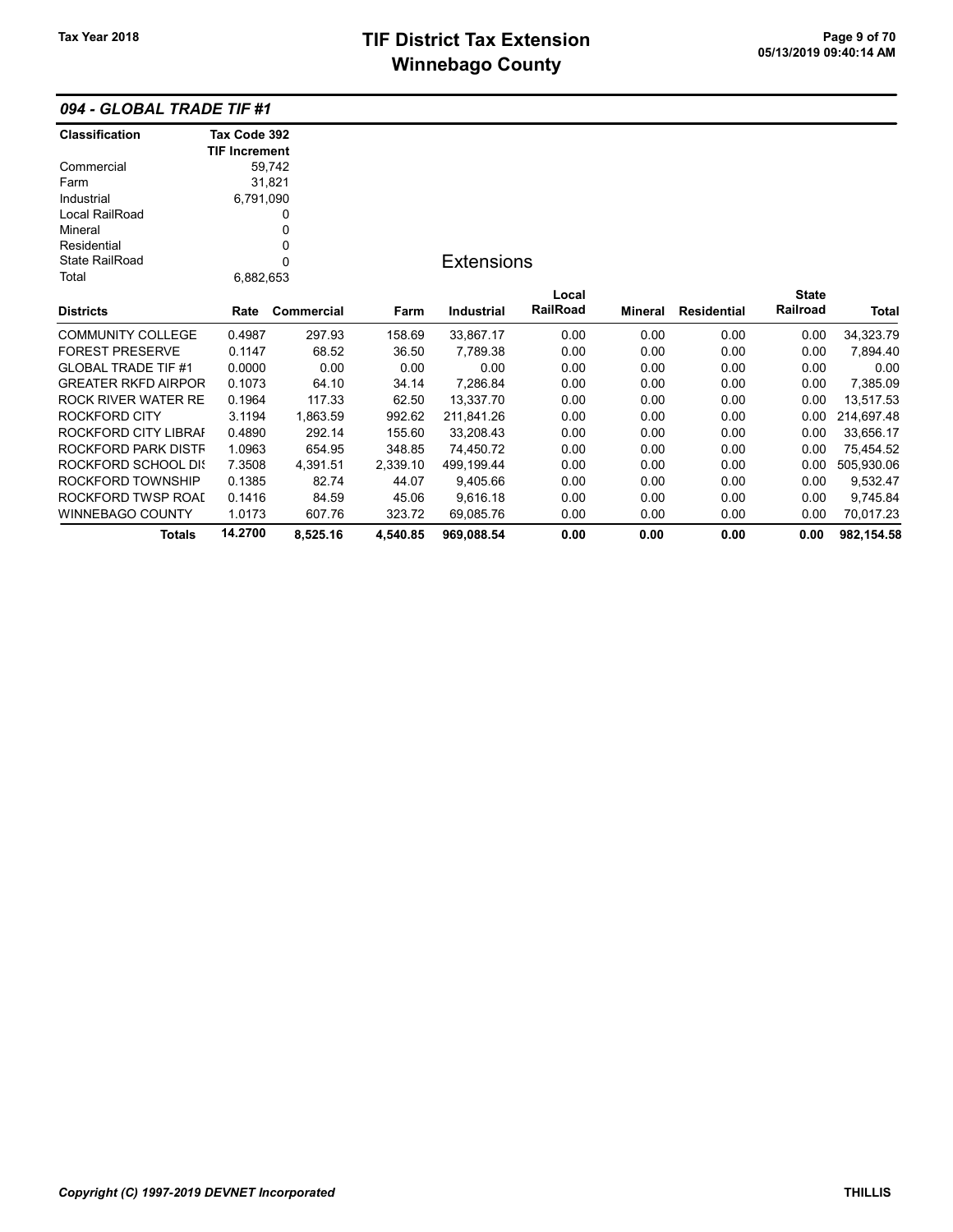# TIF District Tax Extension
# Winnebago County

Tax Year 2018

## 094 - GLOBAL TRADE TIF #1

| Classification | Tax Code 392 TIF Increment |
|---|---|
| Commercial | 59,742 |
| Farm | 31,821 |
| Industrial | 6,791,090 |
| Local RailRoad | 0 |
| Mineral | 0 |
| Residential | 0 |
| State RailRoad | 0 |
| Total | 6,882,653 |

### Extensions

| Districts | Rate | Commercial | Farm | Industrial | Local RailRoad | Mineral | Residential | State Railroad | Total |
|---|---|---|---|---|---|---|---|---|---|
| COMMUNITY COLLEGE | 0.4987 | 297.93 | 158.69 | 33,867.17 | 0.00 | 0.00 | 0.00 | 0.00 | 34,323.79 |
| FOREST PRESERVE | 0.1147 | 68.52 | 36.50 | 7,789.38 | 0.00 | 0.00 | 0.00 | 0.00 | 7,894.40 |
| GLOBAL TRADE TIF #1 | 0.0000 | 0.00 | 0.00 | 0.00 | 0.00 | 0.00 | 0.00 | 0.00 | 0.00 |
| GREATER RKFD AIRPOR | 0.1073 | 64.10 | 34.14 | 7,286.84 | 0.00 | 0.00 | 0.00 | 0.00 | 7,385.09 |
| ROCK RIVER WATER RE | 0.1964 | 117.33 | 62.50 | 13,337.70 | 0.00 | 0.00 | 0.00 | 0.00 | 13,517.53 |
| ROCKFORD CITY | 3.1194 | 1,863.59 | 992.62 | 211,841.26 | 0.00 | 0.00 | 0.00 | 0.00 | 214,697.48 |
| ROCKFORD CITY LIBRAI | 0.4890 | 292.14 | 155.60 | 33,208.43 | 0.00 | 0.00 | 0.00 | 0.00 | 33,656.17 |
| ROCKFORD PARK DISTF | 1.0963 | 654.95 | 348.85 | 74,450.72 | 0.00 | 0.00 | 0.00 | 0.00 | 75,454.52 |
| ROCKFORD SCHOOL DIS | 7.3508 | 4,391.51 | 2,339.10 | 499,199.44 | 0.00 | 0.00 | 0.00 | 0.00 | 505,930.06 |
| ROCKFORD TOWNSHIP | 0.1385 | 82.74 | 44.07 | 9,405.66 | 0.00 | 0.00 | 0.00 | 0.00 | 9,532.47 |
| ROCKFORD TWSP ROAL | 0.1416 | 84.59 | 45.06 | 9,616.18 | 0.00 | 0.00 | 0.00 | 0.00 | 9,745.84 |
| WINNEBAGO COUNTY | 1.0173 | 607.76 | 323.72 | 69,085.76 | 0.00 | 0.00 | 0.00 | 0.00 | 70,017.23 |
| **Totals** | **14.2700** | **8,525.16** | **4,540.85** | **969,088.54** | **0.00** | **0.00** | **0.00** | **0.00** | **982,154.58** |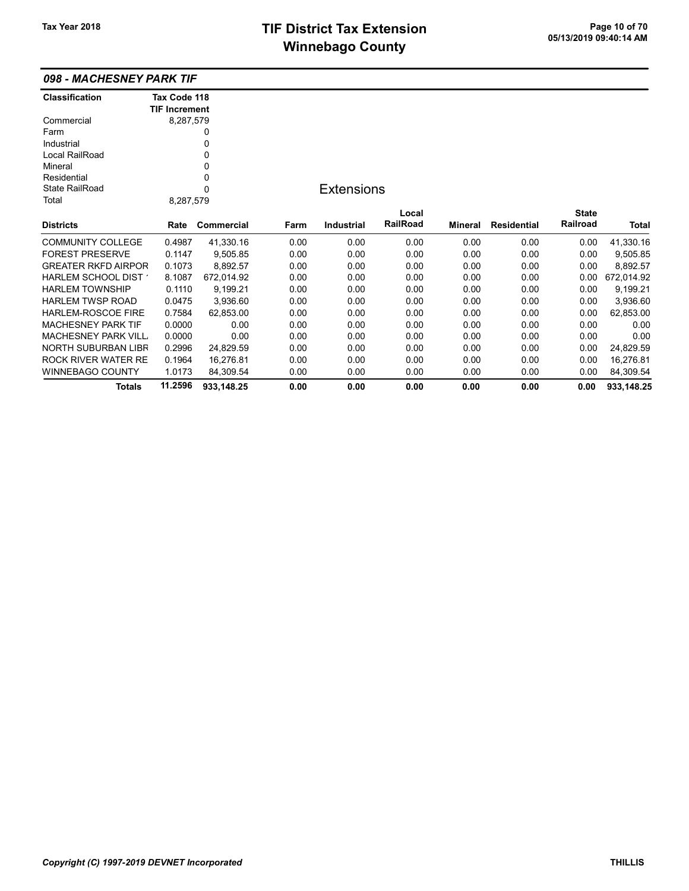# TIF District Tax Extension
# Winnebago County

Tax Year 2018

05/13/2019 09:40:14 AM

## 098 - MACHESNEY PARK TIF

| Classification | Tax Code 118 TIF Increment |
|---|---|
| Commercial | 8,287,579 |
| Farm | 0 |
| Industrial | 0 |
| Local RailRoad | 0 |
| Mineral | 0 |
| Residential | 0 |
| State RailRoad | 0 |
| Total | 8,287,579 |

### Extensions

| Districts | Rate | Commercial | Farm | Industrial | Local RailRoad | Mineral | Residential | State Railroad | Total |
|---|---|---|---|---|---|---|---|---|---|
| COMMUNITY COLLEGE | 0.4987 | 41,330.16 | 0.00 | 0.00 | 0.00 | 0.00 | 0.00 | 0.00 | 41,330.16 |
| FOREST PRESERVE | 0.1147 | 9,505.85 | 0.00 | 0.00 | 0.00 | 0.00 | 0.00 | 0.00 | 9,505.85 |
| GREATER RKFD AIRPOR | 0.1073 | 8,892.57 | 0.00 | 0.00 | 0.00 | 0.00 | 0.00 | 0.00 | 8,892.57 |
| HARLEM SCHOOL DIST ' | 8.1087 | 672,014.92 | 0.00 | 0.00 | 0.00 | 0.00 | 0.00 | 0.00 | 672,014.92 |
| HARLEM TOWNSHIP | 0.1110 | 9,199.21 | 0.00 | 0.00 | 0.00 | 0.00 | 0.00 | 0.00 | 9,199.21 |
| HARLEM TWSP ROAD | 0.0475 | 3,936.60 | 0.00 | 0.00 | 0.00 | 0.00 | 0.00 | 0.00 | 3,936.60 |
| HARLEM-ROSCOE FIRE | 0.7584 | 62,853.00 | 0.00 | 0.00 | 0.00 | 0.00 | 0.00 | 0.00 | 62,853.00 |
| MACHESNEY PARK TIF | 0.0000 | 0.00 | 0.00 | 0.00 | 0.00 | 0.00 | 0.00 | 0.00 | 0.00 |
| MACHESNEY PARK VILL | 0.0000 | 0.00 | 0.00 | 0.00 | 0.00 | 0.00 | 0.00 | 0.00 | 0.00 |
| NORTH SUBURBAN LIBR | 0.2996 | 24,829.59 | 0.00 | 0.00 | 0.00 | 0.00 | 0.00 | 0.00 | 24,829.59 |
| ROCK RIVER WATER RE | 0.1964 | 16,276.81 | 0.00 | 0.00 | 0.00 | 0.00 | 0.00 | 0.00 | 16,276.81 |
| WINNEBAGO COUNTY | 1.0173 | 84,309.54 | 0.00 | 0.00 | 0.00 | 0.00 | 0.00 | 0.00 | 84,309.54 |
| **Totals** | **11.2596** | **933,148.25** | **0.00** | **0.00** | **0.00** | **0.00** | **0.00** | **0.00** | **933,148.25** |

*Copyright (C) 1997-2019 DEVNET Incorporated* THILLIS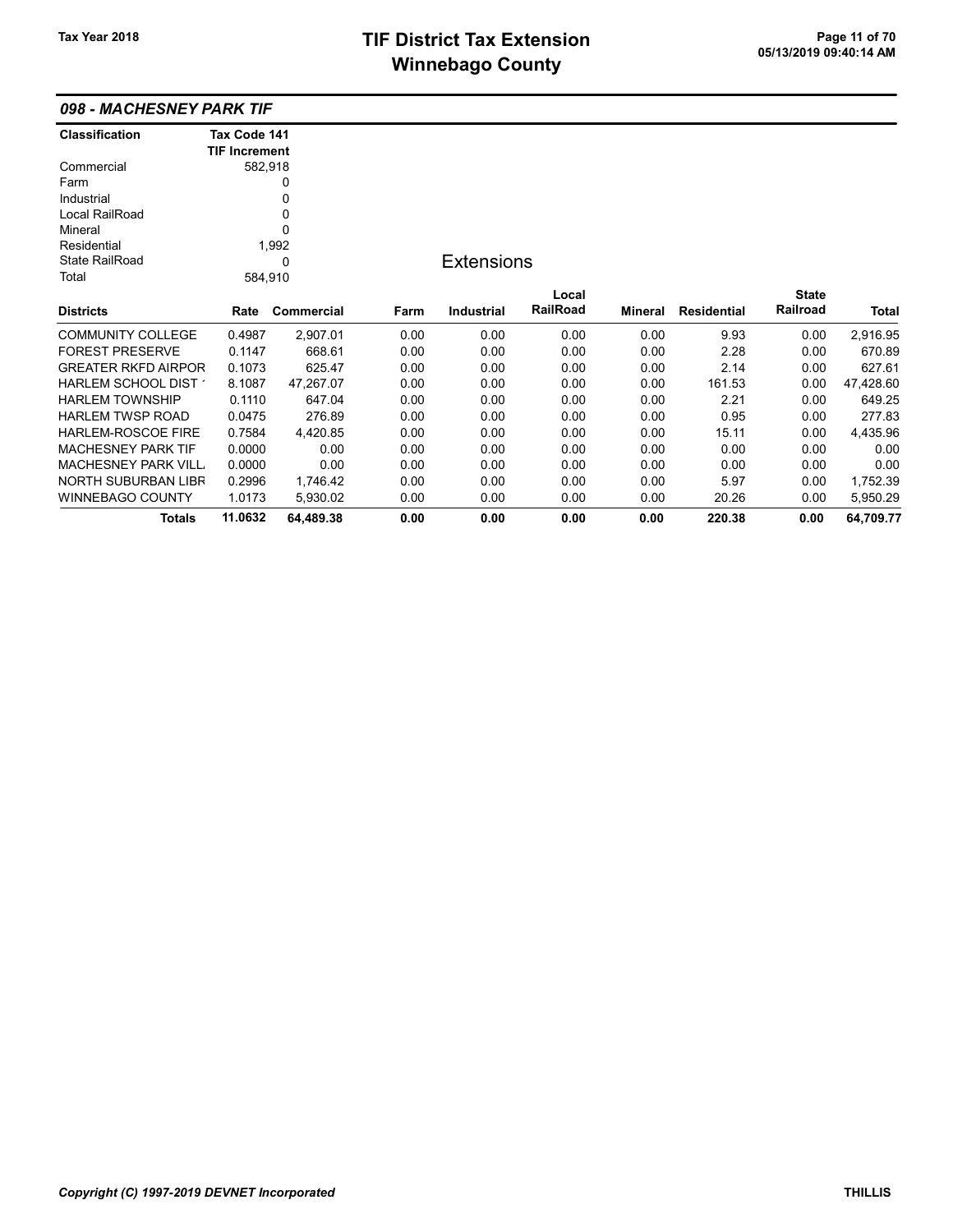## 098 - MACHESNEY PARK TIF

| Classification | Tax Code 141 TIF Increment |
|---|---|
| Commercial | 582,918 |
| Farm | 0 |
| Industrial | 0 |
| Local RailRoad | 0 |
| Mineral | 0 |
| Residential | 1,992 |
| State RailRoad | 0 |
| Total | 584,910 |

### Extensions

| Districts | Rate | Commercial | Farm | Industrial | Local RailRoad | Mineral | Residential | State Railroad | Total |
|---|---|---|---|---|---|---|---|---|---|
| COMMUNITY COLLEGE | 0.4987 | 2,907.01 | 0.00 | 0.00 | 0.00 | 0.00 | 9.93 | 0.00 | 2,916.95 |
| FOREST PRESERVE | 0.1147 | 668.61 | 0.00 | 0.00 | 0.00 | 0.00 | 2.28 | 0.00 | 670.89 |
| GREATER RKFD AIRPOR | 0.1073 | 625.47 | 0.00 | 0.00 | 0.00 | 0.00 | 2.14 | 0.00 | 627.61 |
| HARLEM SCHOOL DIST ' | 8.1087 | 47,267.07 | 0.00 | 0.00 | 0.00 | 0.00 | 161.53 | 0.00 | 47,428.60 |
| HARLEM TOWNSHIP | 0.1110 | 647.04 | 0.00 | 0.00 | 0.00 | 0.00 | 2.21 | 0.00 | 649.25 |
| HARLEM TWSP ROAD | 0.0475 | 276.89 | 0.00 | 0.00 | 0.00 | 0.00 | 0.95 | 0.00 | 277.83 |
| HARLEM-ROSCOE FIRE | 0.7584 | 4,420.85 | 0.00 | 0.00 | 0.00 | 0.00 | 15.11 | 0.00 | 4,435.96 |
| MACHESNEY PARK TIF | 0.0000 | 0.00 | 0.00 | 0.00 | 0.00 | 0.00 | 0.00 | 0.00 | 0.00 |
| MACHESNEY PARK VILL | 0.0000 | 0.00 | 0.00 | 0.00 | 0.00 | 0.00 | 0.00 | 0.00 | 0.00 |
| NORTH SUBURBAN LIBR | 0.2996 | 1,746.42 | 0.00 | 0.00 | 0.00 | 0.00 | 5.97 | 0.00 | 1,752.39 |
| WINNEBAGO COUNTY | 1.0173 | 5,930.02 | 0.00 | 0.00 | 0.00 | 0.00 | 20.26 | 0.00 | 5,950.29 |
| **Totals** | **11.0632** | **64,489.38** | **0.00** | **0.00** | **0.00** | **0.00** | **220.38** | **0.00** | **64,709.77** |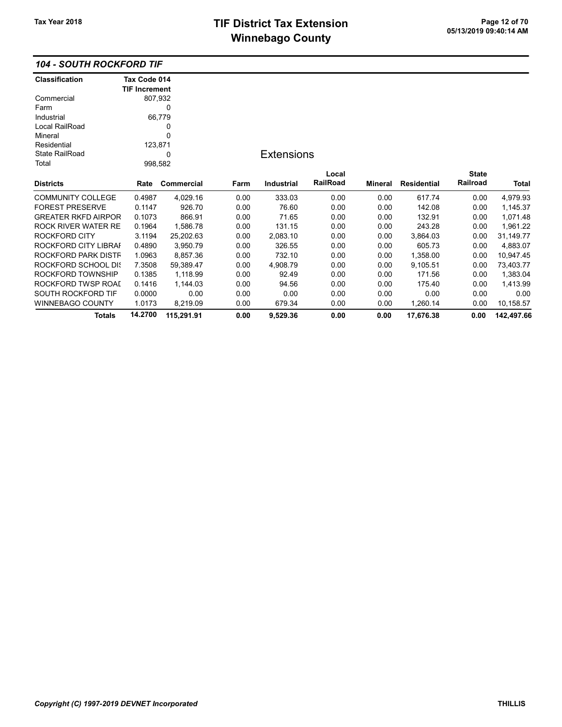### 104 - SOUTH ROCKFORD TIF

| Classification | Tax Code 014 TIF Increment |
|---|---|
| Commercial | 807,932 |
| Farm | 0 |
| Industrial | 66,779 |
| Local RailRoad | 0 |
| Mineral | 0 |
| Residential | 123,871 |
| State RailRoad | 0 |
| Total | 998,582 |

## Extensions

| Districts | Rate | Commercial | Farm | Industrial | Local RailRoad | Mineral | Residential | State Railroad | Total |
|---|---|---|---|---|---|---|---|---|---|
| COMMUNITY COLLEGE | 0.4987 | 4,029.16 | 0.00 | 333.03 | 0.00 | 0.00 | 617.74 | 0.00 | 4,979.93 |
| FOREST PRESERVE | 0.1147 | 926.70 | 0.00 | 76.60 | 0.00 | 0.00 | 142.08 | 0.00 | 1,145.37 |
| GREATER RKFD AIRPOR | 0.1073 | 866.91 | 0.00 | 71.65 | 0.00 | 0.00 | 132.91 | 0.00 | 1,071.48 |
| ROCK RIVER WATER RE | 0.1964 | 1,586.78 | 0.00 | 131.15 | 0.00 | 0.00 | 243.28 | 0.00 | 1,961.22 |
| ROCKFORD CITY | 3.1194 | 25,202.63 | 0.00 | 2,083.10 | 0.00 | 0.00 | 3,864.03 | 0.00 | 31,149.77 |
| ROCKFORD CITY LIBRAI | 0.4890 | 3,950.79 | 0.00 | 326.55 | 0.00 | 0.00 | 605.73 | 0.00 | 4,883.07 |
| ROCKFORD PARK DISTR | 1.0963 | 8,857.36 | 0.00 | 732.10 | 0.00 | 0.00 | 1,358.00 | 0.00 | 10,947.45 |
| ROCKFORD SCHOOL DIS | 7.3508 | 59,389.47 | 0.00 | 4,908.79 | 0.00 | 0.00 | 9,105.51 | 0.00 | 73,403.77 |
| ROCKFORD TOWNSHIP | 0.1385 | 1,118.99 | 0.00 | 92.49 | 0.00 | 0.00 | 171.56 | 0.00 | 1,383.04 |
| ROCKFORD TWSP ROAD | 0.1416 | 1,144.03 | 0.00 | 94.56 | 0.00 | 0.00 | 175.40 | 0.00 | 1,413.99 |
| SOUTH ROCKFORD TIF | 0.0000 | 0.00 | 0.00 | 0.00 | 0.00 | 0.00 | 0.00 | 0.00 | 0.00 |
| WINNEBAGO COUNTY | 1.0173 | 8,219.09 | 0.00 | 679.34 | 0.00 | 0.00 | 1,260.14 | 0.00 | 10,158.57 |
| **Totals** | **14.2700** | **115,291.91** | **0.00** | **9,529.36** | **0.00** | **0.00** | **17,676.38** | **0.00** | **142,497.66** |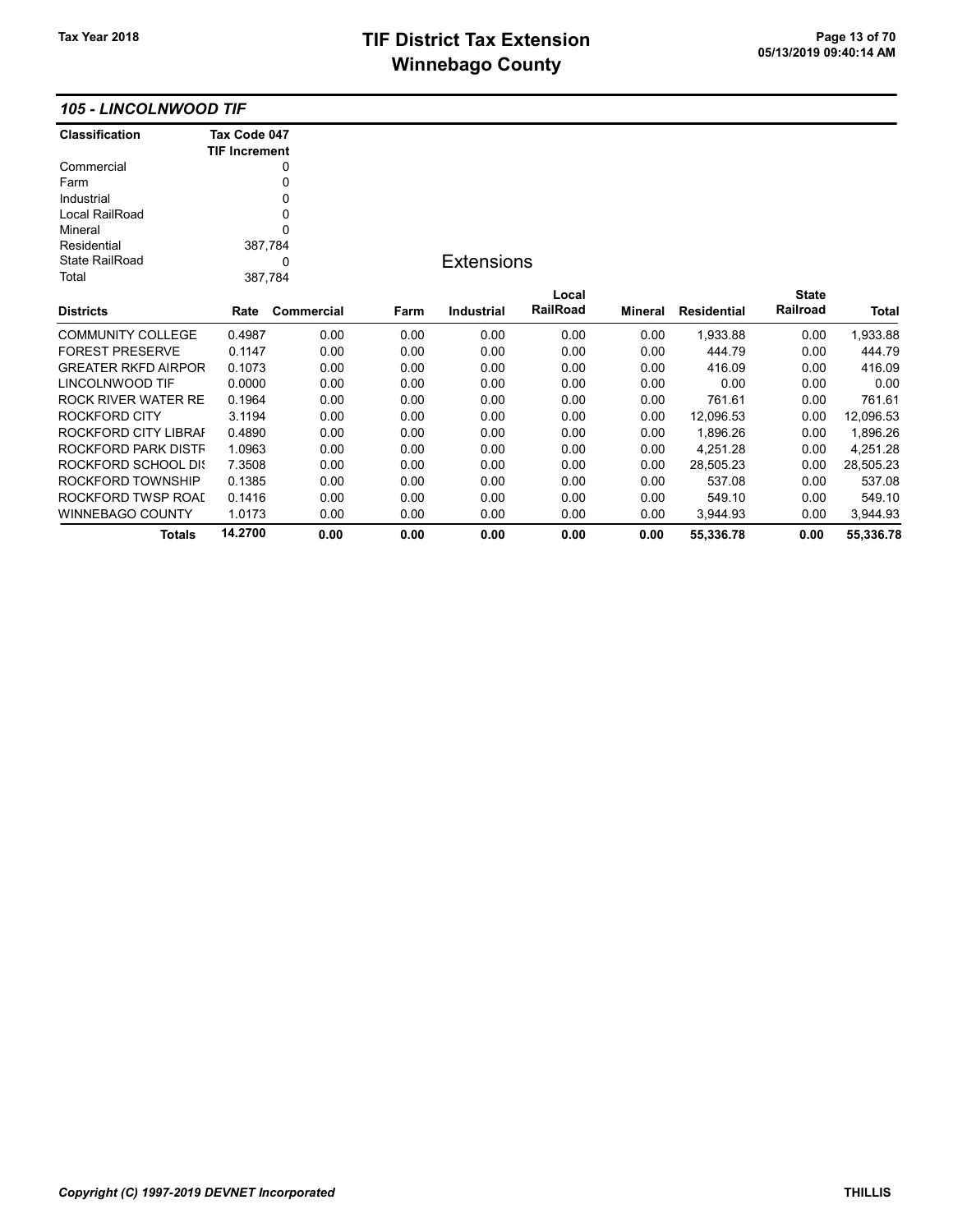## 105 - LINCOLNWOOD TIF

| Classification | Tax Code 047 TIF Increment |
|---|---|
| Commercial | 0 |
| Farm | 0 |
| Industrial | 0 |
| Local RailRoad | 0 |
| Mineral | 0 |
| Residential | 387,784 |
| State RailRoad | 0 |
| Total | 387,784 |

### Extensions

| Districts | Rate | Commercial | Farm | Industrial | Local RailRoad | Mineral | Residential | State Railroad | Total |
|---|---|---|---|---|---|---|---|---|---|
| COMMUNITY COLLEGE | 0.4987 | 0.00 | 0.00 | 0.00 | 0.00 | 0.00 | 1,933.88 | 0.00 | 1,933.88 |
| FOREST PRESERVE | 0.1147 | 0.00 | 0.00 | 0.00 | 0.00 | 0.00 | 444.79 | 0.00 | 444.79 |
| GREATER RKFD AIRPOR | 0.1073 | 0.00 | 0.00 | 0.00 | 0.00 | 0.00 | 416.09 | 0.00 | 416.09 |
| LINCOLNWOOD TIF | 0.0000 | 0.00 | 0.00 | 0.00 | 0.00 | 0.00 | 0.00 | 0.00 | 0.00 |
| ROCK RIVER WATER RE | 0.1964 | 0.00 | 0.00 | 0.00 | 0.00 | 0.00 | 761.61 | 0.00 | 761.61 |
| ROCKFORD CITY | 3.1194 | 0.00 | 0.00 | 0.00 | 0.00 | 0.00 | 12,096.53 | 0.00 | 12,096.53 |
| ROCKFORD CITY LIBRAI | 0.4890 | 0.00 | 0.00 | 0.00 | 0.00 | 0.00 | 1,896.26 | 0.00 | 1,896.26 |
| ROCKFORD PARK DISTF | 1.0963 | 0.00 | 0.00 | 0.00 | 0.00 | 0.00 | 4,251.28 | 0.00 | 4,251.28 |
| ROCKFORD SCHOOL DIS | 7.3508 | 0.00 | 0.00 | 0.00 | 0.00 | 0.00 | 28,505.23 | 0.00 | 28,505.23 |
| ROCKFORD TOWNSHIP | 0.1385 | 0.00 | 0.00 | 0.00 | 0.00 | 0.00 | 537.08 | 0.00 | 537.08 |
| ROCKFORD TWSP ROAI | 0.1416 | 0.00 | 0.00 | 0.00 | 0.00 | 0.00 | 549.10 | 0.00 | 549.10 |
| WINNEBAGO COUNTY | 1.0173 | 0.00 | 0.00 | 0.00 | 0.00 | 0.00 | 3,944.93 | 0.00 | 3,944.93 |
| **Totals** | **14.2700** | **0.00** | **0.00** | **0.00** | **0.00** | **0.00** | **55,336.78** | **0.00** | **55,336.78** |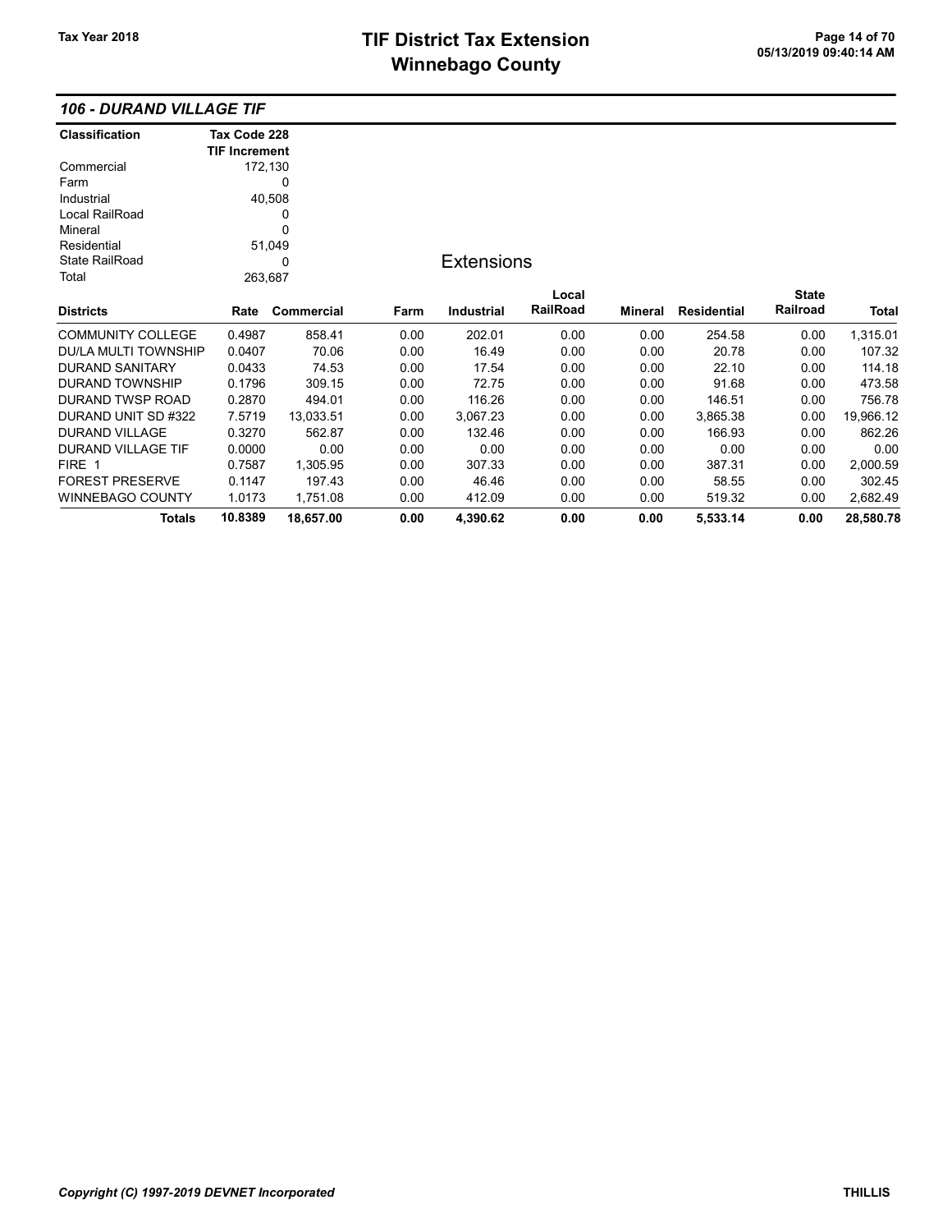## 106 - DURAND VILLAGE TIF

| Classification | Tax Code 228 TIF Increment |
|---|---|
| Commercial | 172,130 |
| Farm | 0 |
| Industrial | 40,508 |
| Local RailRoad | 0 |
| Mineral | 0 |
| Residential | 51,049 |
| State RailRoad | 0 |
| Total | 263,687 |

### Extensions

| Districts | Rate | Commercial | Farm | Industrial | Local RailRoad | Mineral | Residential | State Railroad | Total |
|---|---|---|---|---|---|---|---|---|---|
| COMMUNITY COLLEGE | 0.4987 | 858.41 | 0.00 | 202.01 | 0.00 | 0.00 | 254.58 | 0.00 | 1,315.01 |
| DU/LA MULTI TOWNSHIP | 0.0407 | 70.06 | 0.00 | 16.49 | 0.00 | 0.00 | 20.78 | 0.00 | 107.32 |
| DURAND SANITARY | 0.0433 | 74.53 | 0.00 | 17.54 | 0.00 | 0.00 | 22.10 | 0.00 | 114.18 |
| DURAND TOWNSHIP | 0.1796 | 309.15 | 0.00 | 72.75 | 0.00 | 0.00 | 91.68 | 0.00 | 473.58 |
| DURAND TWSP ROAD | 0.2870 | 494.01 | 0.00 | 116.26 | 0.00 | 0.00 | 146.51 | 0.00 | 756.78 |
| DURAND UNIT SD #322 | 7.5719 | 13,033.51 | 0.00 | 3,067.23 | 0.00 | 0.00 | 3,865.38 | 0.00 | 19,966.12 |
| DURAND VILLAGE | 0.3270 | 562.87 | 0.00 | 132.46 | 0.00 | 0.00 | 166.93 | 0.00 | 862.26 |
| DURAND VILLAGE TIF | 0.0000 | 0.00 | 0.00 | 0.00 | 0.00 | 0.00 | 0.00 | 0.00 | 0.00 |
| FIRE 1 | 0.7587 | 1,305.95 | 0.00 | 307.33 | 0.00 | 0.00 | 387.31 | 0.00 | 2,000.59 |
| FOREST PRESERVE | 0.1147 | 197.43 | 0.00 | 46.46 | 0.00 | 0.00 | 58.55 | 0.00 | 302.45 |
| WINNEBAGO COUNTY | 1.0173 | 1,751.08 | 0.00 | 412.09 | 0.00 | 0.00 | 519.32 | 0.00 | 2,682.49 |
| **Totals** | **10.8389** | **18,657.00** | **0.00** | **4,390.62** | **0.00** | **0.00** | **5,533.14** | **0.00** | **28,580.78** |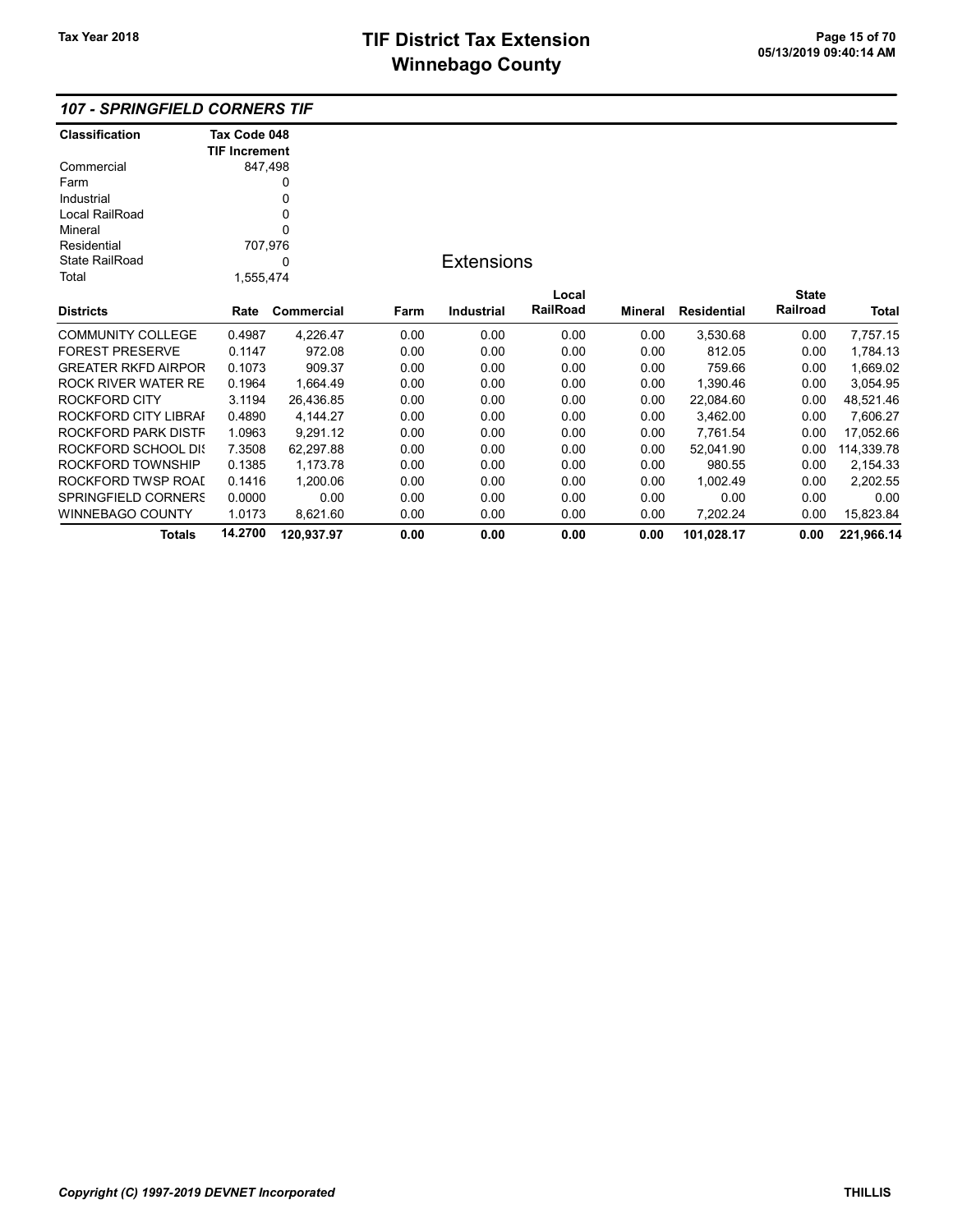## 107 - SPRINGFIELD CORNERS TIF

| Classification | Tax Code 048 TIF Increment |
|---|---|
| Commercial | 847,498 |
| Farm | 0 |
| Industrial | 0 |
| Local RailRoad | 0 |
| Mineral | 0 |
| Residential | 707,976 |
| State RailRoad | 0 |
| Total | 1,555,474 |

### Extensions

| Districts | Rate | Commercial | Farm | Industrial | Local RailRoad | Mineral | Residential | State Railroad | Total |
|---|---|---|---|---|---|---|---|---|---|
| COMMUNITY COLLEGE | 0.4987 | 4,226.47 | 0.00 | 0.00 | 0.00 | 0.00 | 3,530.68 | 0.00 | 7,757.15 |
| FOREST PRESERVE | 0.1147 | 972.08 | 0.00 | 0.00 | 0.00 | 0.00 | 812.05 | 0.00 | 1,784.13 |
| GREATER RKFD AIRPOR | 0.1073 | 909.37 | 0.00 | 0.00 | 0.00 | 0.00 | 759.66 | 0.00 | 1,669.02 |
| ROCK RIVER WATER RE | 0.1964 | 1,664.49 | 0.00 | 0.00 | 0.00 | 0.00 | 1,390.46 | 0.00 | 3,054.95 |
| ROCKFORD CITY | 3.1194 | 26,436.85 | 0.00 | 0.00 | 0.00 | 0.00 | 22,084.60 | 0.00 | 48,521.46 |
| ROCKFORD CITY LIBRAI | 0.4890 | 4,144.27 | 0.00 | 0.00 | 0.00 | 0.00 | 3,462.00 | 0.00 | 7,606.27 |
| ROCKFORD PARK DISTF | 1.0963 | 9,291.12 | 0.00 | 0.00 | 0.00 | 0.00 | 7,761.54 | 0.00 | 17,052.66 |
| ROCKFORD SCHOOL DIS | 7.3508 | 62,297.88 | 0.00 | 0.00 | 0.00 | 0.00 | 52,041.90 | 0.00 | 114,339.78 |
| ROCKFORD TOWNSHIP | 0.1385 | 1,173.78 | 0.00 | 0.00 | 0.00 | 0.00 | 980.55 | 0.00 | 2,154.33 |
| ROCKFORD TWSP ROAD | 0.1416 | 1,200.06 | 0.00 | 0.00 | 0.00 | 0.00 | 1,002.49 | 0.00 | 2,202.55 |
| SPRINGFIELD CORNERS | 0.0000 | 0.00 | 0.00 | 0.00 | 0.00 | 0.00 | 0.00 | 0.00 | 0.00 |
| WINNEBAGO COUNTY | 1.0173 | 8,621.60 | 0.00 | 0.00 | 0.00 | 0.00 | 7,202.24 | 0.00 | 15,823.84 |
| **Totals** | **14.2700** | **120,937.97** | **0.00** | **0.00** | **0.00** | **0.00** | **101,028.17** | **0.00** | **221,966.14** |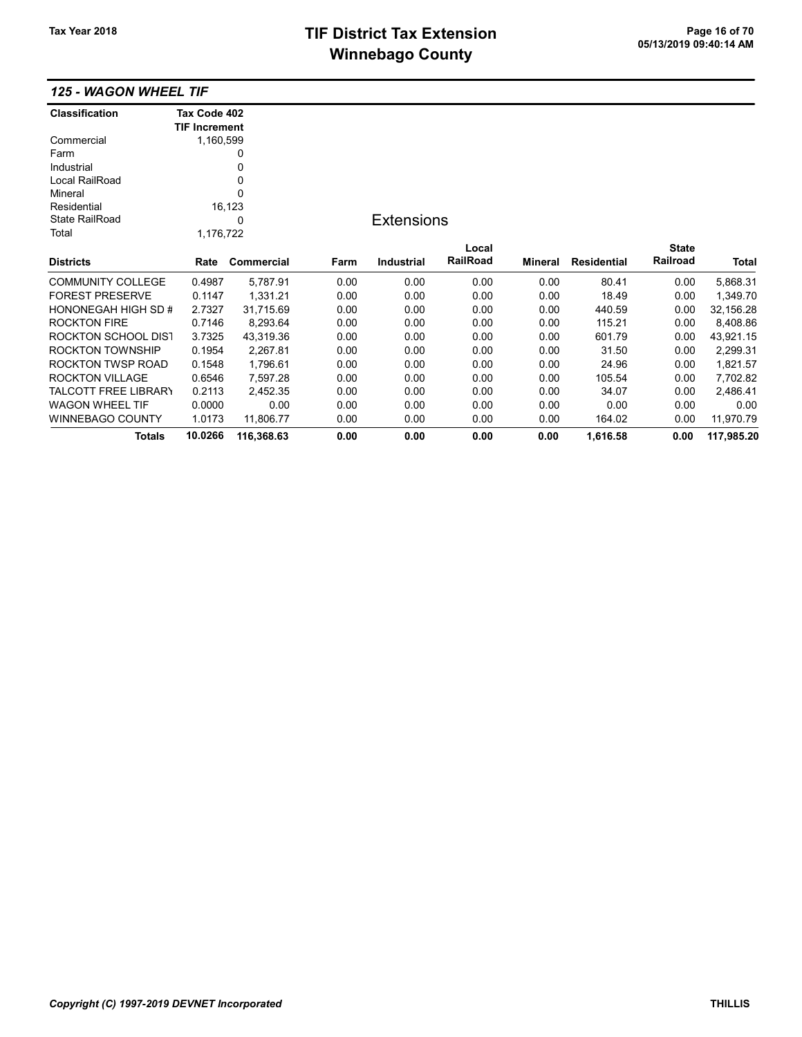## 125 - WAGON WHEEL TIF

| Classification | Tax Code 402 TIF Increment |
|---|---|
| Commercial | 1,160,599 |
| Farm | 0 |
| Industrial | 0 |
| Local RailRoad | 0 |
| Mineral | 0 |
| Residential | 16,123 |
| State RailRoad | 0 |
| Total | 1,176,722 |

### Extensions

| Districts | Rate | Commercial | Farm | Industrial | Local RailRoad | Mineral | Residential | State Railroad | Total |
|---|---|---|---|---|---|---|---|---|---|
| COMMUNITY COLLEGE | 0.4987 | 5,787.91 | 0.00 | 0.00 | 0.00 | 0.00 | 80.41 | 0.00 | 5,868.31 |
| FOREST PRESERVE | 0.1147 | 1,331.21 | 0.00 | 0.00 | 0.00 | 0.00 | 18.49 | 0.00 | 1,349.70 |
| HONONEGAH HIGH SD # | 2.7327 | 31,715.69 | 0.00 | 0.00 | 0.00 | 0.00 | 440.59 | 0.00 | 32,156.28 |
| ROCKTON FIRE | 0.7146 | 8,293.64 | 0.00 | 0.00 | 0.00 | 0.00 | 115.21 | 0.00 | 8,408.86 |
| ROCKTON SCHOOL DIST | 3.7325 | 43,319.36 | 0.00 | 0.00 | 0.00 | 0.00 | 601.79 | 0.00 | 43,921.15 |
| ROCKTON TOWNSHIP | 0.1954 | 2,267.81 | 0.00 | 0.00 | 0.00 | 0.00 | 31.50 | 0.00 | 2,299.31 |
| ROCKTON TWSP ROAD | 0.1548 | 1,796.61 | 0.00 | 0.00 | 0.00 | 0.00 | 24.96 | 0.00 | 1,821.57 |
| ROCKTON VILLAGE | 0.6546 | 7,597.28 | 0.00 | 0.00 | 0.00 | 0.00 | 105.54 | 0.00 | 7,702.82 |
| TALCOTT FREE LIBRARY | 0.2113 | 2,452.35 | 0.00 | 0.00 | 0.00 | 0.00 | 34.07 | 0.00 | 2,486.41 |
| WAGON WHEEL TIF | 0.0000 | 0.00 | 0.00 | 0.00 | 0.00 | 0.00 | 0.00 | 0.00 | 0.00 |
| WINNEBAGO COUNTY | 1.0173 | 11,806.77 | 0.00 | 0.00 | 0.00 | 0.00 | 164.02 | 0.00 | 11,970.79 |
| **Totals** | **10.0266** | **116,368.63** | **0.00** | **0.00** | **0.00** | **0.00** | **1,616.58** | **0.00** | **117,985.20** |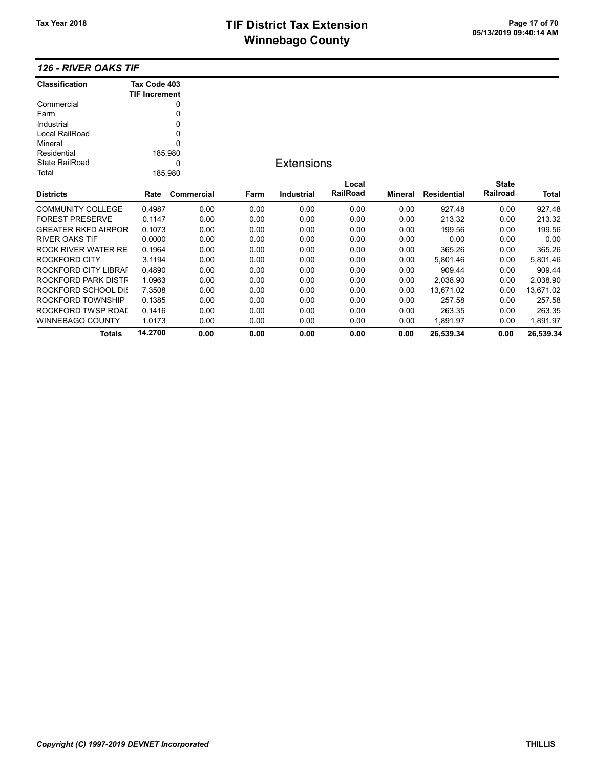# TIF District Tax Extension
# Winnebago County

Tax Year 2018

### 126 - RIVER OAKS TIF

| Classification | Tax Code 403 TIF Increment |
|---|---|
| Commercial | 0 |
| Farm | 0 |
| Industrial | 0 |
| Local RailRoad | 0 |
| Mineral | 0 |
| Residential | 185,980 |
| State RailRoad | 0 |
| Total | 185,980 |

## Extensions

| Districts | Rate | Commercial | Farm | Industrial | Local RailRoad | Mineral | Residential | State Railroad | Total |
|---|---|---|---|---|---|---|---|---|---|
| COMMUNITY COLLEGE | 0.4987 | 0.00 | 0.00 | 0.00 | 0.00 | 0.00 | 927.48 | 0.00 | 927.48 |
| FOREST PRESERVE | 0.1147 | 0.00 | 0.00 | 0.00 | 0.00 | 0.00 | 213.32 | 0.00 | 213.32 |
| GREATER RKFD AIRPOR | 0.1073 | 0.00 | 0.00 | 0.00 | 0.00 | 0.00 | 199.56 | 0.00 | 199.56 |
| RIVER OAKS TIF | 0.0000 | 0.00 | 0.00 | 0.00 | 0.00 | 0.00 | 0.00 | 0.00 | 0.00 |
| ROCK RIVER WATER RE | 0.1964 | 0.00 | 0.00 | 0.00 | 0.00 | 0.00 | 365.26 | 0.00 | 365.26 |
| ROCKFORD CITY | 3.1194 | 0.00 | 0.00 | 0.00 | 0.00 | 0.00 | 5,801.46 | 0.00 | 5,801.46 |
| ROCKFORD CITY LIBRAI | 0.4890 | 0.00 | 0.00 | 0.00 | 0.00 | 0.00 | 909.44 | 0.00 | 909.44 |
| ROCKFORD PARK DISTF | 1.0963 | 0.00 | 0.00 | 0.00 | 0.00 | 0.00 | 2,038.90 | 0.00 | 2,038.90 |
| ROCKFORD SCHOOL DI: | 7.3508 | 0.00 | 0.00 | 0.00 | 0.00 | 0.00 | 13,671.02 | 0.00 | 13,671.02 |
| ROCKFORD TOWNSHIP | 0.1385 | 0.00 | 0.00 | 0.00 | 0.00 | 0.00 | 257.58 | 0.00 | 257.58 |
| ROCKFORD TWSP ROAI | 0.1416 | 0.00 | 0.00 | 0.00 | 0.00 | 0.00 | 263.35 | 0.00 | 263.35 |
| WINNEBAGO COUNTY | 1.0173 | 0.00 | 0.00 | 0.00 | 0.00 | 0.00 | 1,891.97 | 0.00 | 1,891.97 |
| **Totals** | **14.2700** | **0.00** | **0.00** | **0.00** | **0.00** | **0.00** | **26,539.34** | **0.00** | **26,539.34** |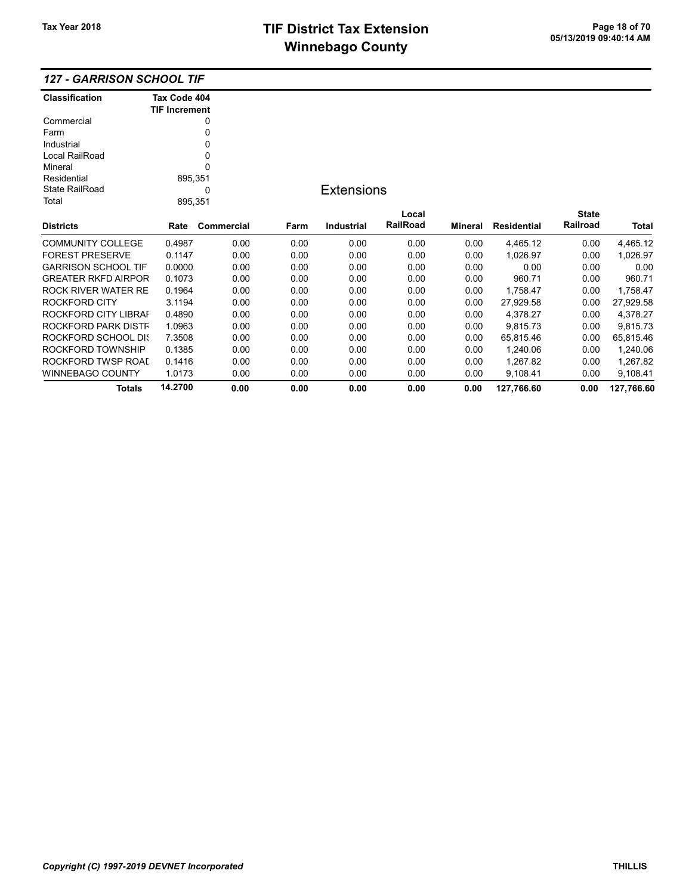## 127 - GARRISON SCHOOL TIF

| Classification | Tax Code 404 TIF Increment |
|---|---|
| Commercial | 0 |
| Farm | 0 |
| Industrial | 0 |
| Local RailRoad | 0 |
| Mineral | 0 |
| Residential | 895,351 |
| State RailRoad | 0 |
| Total | 895,351 |

### Extensions

| Districts | Rate | Commercial | Farm | Industrial | Local RailRoad | Mineral | Residential | State Railroad | Total |
|---|---|---|---|---|---|---|---|---|---|
| COMMUNITY COLLEGE | 0.4987 | 0.00 | 0.00 | 0.00 | 0.00 | 0.00 | 4,465.12 | 0.00 | 4,465.12 |
| FOREST PRESERVE | 0.1147 | 0.00 | 0.00 | 0.00 | 0.00 | 0.00 | 1,026.97 | 0.00 | 1,026.97 |
| GARRISON SCHOOL TIF | 0.0000 | 0.00 | 0.00 | 0.00 | 0.00 | 0.00 | 0.00 | 0.00 | 0.00 |
| GREATER RKFD AIRPOR | 0.1073 | 0.00 | 0.00 | 0.00 | 0.00 | 0.00 | 960.71 | 0.00 | 960.71 |
| ROCK RIVER WATER RE | 0.1964 | 0.00 | 0.00 | 0.00 | 0.00 | 0.00 | 1,758.47 | 0.00 | 1,758.47 |
| ROCKFORD CITY | 3.1194 | 0.00 | 0.00 | 0.00 | 0.00 | 0.00 | 27,929.58 | 0.00 | 27,929.58 |
| ROCKFORD CITY LIBRAI | 0.4890 | 0.00 | 0.00 | 0.00 | 0.00 | 0.00 | 4,378.27 | 0.00 | 4,378.27 |
| ROCKFORD PARK DISTF | 1.0963 | 0.00 | 0.00 | 0.00 | 0.00 | 0.00 | 9,815.73 | 0.00 | 9,815.73 |
| ROCKFORD SCHOOL DIS | 7.3508 | 0.00 | 0.00 | 0.00 | 0.00 | 0.00 | 65,815.46 | 0.00 | 65,815.46 |
| ROCKFORD TOWNSHIP | 0.1385 | 0.00 | 0.00 | 0.00 | 0.00 | 0.00 | 1,240.06 | 0.00 | 1,240.06 |
| ROCKFORD TWSP ROAI | 0.1416 | 0.00 | 0.00 | 0.00 | 0.00 | 0.00 | 1,267.82 | 0.00 | 1,267.82 |
| WINNEBAGO COUNTY | 1.0173 | 0.00 | 0.00 | 0.00 | 0.00 | 0.00 | 9,108.41 | 0.00 | 9,108.41 |
| **Totals** | **14.2700** | **0.00** | **0.00** | **0.00** | **0.00** | **0.00** | **127,766.60** | **0.00** | **127,766.60** |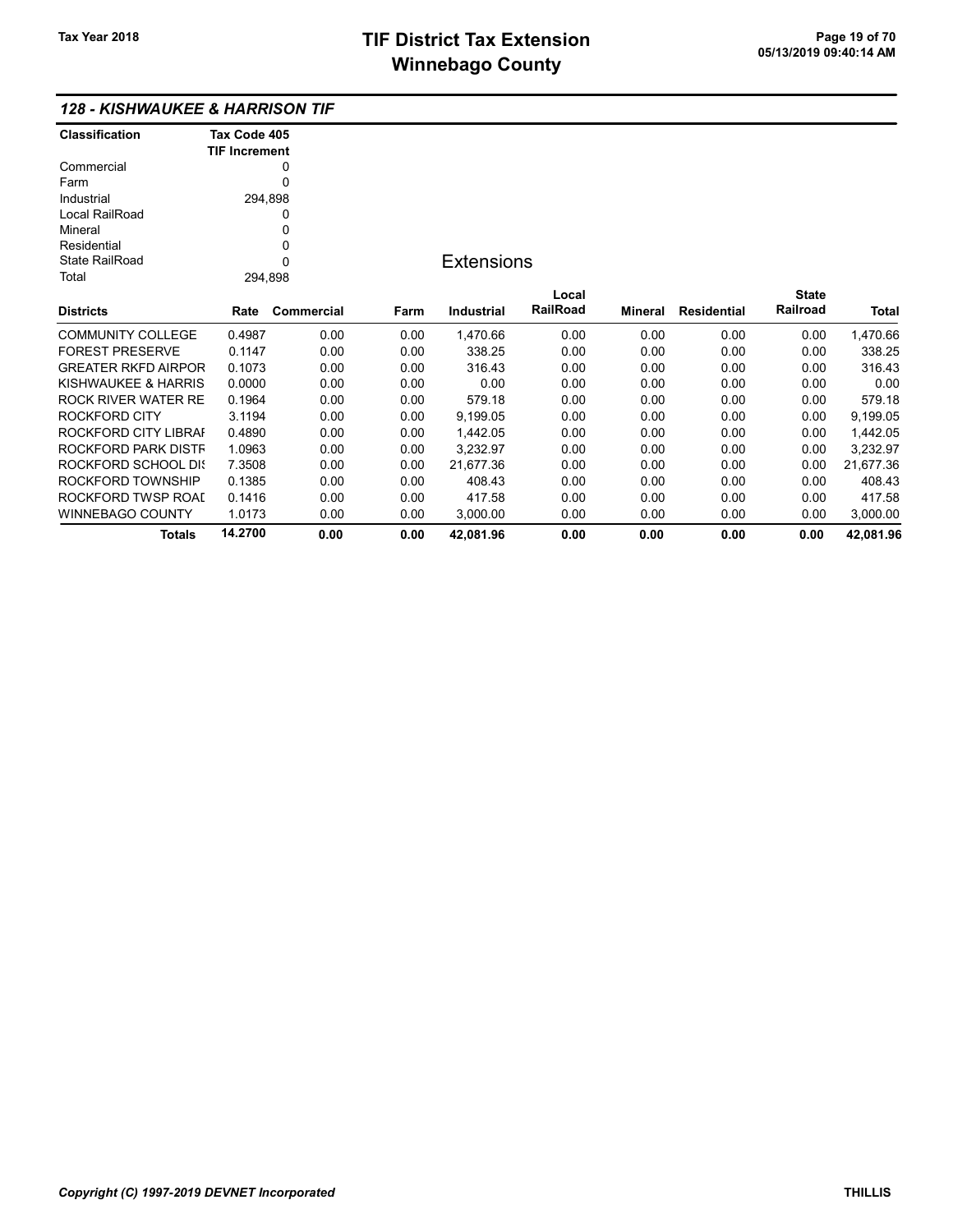## *128 - KISHWAUKEE & HARRISON TIF*

| Classification | Tax Code 405 TIF Increment |
|---|---|
| Commercial | 0 |
| Farm | 0 |
| Industrial | 294,898 |
| Local RailRoad | 0 |
| Mineral | 0 |
| Residential | 0 |
| State RailRoad | 0 |
| Total | 294,898 |

### Extensions

| Districts | Rate | Commercial | Farm | Industrial | Local RailRoad | Mineral | Residential | State Railroad | Total |
|---|---|---|---|---|---|---|---|---|---|
| COMMUNITY COLLEGE | 0.4987 | 0.00 | 0.00 | 1,470.66 | 0.00 | 0.00 | 0.00 | 0.00 | 1,470.66 |
| FOREST PRESERVE | 0.1147 | 0.00 | 0.00 | 338.25 | 0.00 | 0.00 | 0.00 | 0.00 | 338.25 |
| GREATER RKFD AIRPOR | 0.1073 | 0.00 | 0.00 | 316.43 | 0.00 | 0.00 | 0.00 | 0.00 | 316.43 |
| KISHWAUKEE & HARRIS | 0.0000 | 0.00 | 0.00 | 0.00 | 0.00 | 0.00 | 0.00 | 0.00 | 0.00 |
| ROCK RIVER WATER RE | 0.1964 | 0.00 | 0.00 | 579.18 | 0.00 | 0.00 | 0.00 | 0.00 | 579.18 |
| ROCKFORD CITY | 3.1194 | 0.00 | 0.00 | 9,199.05 | 0.00 | 0.00 | 0.00 | 0.00 | 9,199.05 |
| ROCKFORD CITY LIBRAI | 0.4890 | 0.00 | 0.00 | 1,442.05 | 0.00 | 0.00 | 0.00 | 0.00 | 1,442.05 |
| ROCKFORD PARK DISTF | 1.0963 | 0.00 | 0.00 | 3,232.97 | 0.00 | 0.00 | 0.00 | 0.00 | 3,232.97 |
| ROCKFORD SCHOOL DI: | 7.3508 | 0.00 | 0.00 | 21,677.36 | 0.00 | 0.00 | 0.00 | 0.00 | 21,677.36 |
| ROCKFORD TOWNSHIP | 0.1385 | 0.00 | 0.00 | 408.43 | 0.00 | 0.00 | 0.00 | 0.00 | 408.43 |
| ROCKFORD TWSP ROAI | 0.1416 | 0.00 | 0.00 | 417.58 | 0.00 | 0.00 | 0.00 | 0.00 | 417.58 |
| WINNEBAGO COUNTY | 1.0173 | 0.00 | 0.00 | 3,000.00 | 0.00 | 0.00 | 0.00 | 0.00 | 3,000.00 |
| **Totals** | **14.2700** | **0.00** | **0.00** | **42,081.96** | **0.00** | **0.00** | **0.00** | **0.00** | **42,081.96** |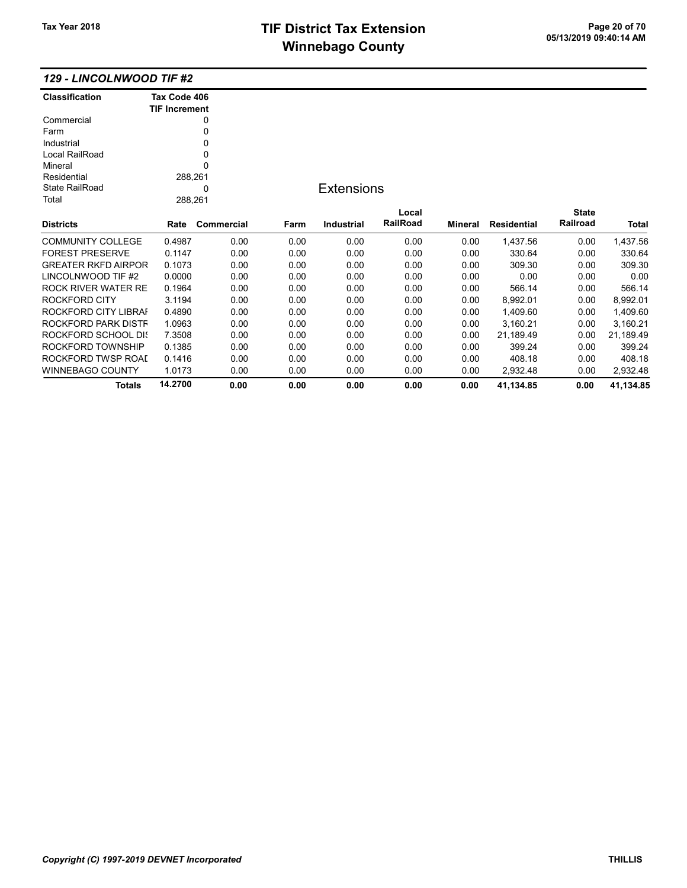## 129 - LINCOLNWOOD TIF #2

| Classification | Tax Code 406 TIF Increment |
|---|---|
| Commercial | 0 |
| Farm | 0 |
| Industrial | 0 |
| Local RailRoad | 0 |
| Mineral | 0 |
| Residential | 288,261 |
| State RailRoad | 0 |
| Total | 288,261 |

### Extensions

| Districts | Rate | Commercial | Farm | Industrial | Local RailRoad | Mineral | Residential | State Railroad | Total |
|---|---|---|---|---|---|---|---|---|---|
| COMMUNITY COLLEGE | 0.4987 | 0.00 | 0.00 | 0.00 | 0.00 | 0.00 | 1,437.56 | 0.00 | 1,437.56 |
| FOREST PRESERVE | 0.1147 | 0.00 | 0.00 | 0.00 | 0.00 | 0.00 | 330.64 | 0.00 | 330.64 |
| GREATER RKFD AIRPOR | 0.1073 | 0.00 | 0.00 | 0.00 | 0.00 | 0.00 | 309.30 | 0.00 | 309.30 |
| LINCOLNWOOD TIF #2 | 0.0000 | 0.00 | 0.00 | 0.00 | 0.00 | 0.00 | 0.00 | 0.00 | 0.00 |
| ROCK RIVER WATER RE | 0.1964 | 0.00 | 0.00 | 0.00 | 0.00 | 0.00 | 566.14 | 0.00 | 566.14 |
| ROCKFORD CITY | 3.1194 | 0.00 | 0.00 | 0.00 | 0.00 | 0.00 | 8,992.01 | 0.00 | 8,992.01 |
| ROCKFORD CITY LIBRAI | 0.4890 | 0.00 | 0.00 | 0.00 | 0.00 | 0.00 | 1,409.60 | 0.00 | 1,409.60 |
| ROCKFORD PARK DISTR | 1.0963 | 0.00 | 0.00 | 0.00 | 0.00 | 0.00 | 3,160.21 | 0.00 | 3,160.21 |
| ROCKFORD SCHOOL DIS | 7.3508 | 0.00 | 0.00 | 0.00 | 0.00 | 0.00 | 21,189.49 | 0.00 | 21,189.49 |
| ROCKFORD TOWNSHIP | 0.1385 | 0.00 | 0.00 | 0.00 | 0.00 | 0.00 | 399.24 | 0.00 | 399.24 |
| ROCKFORD TWSP ROAD | 0.1416 | 0.00 | 0.00 | 0.00 | 0.00 | 0.00 | 408.18 | 0.00 | 408.18 |
| WINNEBAGO COUNTY | 1.0173 | 0.00 | 0.00 | 0.00 | 0.00 | 0.00 | 2,932.48 | 0.00 | 2,932.48 |
| **Totals** | **14.2700** | **0.00** | **0.00** | **0.00** | **0.00** | **0.00** | **41,134.85** | **0.00** | **41,134.85** |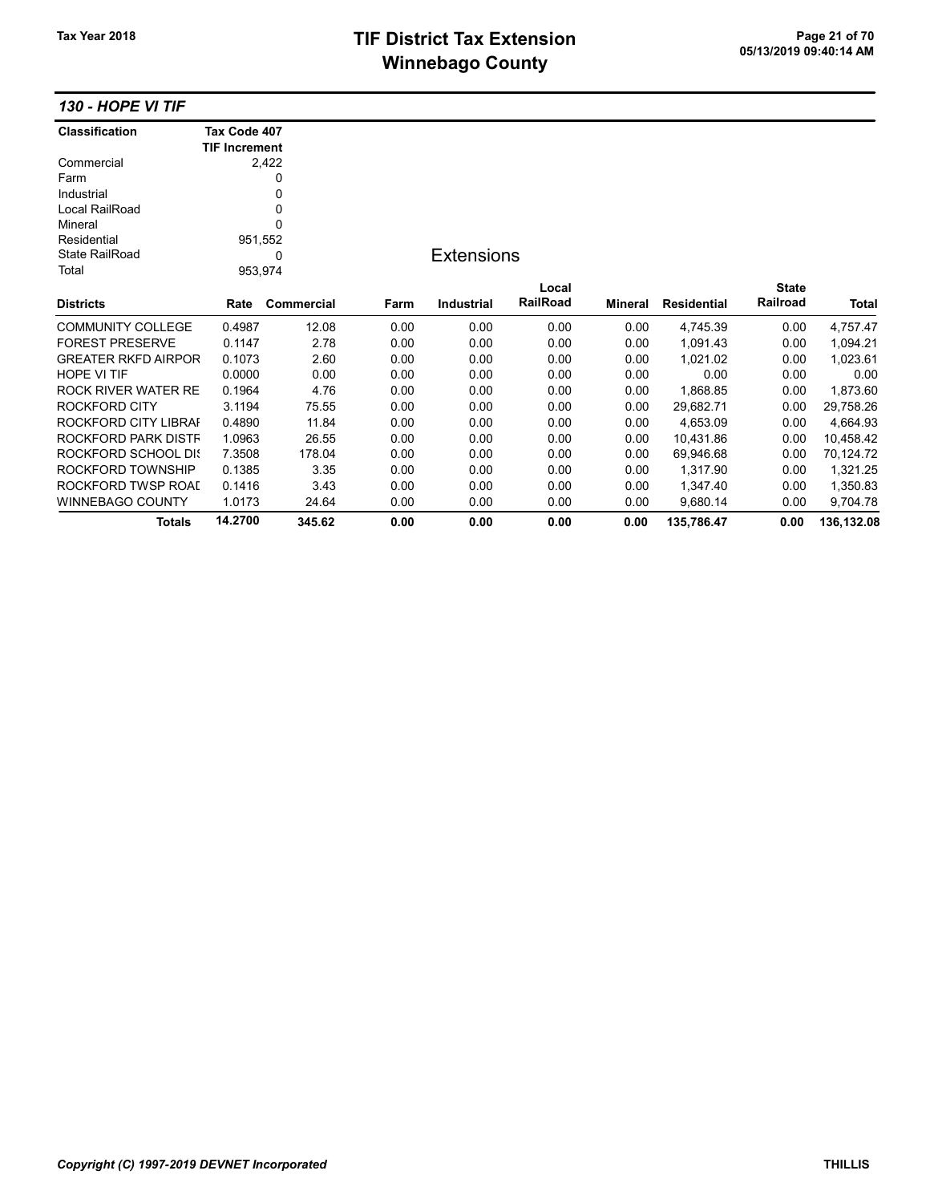## 130 - HOPE VI TIF

| Classification | Tax Code 407 TIF Increment |
|---|---|
| Commercial | 2,422 |
| Farm | 0 |
| Industrial | 0 |
| Local RailRoad | 0 |
| Mineral | 0 |
| Residential | 951,552 |
| State RailRoad | 0 |
| Total | 953,974 |

### Extensions

| Districts | Rate | Commercial | Farm | Industrial | Local RailRoad | Mineral | Residential | State Railroad | Total |
|---|---|---|---|---|---|---|---|---|---|
| COMMUNITY COLLEGE | 0.4987 | 12.08 | 0.00 | 0.00 | 0.00 | 0.00 | 4,745.39 | 0.00 | 4,757.47 |
| FOREST PRESERVE | 0.1147 | 2.78 | 0.00 | 0.00 | 0.00 | 0.00 | 1,091.43 | 0.00 | 1,094.21 |
| GREATER RKFD AIRPOR | 0.1073 | 2.60 | 0.00 | 0.00 | 0.00 | 0.00 | 1,021.02 | 0.00 | 1,023.61 |
| HOPE VI TIF | 0.0000 | 0.00 | 0.00 | 0.00 | 0.00 | 0.00 | 0.00 | 0.00 | 0.00 |
| ROCK RIVER WATER RE | 0.1964 | 4.76 | 0.00 | 0.00 | 0.00 | 0.00 | 1,868.85 | 0.00 | 1,873.60 |
| ROCKFORD CITY | 3.1194 | 75.55 | 0.00 | 0.00 | 0.00 | 0.00 | 29,682.71 | 0.00 | 29,758.26 |
| ROCKFORD CITY LIBRAI | 0.4890 | 11.84 | 0.00 | 0.00 | 0.00 | 0.00 | 4,653.09 | 0.00 | 4,664.93 |
| ROCKFORD PARK DISTF | 1.0963 | 26.55 | 0.00 | 0.00 | 0.00 | 0.00 | 10,431.86 | 0.00 | 10,458.42 |
| ROCKFORD SCHOOL DIS | 7.3508 | 178.04 | 0.00 | 0.00 | 0.00 | 0.00 | 69,946.68 | 0.00 | 70,124.72 |
| ROCKFORD TOWNSHIP | 0.1385 | 3.35 | 0.00 | 0.00 | 0.00 | 0.00 | 1,317.90 | 0.00 | 1,321.25 |
| ROCKFORD TWSP ROAI | 0.1416 | 3.43 | 0.00 | 0.00 | 0.00 | 0.00 | 1,347.40 | 0.00 | 1,350.83 |
| WINNEBAGO COUNTY | 1.0173 | 24.64 | 0.00 | 0.00 | 0.00 | 0.00 | 9,680.14 | 0.00 | 9,704.78 |
| **Totals** | **14.2700** | **345.62** | **0.00** | **0.00** | **0.00** | **0.00** | **135,786.47** | **0.00** | **136,132.08** |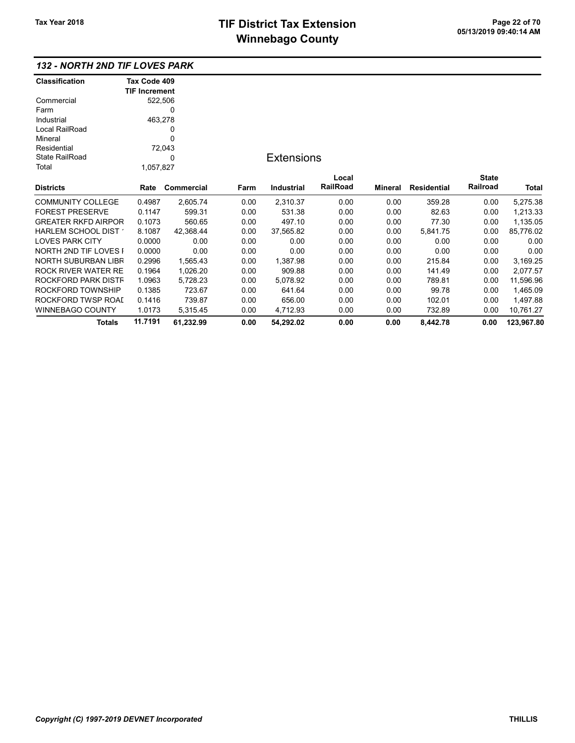## 132 - NORTH 2ND TIF LOVES PARK

| Classification | Tax Code 409 TIF Increment |
|---|---|
| Commercial | 522,506 |
| Farm | 0 |
| Industrial | 463,278 |
| Local RailRoad | 0 |
| Mineral | 0 |
| Residential | 72,043 |
| State RailRoad | 0 |
| Total | 1,057,827 |

### Extensions

| Districts | Rate | Commercial | Farm | Industrial | Local RailRoad | Mineral | Residential | State Railroad | Total |
|---|---|---|---|---|---|---|---|---|---|
| COMMUNITY COLLEGE | 0.4987 | 2,605.74 | 0.00 | 2,310.37 | 0.00 | 0.00 | 359.28 | 0.00 | 5,275.38 |
| FOREST PRESERVE | 0.1147 | 599.31 | 0.00 | 531.38 | 0.00 | 0.00 | 82.63 | 0.00 | 1,213.33 |
| GREATER RKFD AIRPOR | 0.1073 | 560.65 | 0.00 | 497.10 | 0.00 | 0.00 | 77.30 | 0.00 | 1,135.05 |
| HARLEM SCHOOL DIST ' | 8.1087 | 42,368.44 | 0.00 | 37,565.82 | 0.00 | 0.00 | 5,841.75 | 0.00 | 85,776.02 |
| LOVES PARK CITY | 0.0000 | 0.00 | 0.00 | 0.00 | 0.00 | 0.00 | 0.00 | 0.00 | 0.00 |
| NORTH 2ND TIF LOVES I | 0.0000 | 0.00 | 0.00 | 0.00 | 0.00 | 0.00 | 0.00 | 0.00 | 0.00 |
| NORTH SUBURBAN LIBR | 0.2996 | 1,565.43 | 0.00 | 1,387.98 | 0.00 | 0.00 | 215.84 | 0.00 | 3,169.25 |
| ROCK RIVER WATER RE | 0.1964 | 1,026.20 | 0.00 | 909.88 | 0.00 | 0.00 | 141.49 | 0.00 | 2,077.57 |
| ROCKFORD PARK DISTF | 1.0963 | 5,728.23 | 0.00 | 5,078.92 | 0.00 | 0.00 | 789.81 | 0.00 | 11,596.96 |
| ROCKFORD TOWNSHIP | 0.1385 | 723.67 | 0.00 | 641.64 | 0.00 | 0.00 | 99.78 | 0.00 | 1,465.09 |
| ROCKFORD TWSP ROAI | 0.1416 | 739.87 | 0.00 | 656.00 | 0.00 | 0.00 | 102.01 | 0.00 | 1,497.88 |
| WINNEBAGO COUNTY | 1.0173 | 5,315.45 | 0.00 | 4,712.93 | 0.00 | 0.00 | 732.89 | 0.00 | 10,761.27 |
| **Totals** | **11.7191** | **61,232.99** | **0.00** | **54,292.02** | **0.00** | **0.00** | **8,442.78** | **0.00** | **123,967.80** |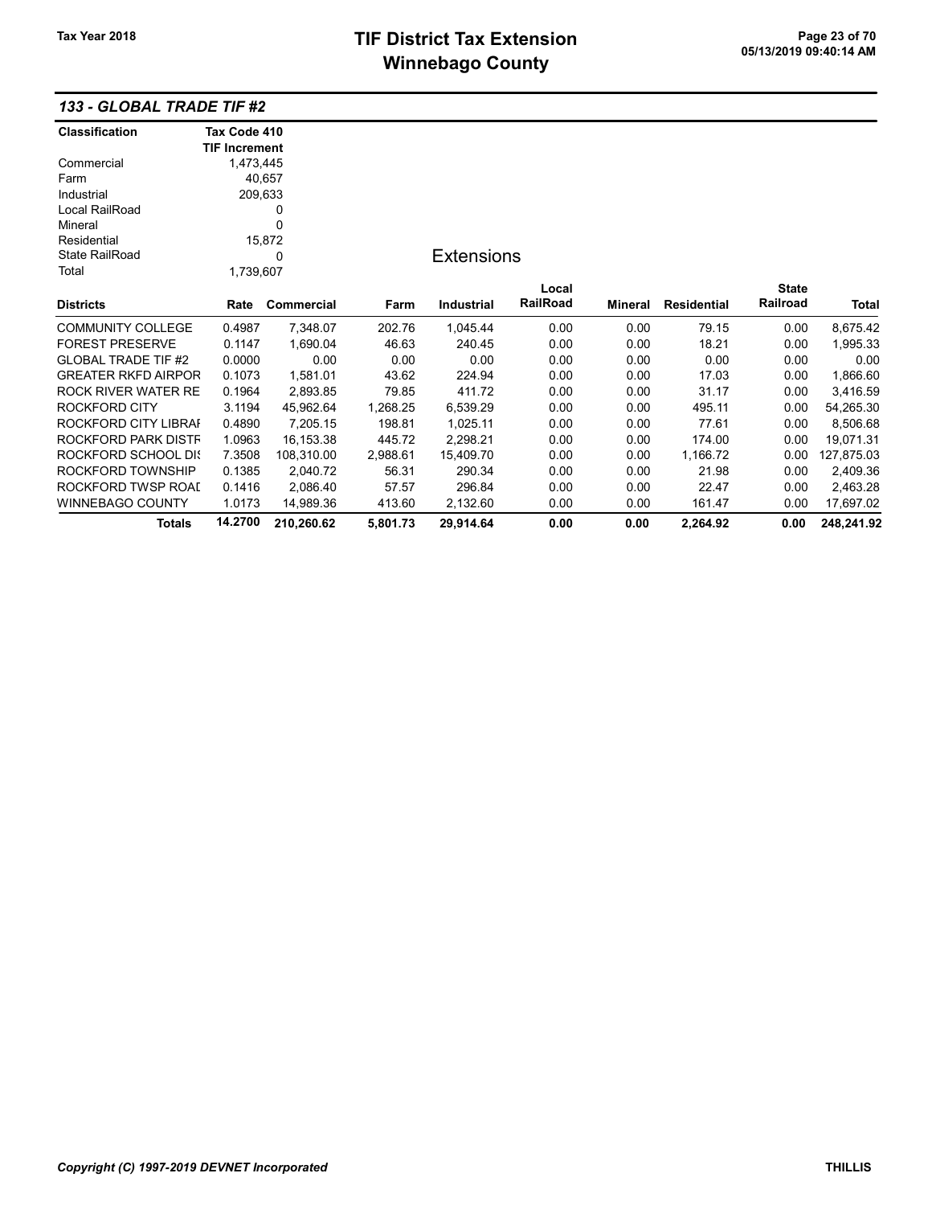## TIF District Tax Extension
## Winnebago County

Tax Year 2018

### 133 - GLOBAL TRADE TIF #2

| Classification | Tax Code 410 TIF Increment |
|---|---|
| Commercial | 1,473,445 |
| Farm | 40,657 |
| Industrial | 209,633 |
| Local RailRoad | 0 |
| Mineral | 0 |
| Residential | 15,872 |
| State RailRoad | 0 |
| Total | 1,739,607 |

### Extensions

| Districts | Rate | Commercial | Farm | Industrial | Local RailRoad | Mineral | Residential | State Railroad | Total |
|---|---|---|---|---|---|---|---|---|---|
| COMMUNITY COLLEGE | 0.4987 | 7,348.07 | 202.76 | 1,045.44 | 0.00 | 0.00 | 79.15 | 0.00 | 8,675.42 |
| FOREST PRESERVE | 0.1147 | 1,690.04 | 46.63 | 240.45 | 0.00 | 0.00 | 18.21 | 0.00 | 1,995.33 |
| GLOBAL TRADE TIF #2 | 0.0000 | 0.00 | 0.00 | 0.00 | 0.00 | 0.00 | 0.00 | 0.00 | 0.00 |
| GREATER RKFD AIRPOR | 0.1073 | 1,581.01 | 43.62 | 224.94 | 0.00 | 0.00 | 17.03 | 0.00 | 1,866.60 |
| ROCK RIVER WATER RE | 0.1964 | 2,893.85 | 79.85 | 411.72 | 0.00 | 0.00 | 31.17 | 0.00 | 3,416.59 |
| ROCKFORD CITY | 3.1194 | 45,962.64 | 1,268.25 | 6,539.29 | 0.00 | 0.00 | 495.11 | 0.00 | 54,265.30 |
| ROCKFORD CITY LIBRAI | 0.4890 | 7,205.15 | 198.81 | 1,025.11 | 0.00 | 0.00 | 77.61 | 0.00 | 8,506.68 |
| ROCKFORD PARK DISTF | 1.0963 | 16,153.38 | 445.72 | 2,298.21 | 0.00 | 0.00 | 174.00 | 0.00 | 19,071.31 |
| ROCKFORD SCHOOL DIS | 7.3508 | 108,310.00 | 2,988.61 | 15,409.70 | 0.00 | 0.00 | 1,166.72 | 0.00 | 127,875.03 |
| ROCKFORD TOWNSHIP | 0.1385 | 2,040.72 | 56.31 | 290.34 | 0.00 | 0.00 | 21.98 | 0.00 | 2,409.36 |
| ROCKFORD TWSP ROAI | 0.1416 | 2,086.40 | 57.57 | 296.84 | 0.00 | 0.00 | 22.47 | 0.00 | 2,463.28 |
| WINNEBAGO COUNTY | 1.0173 | 14,989.36 | 413.60 | 2,132.60 | 0.00 | 0.00 | 161.47 | 0.00 | 17,697.02 |
| **Totals** | **14.2700** | **210,260.62** | **5,801.73** | **29,914.64** | **0.00** | **0.00** | **2,264.92** | **0.00** | **248,241.92** |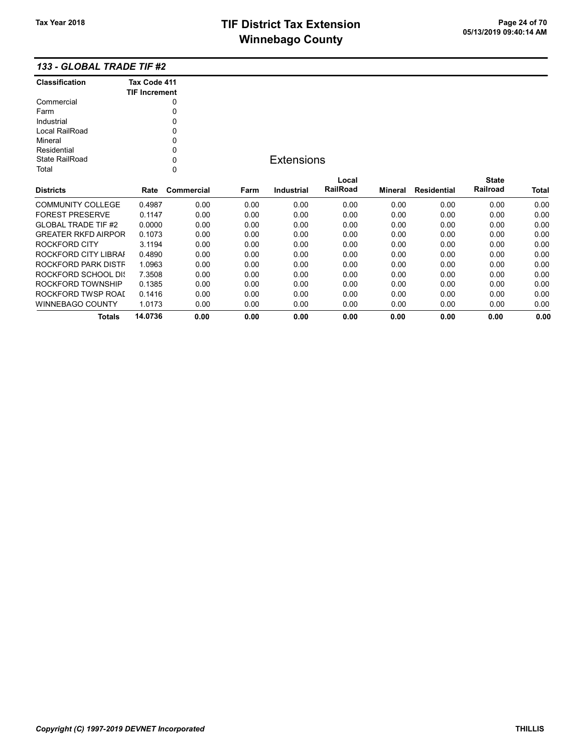## *133 - GLOBAL TRADE TIF #2*

| Classification | Tax Code 411 TIF Increment |
|---|---|
| Commercial | 0 |
| Farm | 0 |
| Industrial | 0 |
| Local RailRoad | 0 |
| Mineral | 0 |
| Residential | 0 |
| State RailRoad | 0 |
| Total | 0 |

### Extensions

| Districts | Rate | Commercial | Farm | Industrial | Local RailRoad | Mineral | Residential | State Railroad | Total |
|---|---|---|---|---|---|---|---|---|---|
| COMMUNITY COLLEGE | 0.4987 | 0.00 | 0.00 | 0.00 | 0.00 | 0.00 | 0.00 | 0.00 | 0.00 |
| FOREST PRESERVE | 0.1147 | 0.00 | 0.00 | 0.00 | 0.00 | 0.00 | 0.00 | 0.00 | 0.00 |
| GLOBAL TRADE TIF #2 | 0.0000 | 0.00 | 0.00 | 0.00 | 0.00 | 0.00 | 0.00 | 0.00 | 0.00 |
| GREATER RKFD AIRPOR | 0.1073 | 0.00 | 0.00 | 0.00 | 0.00 | 0.00 | 0.00 | 0.00 | 0.00 |
| ROCKFORD CITY | 3.1194 | 0.00 | 0.00 | 0.00 | 0.00 | 0.00 | 0.00 | 0.00 | 0.00 |
| ROCKFORD CITY LIBRAI | 0.4890 | 0.00 | 0.00 | 0.00 | 0.00 | 0.00 | 0.00 | 0.00 | 0.00 |
| ROCKFORD PARK DISTF | 1.0963 | 0.00 | 0.00 | 0.00 | 0.00 | 0.00 | 0.00 | 0.00 | 0.00 |
| ROCKFORD SCHOOL DI | 7.3508 | 0.00 | 0.00 | 0.00 | 0.00 | 0.00 | 0.00 | 0.00 | 0.00 |
| ROCKFORD TOWNSHIP | 0.1385 | 0.00 | 0.00 | 0.00 | 0.00 | 0.00 | 0.00 | 0.00 | 0.00 |
| ROCKFORD TWSP ROAI | 0.1416 | 0.00 | 0.00 | 0.00 | 0.00 | 0.00 | 0.00 | 0.00 | 0.00 |
| WINNEBAGO COUNTY | 1.0173 | 0.00 | 0.00 | 0.00 | 0.00 | 0.00 | 0.00 | 0.00 | 0.00 |
| **Totals** | **14.0736** | **0.00** | **0.00** | **0.00** | **0.00** | **0.00** | **0.00** | **0.00** | **0.00** |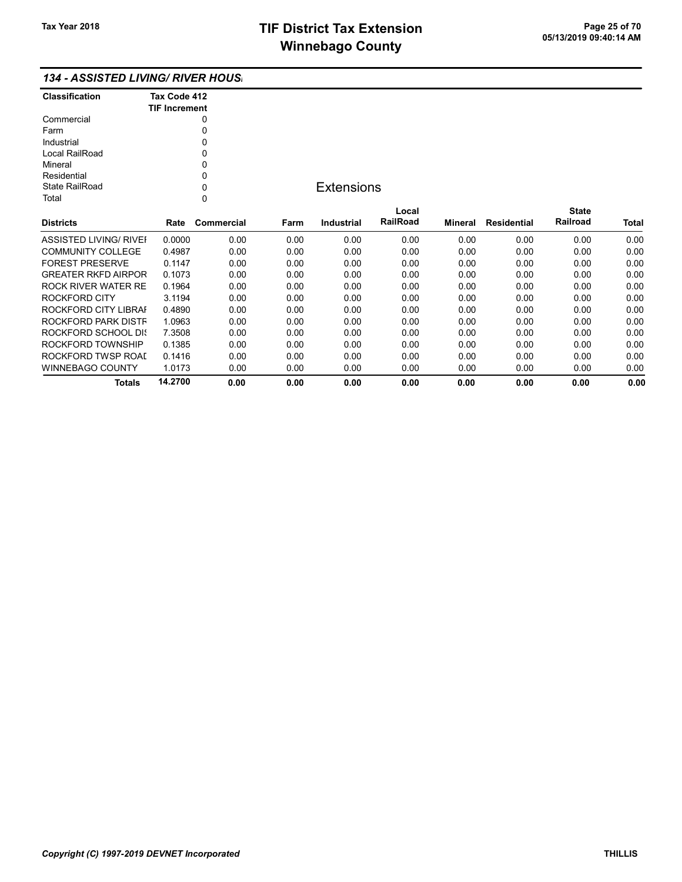## 134 - ASSISTED LIVING/ RIVER HOUS

| Classification | Tax Code 412 TIF Increment |
|---|---|
| Commercial | 0 |
| Farm | 0 |
| Industrial | 0 |
| Local RailRoad | 0 |
| Mineral | 0 |
| Residential | 0 |
| State RailRoad | 0 |
| Total | 0 |

### Extensions

| Districts | Rate | Commercial | Farm | Industrial | Local RailRoad | Mineral | Residential | State Railroad | Total |
|---|---|---|---|---|---|---|---|---|---|
| ASSISTED LIVING/ RIVEI | 0.0000 | 0.00 | 0.00 | 0.00 | 0.00 | 0.00 | 0.00 | 0.00 | 0.00 |
| COMMUNITY COLLEGE | 0.4987 | 0.00 | 0.00 | 0.00 | 0.00 | 0.00 | 0.00 | 0.00 | 0.00 |
| FOREST PRESERVE | 0.1147 | 0.00 | 0.00 | 0.00 | 0.00 | 0.00 | 0.00 | 0.00 | 0.00 |
| GREATER RKFD AIRPOR | 0.1073 | 0.00 | 0.00 | 0.00 | 0.00 | 0.00 | 0.00 | 0.00 | 0.00 |
| ROCK RIVER WATER RE | 0.1964 | 0.00 | 0.00 | 0.00 | 0.00 | 0.00 | 0.00 | 0.00 | 0.00 |
| ROCKFORD CITY | 3.1194 | 0.00 | 0.00 | 0.00 | 0.00 | 0.00 | 0.00 | 0.00 | 0.00 |
| ROCKFORD CITY LIBRAI | 0.4890 | 0.00 | 0.00 | 0.00 | 0.00 | 0.00 | 0.00 | 0.00 | 0.00 |
| ROCKFORD PARK DISTF | 1.0963 | 0.00 | 0.00 | 0.00 | 0.00 | 0.00 | 0.00 | 0.00 | 0.00 |
| ROCKFORD SCHOOL DIS | 7.3508 | 0.00 | 0.00 | 0.00 | 0.00 | 0.00 | 0.00 | 0.00 | 0.00 |
| ROCKFORD TOWNSHIP | 0.1385 | 0.00 | 0.00 | 0.00 | 0.00 | 0.00 | 0.00 | 0.00 | 0.00 |
| ROCKFORD TWSP ROAI | 0.1416 | 0.00 | 0.00 | 0.00 | 0.00 | 0.00 | 0.00 | 0.00 | 0.00 |
| WINNEBAGO COUNTY | 1.0173 | 0.00 | 0.00 | 0.00 | 0.00 | 0.00 | 0.00 | 0.00 | 0.00 |
| **Totals** | **14.2700** | **0.00** | **0.00** | **0.00** | **0.00** | **0.00** | **0.00** | **0.00** | **0.00** |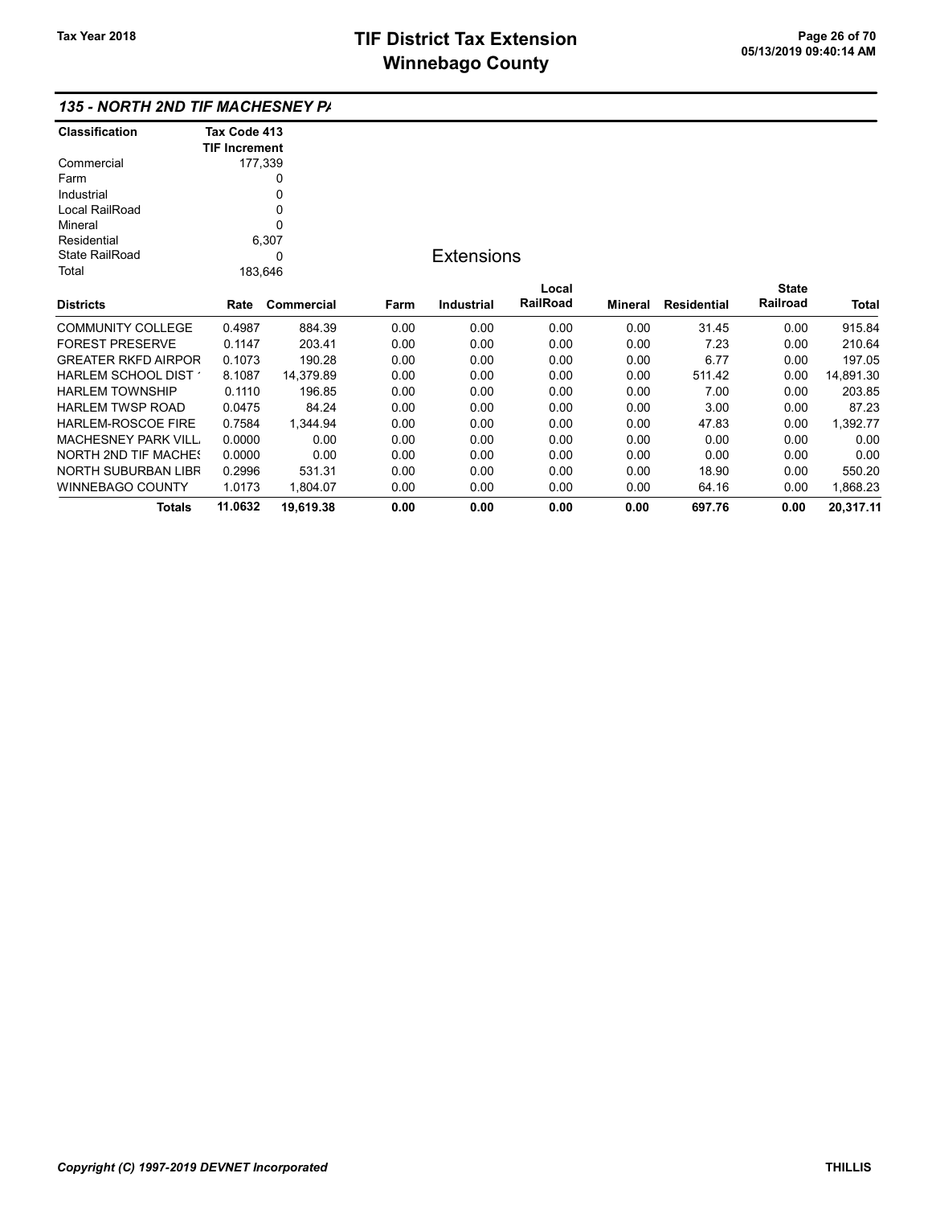# TIF District Tax Extension
# Winnebago County

Tax Year 2018

05/13/2019 09:40:14 AM

### 135 - NORTH 2ND TIF MACHESNEY PA

| Classification | Tax Code 413 TIF Increment |
|---|---|
| Commercial | 177,339 |
| Farm | 0 |
| Industrial | 0 |
| Local RailRoad | 0 |
| Mineral | 0 |
| Residential | 6,307 |
| State RailRoad | 0 |
| Total | 183,646 |

## Extensions

| Districts | Rate | Commercial | Farm | Industrial | Local RailRoad | Mineral | Residential | State Railroad | Total |
|---|---|---|---|---|---|---|---|---|---|
| COMMUNITY COLLEGE | 0.4987 | 884.39 | 0.00 | 0.00 | 0.00 | 0.00 | 31.45 | 0.00 | 915.84 |
| FOREST PRESERVE | 0.1147 | 203.41 | 0.00 | 0.00 | 0.00 | 0.00 | 7.23 | 0.00 | 210.64 |
| GREATER RKFD AIRPOR | 0.1073 | 190.28 | 0.00 | 0.00 | 0.00 | 0.00 | 6.77 | 0.00 | 197.05 |
| HARLEM SCHOOL DIST 1 | 8.1087 | 14,379.89 | 0.00 | 0.00 | 0.00 | 0.00 | 511.42 | 0.00 | 14,891.30 |
| HARLEM TOWNSHIP | 0.1110 | 196.85 | 0.00 | 0.00 | 0.00 | 0.00 | 7.00 | 0.00 | 203.85 |
| HARLEM TWSP ROAD | 0.0475 | 84.24 | 0.00 | 0.00 | 0.00 | 0.00 | 3.00 | 0.00 | 87.23 |
| HARLEM-ROSCOE FIRE | 0.7584 | 1,344.94 | 0.00 | 0.00 | 0.00 | 0.00 | 47.83 | 0.00 | 1,392.77 |
| MACHESNEY PARK VILL | 0.0000 | 0.00 | 0.00 | 0.00 | 0.00 | 0.00 | 0.00 | 0.00 | 0.00 |
| NORTH 2ND TIF MACHES | 0.0000 | 0.00 | 0.00 | 0.00 | 0.00 | 0.00 | 0.00 | 0.00 | 0.00 |
| NORTH SUBURBAN LIBR | 0.2996 | 531.31 | 0.00 | 0.00 | 0.00 | 0.00 | 18.90 | 0.00 | 550.20 |
| WINNEBAGO COUNTY | 1.0173 | 1,804.07 | 0.00 | 0.00 | 0.00 | 0.00 | 64.16 | 0.00 | 1,868.23 |
| **Totals** | **11.0632** | **19,619.38** | **0.00** | **0.00** | **0.00** | **0.00** | **697.76** | **0.00** | **20,317.11** |

*Copyright (C) 1997-2019 DEVNET Incorporated* THILLIS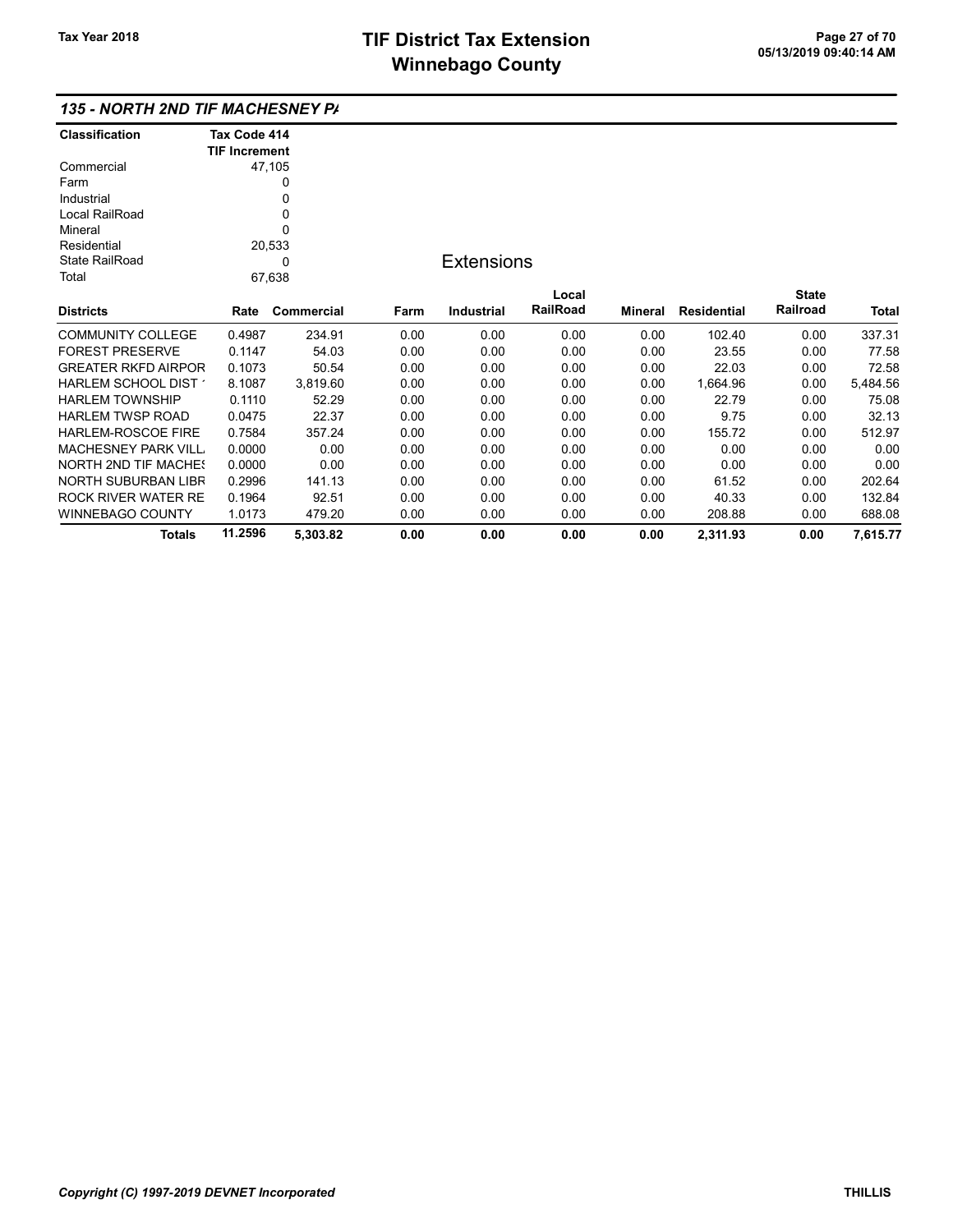## 135 - NORTH 2ND TIF MACHESNEY PA

| Classification | Tax Code 414 TIF Increment |
|---|---|
| Commercial | 47,105 |
| Farm | 0 |
| Industrial | 0 |
| Local RailRoad | 0 |
| Mineral | 0 |
| Residential | 20,533 |
| State RailRoad | 0 |
| Total | 67,638 |

### Extensions

| Districts | Rate | Commercial | Farm | Industrial | Local RailRoad | Mineral | Residential | State Railroad | Total |
|---|---|---|---|---|---|---|---|---|---|
| COMMUNITY COLLEGE | 0.4987 | 234.91 | 0.00 | 0.00 | 0.00 | 0.00 | 102.40 | 0.00 | 337.31 |
| FOREST PRESERVE | 0.1147 | 54.03 | 0.00 | 0.00 | 0.00 | 0.00 | 23.55 | 0.00 | 77.58 |
| GREATER RKFD AIRPOR | 0.1073 | 50.54 | 0.00 | 0.00 | 0.00 | 0.00 | 22.03 | 0.00 | 72.58 |
| HARLEM SCHOOL DIST 1 | 8.1087 | 3,819.60 | 0.00 | 0.00 | 0.00 | 0.00 | 1,664.96 | 0.00 | 5,484.56 |
| HARLEM TOWNSHIP | 0.1110 | 52.29 | 0.00 | 0.00 | 0.00 | 0.00 | 22.79 | 0.00 | 75.08 |
| HARLEM TWSP ROAD | 0.0475 | 22.37 | 0.00 | 0.00 | 0.00 | 0.00 | 9.75 | 0.00 | 32.13 |
| HARLEM-ROSCOE FIRE | 0.7584 | 357.24 | 0.00 | 0.00 | 0.00 | 0.00 | 155.72 | 0.00 | 512.97 |
| MACHESNEY PARK VILL | 0.0000 | 0.00 | 0.00 | 0.00 | 0.00 | 0.00 | 0.00 | 0.00 | 0.00 |
| NORTH 2ND TIF MACHES | 0.0000 | 0.00 | 0.00 | 0.00 | 0.00 | 0.00 | 0.00 | 0.00 | 0.00 |
| NORTH SUBURBAN LIBR | 0.2996 | 141.13 | 0.00 | 0.00 | 0.00 | 0.00 | 61.52 | 0.00 | 202.64 |
| ROCK RIVER WATER RE | 0.1964 | 92.51 | 0.00 | 0.00 | 0.00 | 0.00 | 40.33 | 0.00 | 132.84 |
| WINNEBAGO COUNTY | 1.0173 | 479.20 | 0.00 | 0.00 | 0.00 | 0.00 | 208.88 | 0.00 | 688.08 |
| **Totals** | **11.2596** | **5,303.82** | **0.00** | **0.00** | **0.00** | **0.00** | **2,311.93** | **0.00** | **7,615.77** |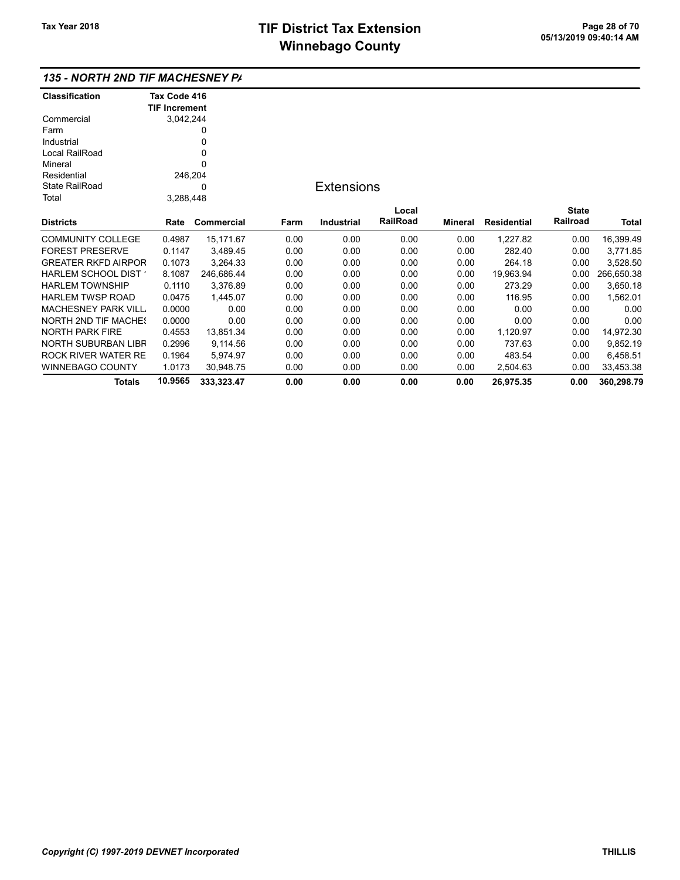## 135 - NORTH 2ND TIF MACHESNEY PA

| Classification | Tax Code 416 TIF Increment |
|---|---|
| Commercial | 3,042,244 |
| Farm | 0 |
| Industrial | 0 |
| Local RailRoad | 0 |
| Mineral | 0 |
| Residential | 246,204 |
| State RailRoad | 0 |
| Total | 3,288,448 |

### Extensions

| Districts | Rate | Commercial | Farm | Industrial | Local RailRoad | Mineral | Residential | State Railroad | Total |
|---|---|---|---|---|---|---|---|---|---|
| COMMUNITY COLLEGE | 0.4987 | 15,171.67 | 0.00 | 0.00 | 0.00 | 0.00 | 1,227.82 | 0.00 | 16,399.49 |
| FOREST PRESERVE | 0.1147 | 3,489.45 | 0.00 | 0.00 | 0.00 | 0.00 | 282.40 | 0.00 | 3,771.85 |
| GREATER RKFD AIRPOR | 0.1073 | 3,264.33 | 0.00 | 0.00 | 0.00 | 0.00 | 264.18 | 0.00 | 3,528.50 |
| HARLEM SCHOOL DIST ' | 8.1087 | 246,686.44 | 0.00 | 0.00 | 0.00 | 0.00 | 19,963.94 | 0.00 | 266,650.38 |
| HARLEM TOWNSHIP | 0.1110 | 3,376.89 | 0.00 | 0.00 | 0.00 | 0.00 | 273.29 | 0.00 | 3,650.18 |
| HARLEM TWSP ROAD | 0.0475 | 1,445.07 | 0.00 | 0.00 | 0.00 | 0.00 | 116.95 | 0.00 | 1,562.01 |
| MACHESNEY PARK VILL | 0.0000 | 0.00 | 0.00 | 0.00 | 0.00 | 0.00 | 0.00 | 0.00 | 0.00 |
| NORTH 2ND TIF MACHES | 0.0000 | 0.00 | 0.00 | 0.00 | 0.00 | 0.00 | 0.00 | 0.00 | 0.00 |
| NORTH PARK FIRE | 0.4553 | 13,851.34 | 0.00 | 0.00 | 0.00 | 0.00 | 1,120.97 | 0.00 | 14,972.30 |
| NORTH SUBURBAN LIBR | 0.2996 | 9,114.56 | 0.00 | 0.00 | 0.00 | 0.00 | 737.63 | 0.00 | 9,852.19 |
| ROCK RIVER WATER RE | 0.1964 | 5,974.97 | 0.00 | 0.00 | 0.00 | 0.00 | 483.54 | 0.00 | 6,458.51 |
| WINNEBAGO COUNTY | 1.0173 | 30,948.75 | 0.00 | 0.00 | 0.00 | 0.00 | 2,504.63 | 0.00 | 33,453.38 |
| **Totals** | **10.9565** | **333,323.47** | **0.00** | **0.00** | **0.00** | **0.00** | **26,975.35** | **0.00** | **360,298.79** |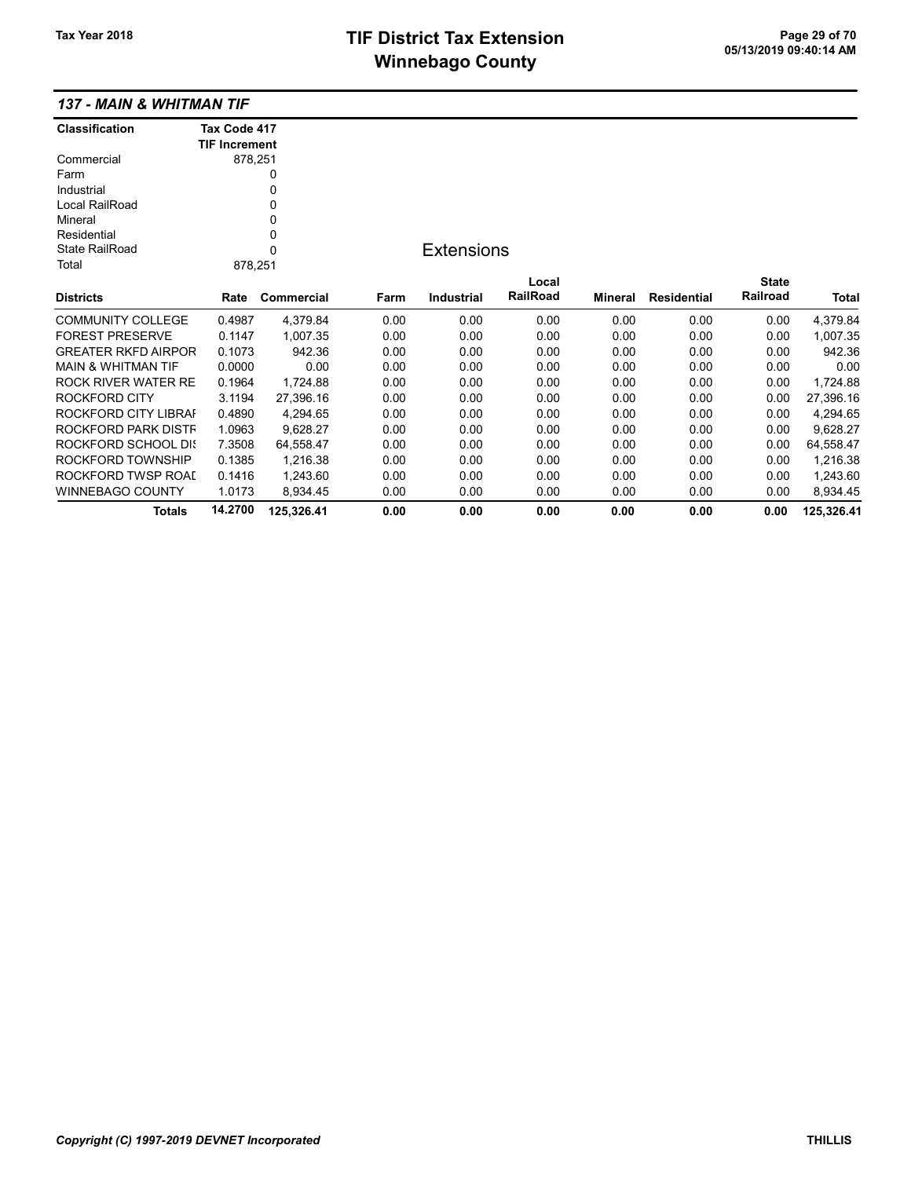# TIF District Tax Extension
# Winnebago County

Tax Year 2018

### 137 - MAIN & WHITMAN TIF

| Classification | Tax Code 417 TIF Increment |
|---|---|
| Commercial | 878,251 |
| Farm | 0 |
| Industrial | 0 |
| Local RailRoad | 0 |
| Mineral | 0 |
| Residential | 0 |
| State RailRoad | 0 |
| Total | 878,251 |

**Extensions**

| Districts | Rate | Commercial | Farm | Industrial | Local RailRoad | Mineral | Residential | State Railroad | Total |
|---|---|---|---|---|---|---|---|---|---|
| COMMUNITY COLLEGE | 0.4987 | 4,379.84 | 0.00 | 0.00 | 0.00 | 0.00 | 0.00 | 0.00 | 4,379.84 |
| FOREST PRESERVE | 0.1147 | 1,007.35 | 0.00 | 0.00 | 0.00 | 0.00 | 0.00 | 0.00 | 1,007.35 |
| GREATER RKFD AIRPOR | 0.1073 | 942.36 | 0.00 | 0.00 | 0.00 | 0.00 | 0.00 | 0.00 | 942.36 |
| MAIN & WHITMAN TIF | 0.0000 | 0.00 | 0.00 | 0.00 | 0.00 | 0.00 | 0.00 | 0.00 | 0.00 |
| ROCK RIVER WATER RE | 0.1964 | 1,724.88 | 0.00 | 0.00 | 0.00 | 0.00 | 0.00 | 0.00 | 1,724.88 |
| ROCKFORD CITY | 3.1194 | 27,396.16 | 0.00 | 0.00 | 0.00 | 0.00 | 0.00 | 0.00 | 27,396.16 |
| ROCKFORD CITY LIBRAI | 0.4890 | 4,294.65 | 0.00 | 0.00 | 0.00 | 0.00 | 0.00 | 0.00 | 4,294.65 |
| ROCKFORD PARK DISTF | 1.0963 | 9,628.27 | 0.00 | 0.00 | 0.00 | 0.00 | 0.00 | 0.00 | 9,628.27 |
| ROCKFORD SCHOOL DIS | 7.3508 | 64,558.47 | 0.00 | 0.00 | 0.00 | 0.00 | 0.00 | 0.00 | 64,558.47 |
| ROCKFORD TOWNSHIP | 0.1385 | 1,216.38 | 0.00 | 0.00 | 0.00 | 0.00 | 0.00 | 0.00 | 1,216.38 |
| ROCKFORD TWSP ROAI | 0.1416 | 1,243.60 | 0.00 | 0.00 | 0.00 | 0.00 | 0.00 | 0.00 | 1,243.60 |
| WINNEBAGO COUNTY | 1.0173 | 8,934.45 | 0.00 | 0.00 | 0.00 | 0.00 | 0.00 | 0.00 | 8,934.45 |
| **Totals** | **14.2700** | **125,326.41** | **0.00** | **0.00** | **0.00** | **0.00** | **0.00** | **0.00** | **125,326.41** |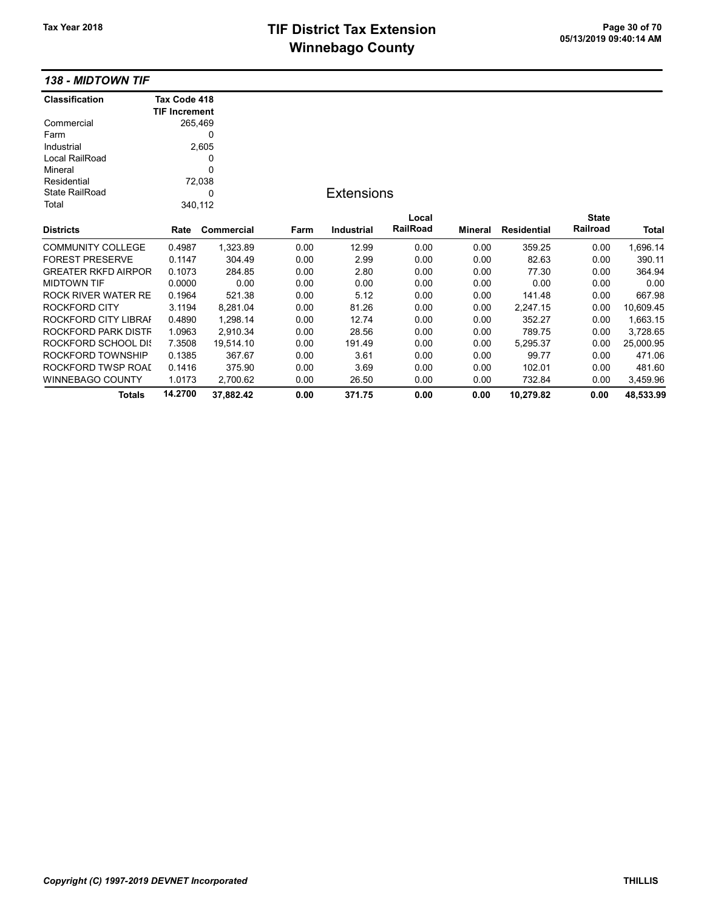# TIF District Tax Extension
# Winnebago County

Tax Year 2018

05/13/2019 09:40:14 AM

### 138 - MIDTOWN TIF

| Classification | Tax Code 418 TIF Increment |
|---|---|
| Commercial | 265,469 |
| Farm | 0 |
| Industrial | 2,605 |
| Local RailRoad | 0 |
| Mineral | 0 |
| Residential | 72,038 |
| State RailRoad | 0 |
| Total | 340,112 |

**Extensions**

| Districts | Rate | Commercial | Farm | Industrial | Local RailRoad | Mineral | Residential | State Railroad | Total |
|---|---|---|---|---|---|---|---|---|---|
| COMMUNITY COLLEGE | 0.4987 | 1,323.89 | 0.00 | 12.99 | 0.00 | 0.00 | 359.25 | 0.00 | 1,696.14 |
| FOREST PRESERVE | 0.1147 | 304.49 | 0.00 | 2.99 | 0.00 | 0.00 | 82.63 | 0.00 | 390.11 |
| GREATER RKFD AIRPOR | 0.1073 | 284.85 | 0.00 | 2.80 | 0.00 | 0.00 | 77.30 | 0.00 | 364.94 |
| MIDTOWN TIF | 0.0000 | 0.00 | 0.00 | 0.00 | 0.00 | 0.00 | 0.00 | 0.00 | 0.00 |
| ROCK RIVER WATER RE | 0.1964 | 521.38 | 0.00 | 5.12 | 0.00 | 0.00 | 141.48 | 0.00 | 667.98 |
| ROCKFORD CITY | 3.1194 | 8,281.04 | 0.00 | 81.26 | 0.00 | 0.00 | 2,247.15 | 0.00 | 10,609.45 |
| ROCKFORD CITY LIBRAI | 0.4890 | 1,298.14 | 0.00 | 12.74 | 0.00 | 0.00 | 352.27 | 0.00 | 1,663.15 |
| ROCKFORD PARK DISTF | 1.0963 | 2,910.34 | 0.00 | 28.56 | 0.00 | 0.00 | 789.75 | 0.00 | 3,728.65 |
| ROCKFORD SCHOOL DI! | 7.3508 | 19,514.10 | 0.00 | 191.49 | 0.00 | 0.00 | 5,295.37 | 0.00 | 25,000.95 |
| ROCKFORD TOWNSHIP | 0.1385 | 367.67 | 0.00 | 3.61 | 0.00 | 0.00 | 99.77 | 0.00 | 471.06 |
| ROCKFORD TWSP ROAI | 0.1416 | 375.90 | 0.00 | 3.69 | 0.00 | 0.00 | 102.01 | 0.00 | 481.60 |
| WINNEBAGO COUNTY | 1.0173 | 2,700.62 | 0.00 | 26.50 | 0.00 | 0.00 | 732.84 | 0.00 | 3,459.96 |
| **Totals** | **14.2700** | **37,882.42** | **0.00** | **371.75** | **0.00** | **0.00** | **10,279.82** | **0.00** | **48,533.99** |

*Copyright (C) 1997-2019 DEVNET Incorporated*

THILLIS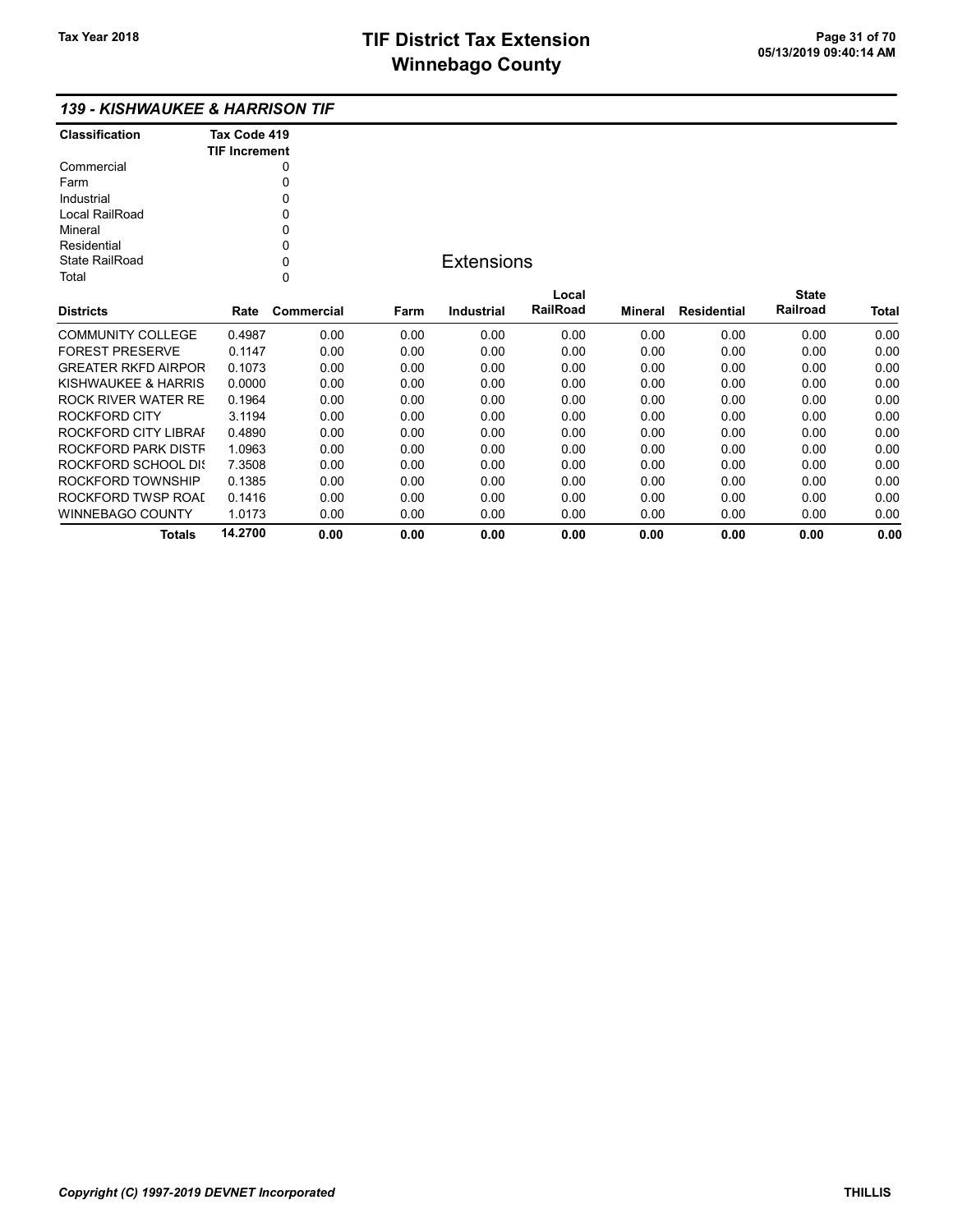## 139 - KISHWAUKEE & HARRISON TIF

| Classification | Tax Code 419 TIF Increment |
|---|---|
| Commercial | 0 |
| Farm | 0 |
| Industrial | 0 |
| Local RailRoad | 0 |
| Mineral | 0 |
| Residential | 0 |
| State RailRoad | 0 |
| Total | 0 |

### Extensions

| Districts | Rate | Commercial | Farm | Industrial | Local RailRoad | Mineral | Residential | State Railroad | Total |
|---|---|---|---|---|---|---|---|---|---|
| COMMUNITY COLLEGE | 0.4987 | 0.00 | 0.00 | 0.00 | 0.00 | 0.00 | 0.00 | 0.00 | 0.00 |
| FOREST PRESERVE | 0.1147 | 0.00 | 0.00 | 0.00 | 0.00 | 0.00 | 0.00 | 0.00 | 0.00 |
| GREATER RKFD AIRPOR | 0.1073 | 0.00 | 0.00 | 0.00 | 0.00 | 0.00 | 0.00 | 0.00 | 0.00 |
| KISHWAUKEE & HARRIS | 0.0000 | 0.00 | 0.00 | 0.00 | 0.00 | 0.00 | 0.00 | 0.00 | 0.00 |
| ROCK RIVER WATER RE | 0.1964 | 0.00 | 0.00 | 0.00 | 0.00 | 0.00 | 0.00 | 0.00 | 0.00 |
| ROCKFORD CITY | 3.1194 | 0.00 | 0.00 | 0.00 | 0.00 | 0.00 | 0.00 | 0.00 | 0.00 |
| ROCKFORD CITY LIBRAI | 0.4890 | 0.00 | 0.00 | 0.00 | 0.00 | 0.00 | 0.00 | 0.00 | 0.00 |
| ROCKFORD PARK DISTF | 1.0963 | 0.00 | 0.00 | 0.00 | 0.00 | 0.00 | 0.00 | 0.00 | 0.00 |
| ROCKFORD SCHOOL DIS | 7.3508 | 0.00 | 0.00 | 0.00 | 0.00 | 0.00 | 0.00 | 0.00 | 0.00 |
| ROCKFORD TOWNSHIP | 0.1385 | 0.00 | 0.00 | 0.00 | 0.00 | 0.00 | 0.00 | 0.00 | 0.00 |
| ROCKFORD TWSP ROAI | 0.1416 | 0.00 | 0.00 | 0.00 | 0.00 | 0.00 | 0.00 | 0.00 | 0.00 |
| WINNEBAGO COUNTY | 1.0173 | 0.00 | 0.00 | 0.00 | 0.00 | 0.00 | 0.00 | 0.00 | 0.00 |
| **Totals** | **14.2700** | **0.00** | **0.00** | **0.00** | **0.00** | **0.00** | **0.00** | **0.00** | **0.00** |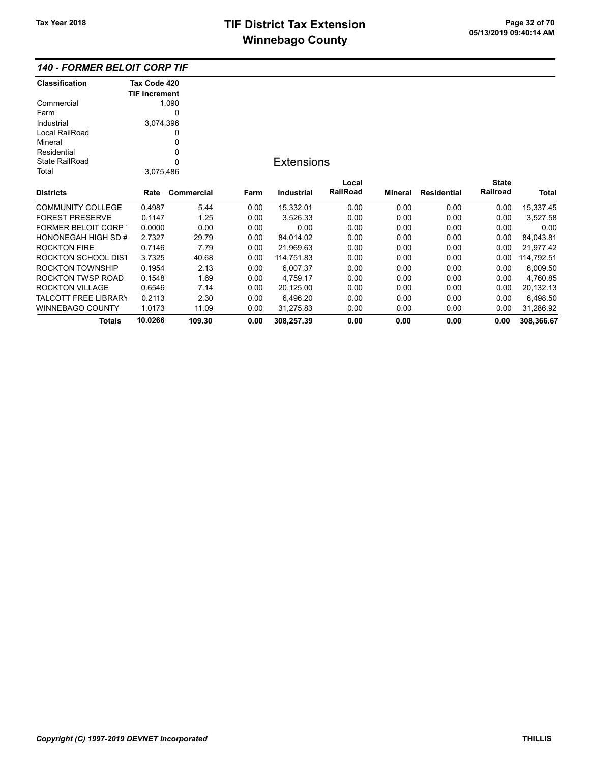## 140 - FORMER BELOIT CORP TIF

| Classification | Tax Code 420 TIF Increment |
|---|---|
| Commercial | 1,090 |
| Farm | 0 |
| Industrial | 3,074,396 |
| Local RailRoad | 0 |
| Mineral | 0 |
| Residential | 0 |
| State RailRoad | 0 |
| Total | 3,075,486 |

### Extensions

| Districts | Rate | Commercial | Farm | Industrial | Local RailRoad | Mineral | Residential | State Railroad | Total |
|---|---|---|---|---|---|---|---|---|---|
| COMMUNITY COLLEGE | 0.4987 | 5.44 | 0.00 | 15,332.01 | 0.00 | 0.00 | 0.00 | 0.00 | 15,337.45 |
| FOREST PRESERVE | 0.1147 | 1.25 | 0.00 | 3,526.33 | 0.00 | 0.00 | 0.00 | 0.00 | 3,527.58 |
| FORMER BELOIT CORP | 0.0000 | 0.00 | 0.00 | 0.00 | 0.00 | 0.00 | 0.00 | 0.00 | 0.00 |
| HONONEGAH HIGH SD # | 2.7327 | 29.79 | 0.00 | 84,014.02 | 0.00 | 0.00 | 0.00 | 0.00 | 84,043.81 |
| ROCKTON FIRE | 0.7146 | 7.79 | 0.00 | 21,969.63 | 0.00 | 0.00 | 0.00 | 0.00 | 21,977.42 |
| ROCKTON SCHOOL DIST | 3.7325 | 40.68 | 0.00 | 114,751.83 | 0.00 | 0.00 | 0.00 | 0.00 | 114,792.51 |
| ROCKTON TOWNSHIP | 0.1954 | 2.13 | 0.00 | 6,007.37 | 0.00 | 0.00 | 0.00 | 0.00 | 6,009.50 |
| ROCKTON TWSP ROAD | 0.1548 | 1.69 | 0.00 | 4,759.17 | 0.00 | 0.00 | 0.00 | 0.00 | 4,760.85 |
| ROCKTON VILLAGE | 0.6546 | 7.14 | 0.00 | 20,125.00 | 0.00 | 0.00 | 0.00 | 0.00 | 20,132.13 |
| TALCOTT FREE LIBRARY | 0.2113 | 2.30 | 0.00 | 6,496.20 | 0.00 | 0.00 | 0.00 | 0.00 | 6,498.50 |
| WINNEBAGO COUNTY | 1.0173 | 11.09 | 0.00 | 31,275.83 | 0.00 | 0.00 | 0.00 | 0.00 | 31,286.92 |
| **Totals** | **10.0266** | **109.30** | **0.00** | **308,257.39** | **0.00** | **0.00** | **0.00** | **0.00** | **308,366.67** |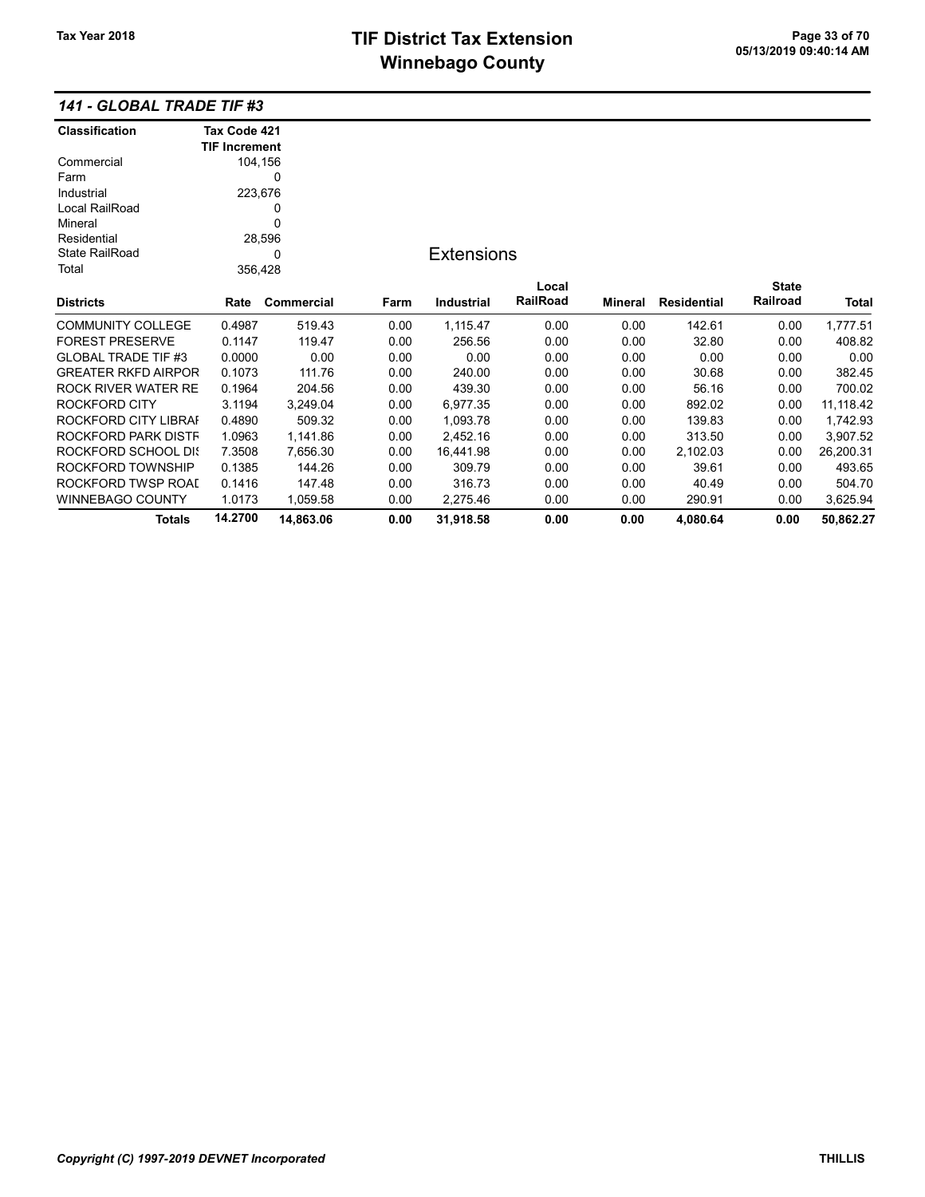## 141 - GLOBAL TRADE TIF #3

| Classification | Tax Code 421 TIF Increment |
|---|---|
| Commercial | 104,156 |
| Farm | 0 |
| Industrial | 223,676 |
| Local RailRoad | 0 |
| Mineral | 0 |
| Residential | 28,596 |
| State RailRoad | 0 |
| Total | 356,428 |

### Extensions

| Districts | Rate | Commercial | Farm | Industrial | Local RailRoad | Mineral | Residential | State Railroad | Total |
|---|---|---|---|---|---|---|---|---|---|
| COMMUNITY COLLEGE | 0.4987 | 519.43 | 0.00 | 1,115.47 | 0.00 | 0.00 | 142.61 | 0.00 | 1,777.51 |
| FOREST PRESERVE | 0.1147 | 119.47 | 0.00 | 256.56 | 0.00 | 0.00 | 32.80 | 0.00 | 408.82 |
| GLOBAL TRADE TIF #3 | 0.0000 | 0.00 | 0.00 | 0.00 | 0.00 | 0.00 | 0.00 | 0.00 | 0.00 |
| GREATER RKFD AIRPOR | 0.1073 | 111.76 | 0.00 | 240.00 | 0.00 | 0.00 | 30.68 | 0.00 | 382.45 |
| ROCK RIVER WATER RE | 0.1964 | 204.56 | 0.00 | 439.30 | 0.00 | 0.00 | 56.16 | 0.00 | 700.02 |
| ROCKFORD CITY | 3.1194 | 3,249.04 | 0.00 | 6,977.35 | 0.00 | 0.00 | 892.02 | 0.00 | 11,118.42 |
| ROCKFORD CITY LIBRAI | 0.4890 | 509.32 | 0.00 | 1,093.78 | 0.00 | 0.00 | 139.83 | 0.00 | 1,742.93 |
| ROCKFORD PARK DISTF | 1.0963 | 1,141.86 | 0.00 | 2,452.16 | 0.00 | 0.00 | 313.50 | 0.00 | 3,907.52 |
| ROCKFORD SCHOOL DI: | 7.3508 | 7,656.30 | 0.00 | 16,441.98 | 0.00 | 0.00 | 2,102.03 | 0.00 | 26,200.31 |
| ROCKFORD TOWNSHIP | 0.1385 | 144.26 | 0.00 | 309.79 | 0.00 | 0.00 | 39.61 | 0.00 | 493.65 |
| ROCKFORD TWSP ROAI | 0.1416 | 147.48 | 0.00 | 316.73 | 0.00 | 0.00 | 40.49 | 0.00 | 504.70 |
| WINNEBAGO COUNTY | 1.0173 | 1,059.58 | 0.00 | 2,275.46 | 0.00 | 0.00 | 290.91 | 0.00 | 3,625.94 |
| **Totals** | **14.2700** | **14,863.06** | **0.00** | **31,918.58** | **0.00** | **0.00** | **4,080.64** | **0.00** | **50,862.27** |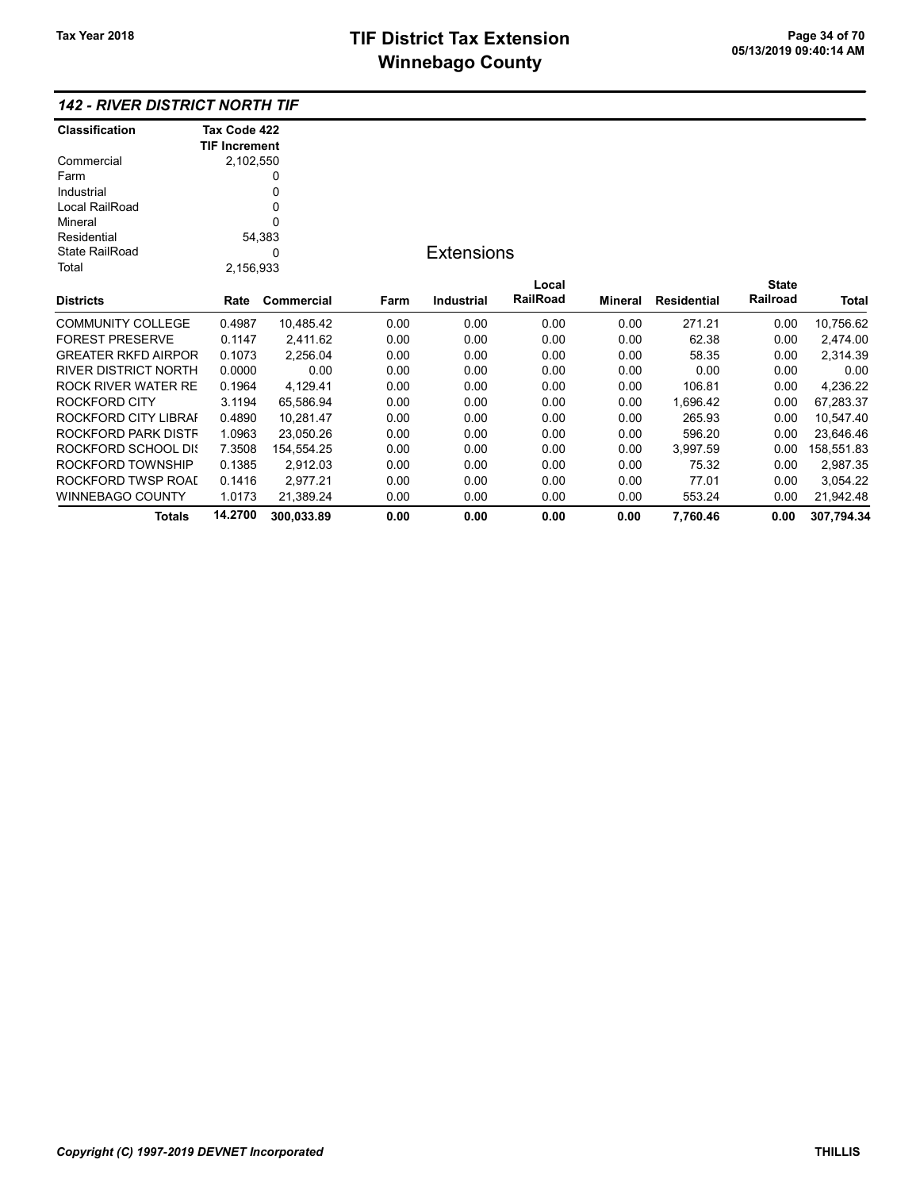# TIF District Tax Extension
# Winnebago County

Tax Year 2018

05/13/2019 09:40:14 AM

### *142 - RIVER DISTRICT NORTH TIF*

| Classification | Tax Code 422 TIF Increment |
|---|---|
| Commercial | 2,102,550 |
| Farm | 0 |
| Industrial | 0 |
| Local RailRoad | 0 |
| Mineral | 0 |
| Residential | 54,383 |
| State RailRoad | 0 |
| Total | 2,156,933 |

## Extensions

| Districts | Rate | Commercial | Farm | Industrial | Local RailRoad | Mineral | Residential | State Railroad | Total |
|---|---|---|---|---|---|---|---|---|---|
| COMMUNITY COLLEGE | 0.4987 | 10,485.42 | 0.00 | 0.00 | 0.00 | 0.00 | 271.21 | 0.00 | 10,756.62 |
| FOREST PRESERVE | 0.1147 | 2,411.62 | 0.00 | 0.00 | 0.00 | 0.00 | 62.38 | 0.00 | 2,474.00 |
| GREATER RKFD AIRPOR | 0.1073 | 2,256.04 | 0.00 | 0.00 | 0.00 | 0.00 | 58.35 | 0.00 | 2,314.39 |
| RIVER DISTRICT NORTH | 0.0000 | 0.00 | 0.00 | 0.00 | 0.00 | 0.00 | 0.00 | 0.00 | 0.00 |
| ROCK RIVER WATER RE | 0.1964 | 4,129.41 | 0.00 | 0.00 | 0.00 | 0.00 | 106.81 | 0.00 | 4,236.22 |
| ROCKFORD CITY | 3.1194 | 65,586.94 | 0.00 | 0.00 | 0.00 | 0.00 | 1,696.42 | 0.00 | 67,283.37 |
| ROCKFORD CITY LIBRAI | 0.4890 | 10,281.47 | 0.00 | 0.00 | 0.00 | 0.00 | 265.93 | 0.00 | 10,547.40 |
| ROCKFORD PARK DISTF | 1.0963 | 23,050.26 | 0.00 | 0.00 | 0.00 | 0.00 | 596.20 | 0.00 | 23,646.46 |
| ROCKFORD SCHOOL DIS | 7.3508 | 154,554.25 | 0.00 | 0.00 | 0.00 | 0.00 | 3,997.59 | 0.00 | 158,551.83 |
| ROCKFORD TOWNSHIP | 0.1385 | 2,912.03 | 0.00 | 0.00 | 0.00 | 0.00 | 75.32 | 0.00 | 2,987.35 |
| ROCKFORD TWSP ROAI | 0.1416 | 2,977.21 | 0.00 | 0.00 | 0.00 | 0.00 | 77.01 | 0.00 | 3,054.22 |
| WINNEBAGO COUNTY | 1.0173 | 21,389.24 | 0.00 | 0.00 | 0.00 | 0.00 | 553.24 | 0.00 | 21,942.48 |
| **Totals** | **14.2700** | **300,033.89** | **0.00** | **0.00** | **0.00** | **0.00** | **7,760.46** | **0.00** | **307,794.34** |

*Copyright (C) 1997-2019 DEVNET Incorporated* THILLIS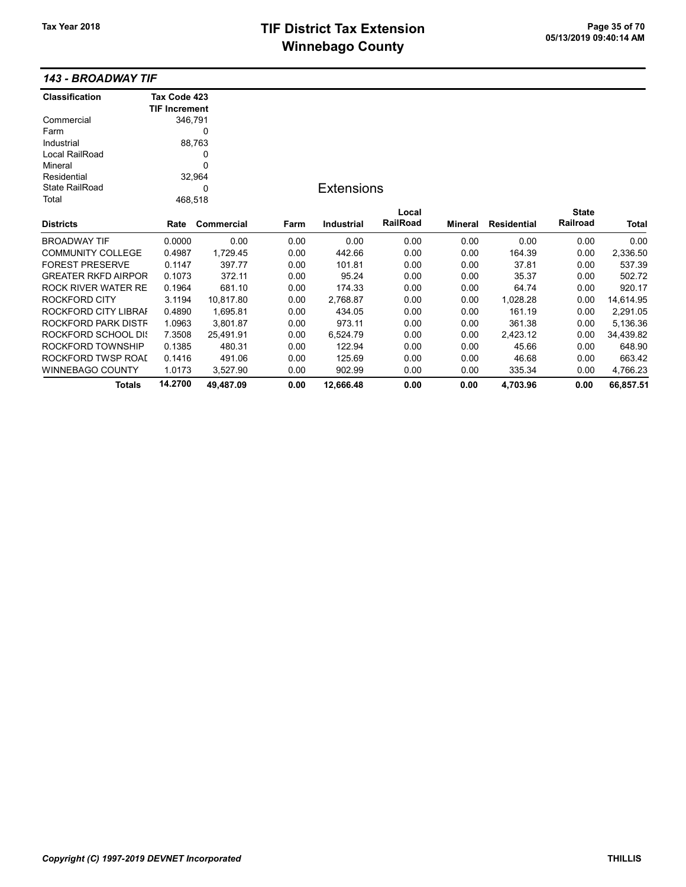# TIF District Tax Extension
# Winnebago County

Tax Year 2018

05/13/2019 09:40:14 AM

## 143 - BROADWAY TIF

| Classification | Tax Code 423 TIF Increment |
|---|---|
| Commercial | 346,791 |
| Farm | 0 |
| Industrial | 88,763 |
| Local RailRoad | 0 |
| Mineral | 0 |
| Residential | 32,964 |
| State RailRoad | 0 |
| Total | 468,518 |

### Extensions

| Districts | Rate | Commercial | Farm | Industrial | Local RailRoad | Mineral | Residential | State Railroad | Total |
|---|---|---|---|---|---|---|---|---|---|
| BROADWAY TIF | 0.0000 | 0.00 | 0.00 | 0.00 | 0.00 | 0.00 | 0.00 | 0.00 | 0.00 |
| COMMUNITY COLLEGE | 0.4987 | 1,729.45 | 0.00 | 442.66 | 0.00 | 0.00 | 164.39 | 0.00 | 2,336.50 |
| FOREST PRESERVE | 0.1147 | 397.77 | 0.00 | 101.81 | 0.00 | 0.00 | 37.81 | 0.00 | 537.39 |
| GREATER RKFD AIRPOR | 0.1073 | 372.11 | 0.00 | 95.24 | 0.00 | 0.00 | 35.37 | 0.00 | 502.72 |
| ROCK RIVER WATER RE | 0.1964 | 681.10 | 0.00 | 174.33 | 0.00 | 0.00 | 64.74 | 0.00 | 920.17 |
| ROCKFORD CITY | 3.1194 | 10,817.80 | 0.00 | 2,768.87 | 0.00 | 0.00 | 1,028.28 | 0.00 | 14,614.95 |
| ROCKFORD CITY LIBRAI | 0.4890 | 1,695.81 | 0.00 | 434.05 | 0.00 | 0.00 | 161.19 | 0.00 | 2,291.05 |
| ROCKFORD PARK DISTF | 1.0963 | 3,801.87 | 0.00 | 973.11 | 0.00 | 0.00 | 361.38 | 0.00 | 5,136.36 |
| ROCKFORD SCHOOL DIS | 7.3508 | 25,491.91 | 0.00 | 6,524.79 | 0.00 | 0.00 | 2,423.12 | 0.00 | 34,439.82 |
| ROCKFORD TOWNSHIP | 0.1385 | 480.31 | 0.00 | 122.94 | 0.00 | 0.00 | 45.66 | 0.00 | 648.90 |
| ROCKFORD TWSP ROAD | 0.1416 | 491.06 | 0.00 | 125.69 | 0.00 | 0.00 | 46.68 | 0.00 | 663.42 |
| WINNEBAGO COUNTY | 1.0173 | 3,527.90 | 0.00 | 902.99 | 0.00 | 0.00 | 335.34 | 0.00 | 4,766.23 |
| **Totals** | **14.2700** | **49,487.09** | **0.00** | **12,666.48** | **0.00** | **0.00** | **4,703.96** | **0.00** | **66,857.51** |

*Copyright (C) 1997-2019 DEVNET Incorporated* THILLIS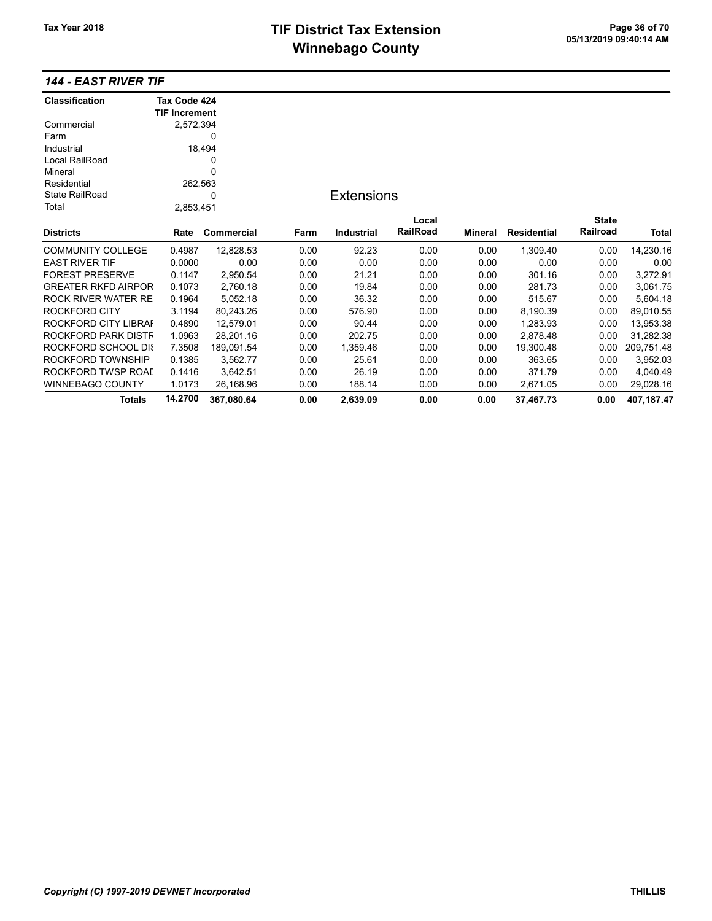# TIF District Tax Extension
# Winnebago County

Tax Year 2018

05/13/2019 09:40:14 AM

## 144 - EAST RIVER TIF

| Classification | Tax Code 424 TIF Increment |
|---|---|
| Commercial | 2,572,394 |
| Farm | 0 |
| Industrial | 18,494 |
| Local RailRoad | 0 |
| Mineral | 0 |
| Residential | 262,563 |
| State RailRoad | 0 |
| Total | 2,853,451 |

### Extensions

| Districts | Rate | Commercial | Farm | Industrial | Local RailRoad | Mineral | Residential | State Railroad | Total |
|---|---|---|---|---|---|---|---|---|---|
| COMMUNITY COLLEGE | 0.4987 | 12,828.53 | 0.00 | 92.23 | 0.00 | 0.00 | 1,309.40 | 0.00 | 14,230.16 |
| EAST RIVER TIF | 0.0000 | 0.00 | 0.00 | 0.00 | 0.00 | 0.00 | 0.00 | 0.00 | 0.00 |
| FOREST PRESERVE | 0.1147 | 2,950.54 | 0.00 | 21.21 | 0.00 | 0.00 | 301.16 | 0.00 | 3,272.91 |
| GREATER RKFD AIRPOR | 0.1073 | 2,760.18 | 0.00 | 19.84 | 0.00 | 0.00 | 281.73 | 0.00 | 3,061.75 |
| ROCK RIVER WATER RE | 0.1964 | 5,052.18 | 0.00 | 36.32 | 0.00 | 0.00 | 515.67 | 0.00 | 5,604.18 |
| ROCKFORD CITY | 3.1194 | 80,243.26 | 0.00 | 576.90 | 0.00 | 0.00 | 8,190.39 | 0.00 | 89,010.55 |
| ROCKFORD CITY LIBRAI | 0.4890 | 12,579.01 | 0.00 | 90.44 | 0.00 | 0.00 | 1,283.93 | 0.00 | 13,953.38 |
| ROCKFORD PARK DISTF | 1.0963 | 28,201.16 | 0.00 | 202.75 | 0.00 | 0.00 | 2,878.48 | 0.00 | 31,282.38 |
| ROCKFORD SCHOOL DI! | 7.3508 | 189,091.54 | 0.00 | 1,359.46 | 0.00 | 0.00 | 19,300.48 | 0.00 | 209,751.48 |
| ROCKFORD TOWNSHIP | 0.1385 | 3,562.77 | 0.00 | 25.61 | 0.00 | 0.00 | 363.65 | 0.00 | 3,952.03 |
| ROCKFORD TWSP ROAI | 0.1416 | 3,642.51 | 0.00 | 26.19 | 0.00 | 0.00 | 371.79 | 0.00 | 4,040.49 |
| WINNEBAGO COUNTY | 1.0173 | 26,168.96 | 0.00 | 188.14 | 0.00 | 0.00 | 2,671.05 | 0.00 | 29,028.16 |
| **Totals** | **14.2700** | **367,080.64** | **0.00** | **2,639.09** | **0.00** | **0.00** | **37,467.73** | **0.00** | **407,187.47** |

*Copyright (C) 1997-2019 DEVNET Incorporated* THILLIS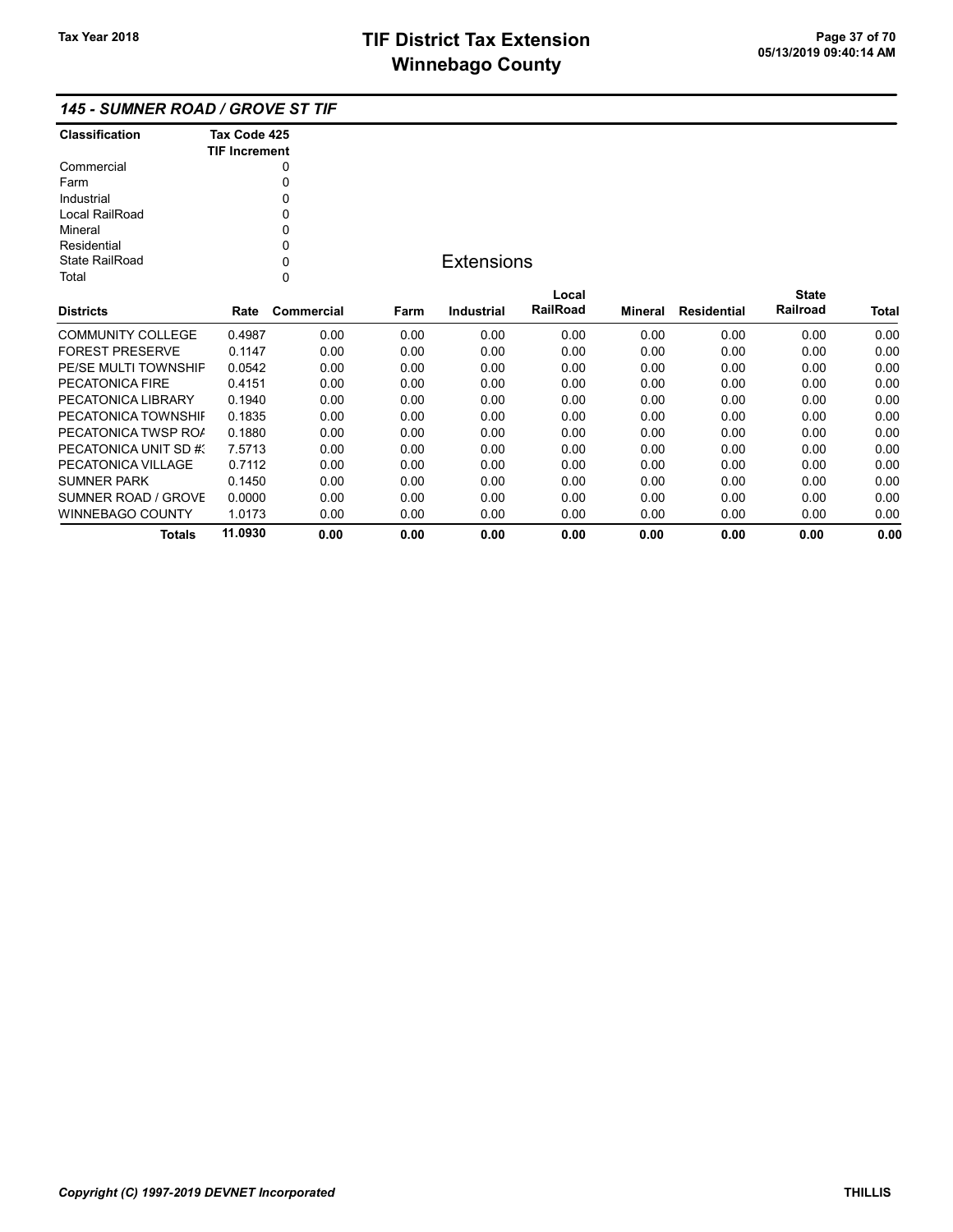## 145 - SUMNER ROAD / GROVE ST TIF

| Classification | Tax Code 425 TIF Increment |
|---|---|
| Commercial | 0 |
| Farm | 0 |
| Industrial | 0 |
| Local RailRoad | 0 |
| Mineral | 0 |
| Residential | 0 |
| State RailRoad | 0 |
| Total | 0 |

### Extensions

| Districts | Rate | Commercial | Farm | Industrial | Local RailRoad | Mineral | Residential | State Railroad | Total |
|---|---|---|---|---|---|---|---|---|---|
| COMMUNITY COLLEGE | 0.4987 | 0.00 | 0.00 | 0.00 | 0.00 | 0.00 | 0.00 | 0.00 | 0.00 |
| FOREST PRESERVE | 0.1147 | 0.00 | 0.00 | 0.00 | 0.00 | 0.00 | 0.00 | 0.00 | 0.00 |
| PE/SE MULTI TOWNSHIF | 0.0542 | 0.00 | 0.00 | 0.00 | 0.00 | 0.00 | 0.00 | 0.00 | 0.00 |
| PECATONICA FIRE | 0.4151 | 0.00 | 0.00 | 0.00 | 0.00 | 0.00 | 0.00 | 0.00 | 0.00 |
| PECATONICA LIBRARY | 0.1940 | 0.00 | 0.00 | 0.00 | 0.00 | 0.00 | 0.00 | 0.00 | 0.00 |
| PECATONICA TOWNSHIF | 0.1835 | 0.00 | 0.00 | 0.00 | 0.00 | 0.00 | 0.00 | 0.00 | 0.00 |
| PECATONICA TWSP ROA | 0.1880 | 0.00 | 0.00 | 0.00 | 0.00 | 0.00 | 0.00 | 0.00 | 0.00 |
| PECATONICA UNIT SD #3 | 7.5713 | 0.00 | 0.00 | 0.00 | 0.00 | 0.00 | 0.00 | 0.00 | 0.00 |
| PECATONICA VILLAGE | 0.7112 | 0.00 | 0.00 | 0.00 | 0.00 | 0.00 | 0.00 | 0.00 | 0.00 |
| SUMNER PARK | 0.1450 | 0.00 | 0.00 | 0.00 | 0.00 | 0.00 | 0.00 | 0.00 | 0.00 |
| SUMNER ROAD / GROVE | 0.0000 | 0.00 | 0.00 | 0.00 | 0.00 | 0.00 | 0.00 | 0.00 | 0.00 |
| WINNEBAGO COUNTY | 1.0173 | 0.00 | 0.00 | 0.00 | 0.00 | 0.00 | 0.00 | 0.00 | 0.00 |
| **Totals** | **11.0930** | **0.00** | **0.00** | **0.00** | **0.00** | **0.00** | **0.00** | **0.00** | **0.00** |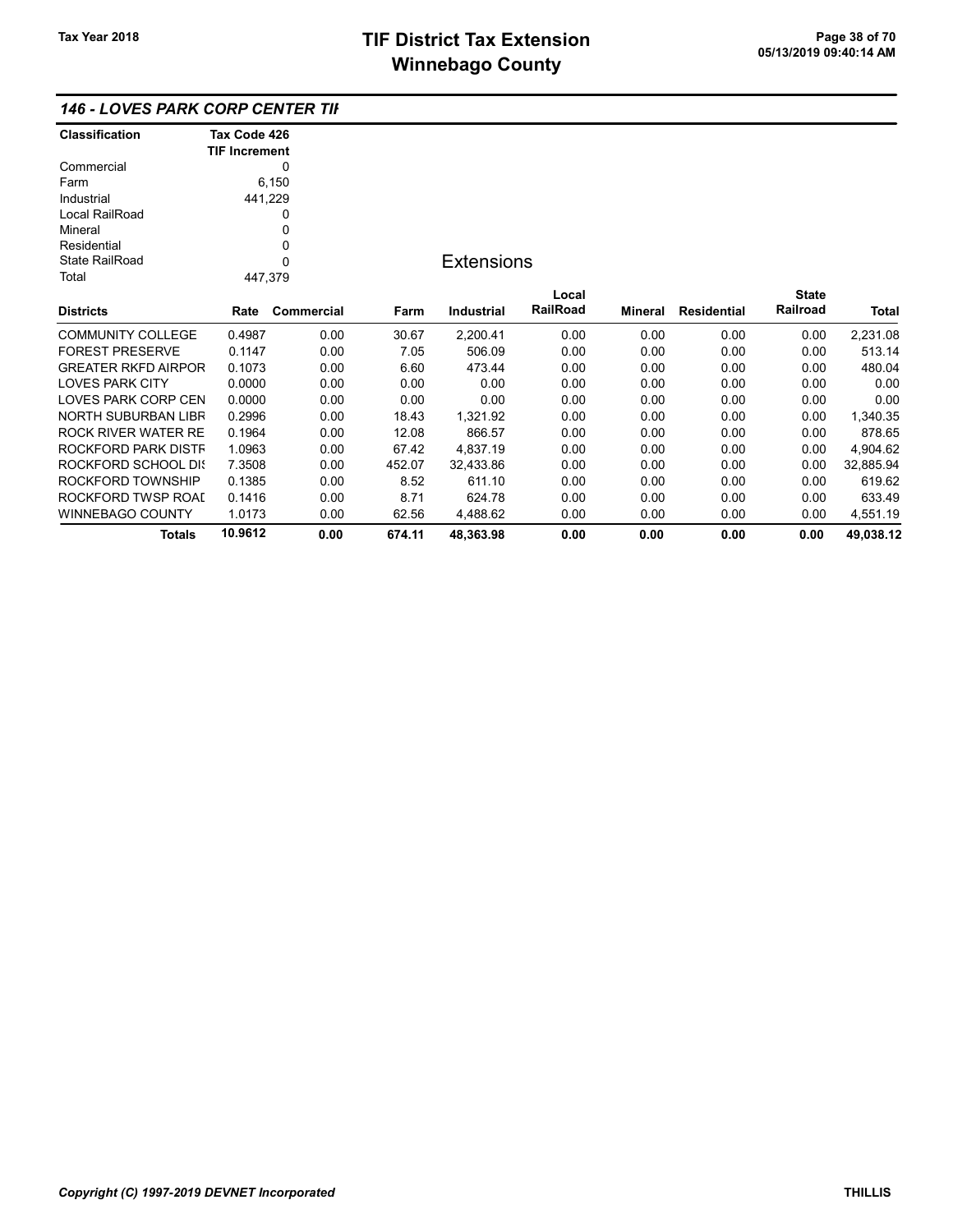## 146 - LOVES PARK CORP CENTER TIF

| Classification | Tax Code 426 TIF Increment |
|---|---|
| Commercial | 0 |
| Farm | 6,150 |
| Industrial | 441,229 |
| Local RailRoad | 0 |
| Mineral | 0 |
| Residential | 0 |
| State RailRoad | 0 |
| Total | 447,379 |

### Extensions

| Districts | Rate | Commercial | Farm | Industrial | Local RailRoad | Mineral | Residential | State Railroad | Total |
|---|---|---|---|---|---|---|---|---|---|
| COMMUNITY COLLEGE | 0.4987 | 0.00 | 30.67 | 2,200.41 | 0.00 | 0.00 | 0.00 | 0.00 | 2,231.08 |
| FOREST PRESERVE | 0.1147 | 0.00 | 7.05 | 506.09 | 0.00 | 0.00 | 0.00 | 0.00 | 513.14 |
| GREATER RKFD AIRPOR | 0.1073 | 0.00 | 6.60 | 473.44 | 0.00 | 0.00 | 0.00 | 0.00 | 480.04 |
| LOVES PARK CITY | 0.0000 | 0.00 | 0.00 | 0.00 | 0.00 | 0.00 | 0.00 | 0.00 | 0.00 |
| LOVES PARK CORP CEN | 0.0000 | 0.00 | 0.00 | 0.00 | 0.00 | 0.00 | 0.00 | 0.00 | 0.00 |
| NORTH SUBURBAN LIBR | 0.2996 | 0.00 | 18.43 | 1,321.92 | 0.00 | 0.00 | 0.00 | 0.00 | 1,340.35 |
| ROCK RIVER WATER RE | 0.1964 | 0.00 | 12.08 | 866.57 | 0.00 | 0.00 | 0.00 | 0.00 | 878.65 |
| ROCKFORD PARK DISTR | 1.0963 | 0.00 | 67.42 | 4,837.19 | 0.00 | 0.00 | 0.00 | 0.00 | 4,904.62 |
| ROCKFORD SCHOOL DIS | 7.3508 | 0.00 | 452.07 | 32,433.86 | 0.00 | 0.00 | 0.00 | 0.00 | 32,885.94 |
| ROCKFORD TOWNSHIP | 0.1385 | 0.00 | 8.52 | 611.10 | 0.00 | 0.00 | 0.00 | 0.00 | 619.62 |
| ROCKFORD TWSP ROAD | 0.1416 | 0.00 | 8.71 | 624.78 | 0.00 | 0.00 | 0.00 | 0.00 | 633.49 |
| WINNEBAGO COUNTY | 1.0173 | 0.00 | 62.56 | 4,488.62 | 0.00 | 0.00 | 0.00 | 0.00 | 4,551.19 |
| **Totals** | **10.9612** | **0.00** | **674.11** | **48,363.98** | **0.00** | **0.00** | **0.00** | **0.00** | **49,038.12** |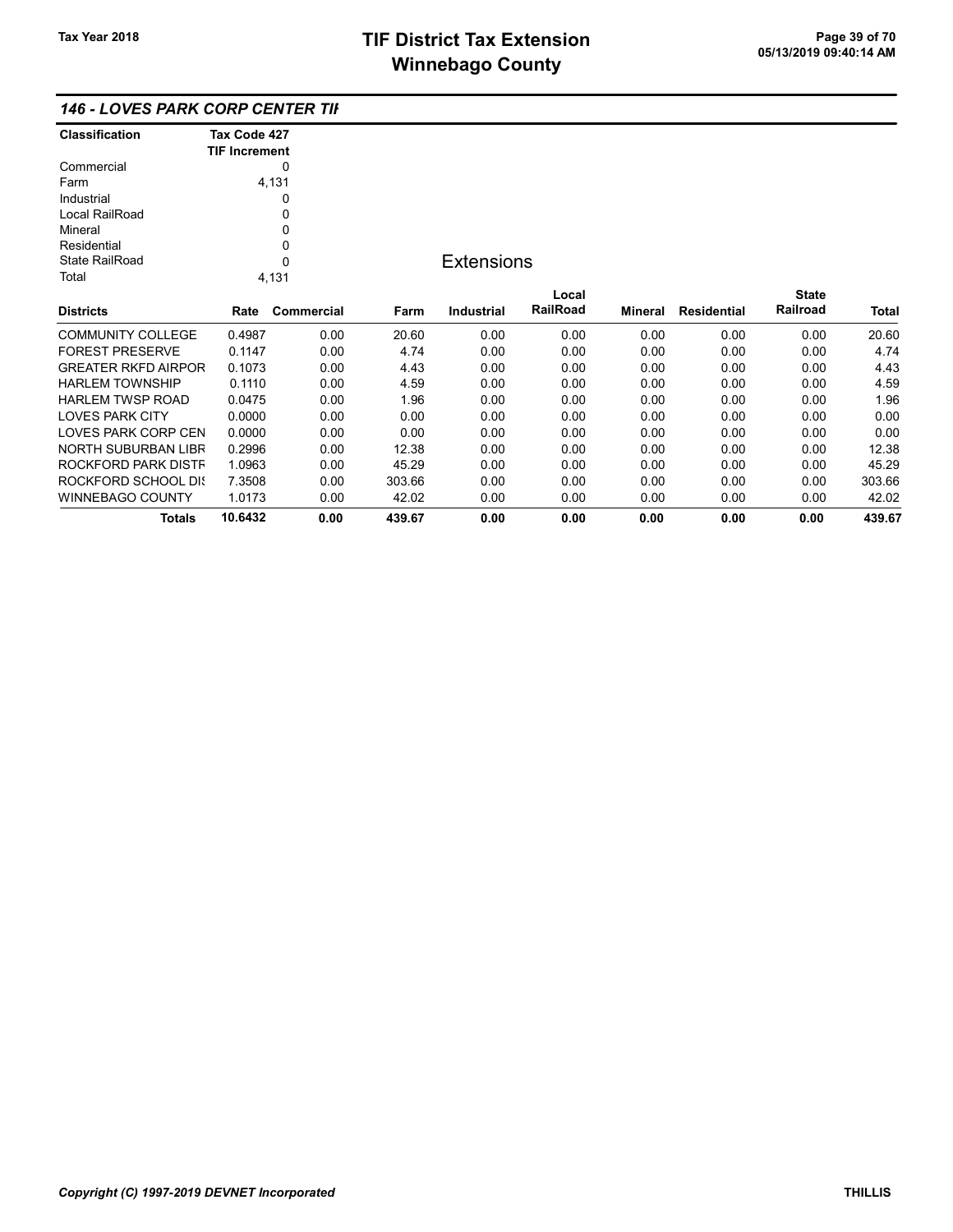# TIF District Tax Extension
# Winnebago County

Tax Year 2018

### 146 - LOVES PARK CORP CENTER TIF

| Classification | Tax Code 427 TIF Increment |
|---|---|
| Commercial | 0 |
| Farm | 4,131 |
| Industrial | 0 |
| Local RailRoad | 0 |
| Mineral | 0 |
| Residential | 0 |
| State RailRoad | 0 |
| Total | 4,131 |

## Extensions

| Districts | Rate | Commercial | Farm | Industrial | Local RailRoad | Mineral | Residential | State Railroad | Total |
|---|---|---|---|---|---|---|---|---|---|
| COMMUNITY COLLEGE | 0.4987 | 0.00 | 20.60 | 0.00 | 0.00 | 0.00 | 0.00 | 0.00 | 20.60 |
| FOREST PRESERVE | 0.1147 | 0.00 | 4.74 | 0.00 | 0.00 | 0.00 | 0.00 | 0.00 | 4.74 |
| GREATER RKFD AIRPOR | 0.1073 | 0.00 | 4.43 | 0.00 | 0.00 | 0.00 | 0.00 | 0.00 | 4.43 |
| HARLEM TOWNSHIP | 0.1110 | 0.00 | 4.59 | 0.00 | 0.00 | 0.00 | 0.00 | 0.00 | 4.59 |
| HARLEM TWSP ROAD | 0.0475 | 0.00 | 1.96 | 0.00 | 0.00 | 0.00 | 0.00 | 0.00 | 1.96 |
| LOVES PARK CITY | 0.0000 | 0.00 | 0.00 | 0.00 | 0.00 | 0.00 | 0.00 | 0.00 | 0.00 |
| LOVES PARK CORP CEN | 0.0000 | 0.00 | 0.00 | 0.00 | 0.00 | 0.00 | 0.00 | 0.00 | 0.00 |
| NORTH SUBURBAN LIBR | 0.2996 | 0.00 | 12.38 | 0.00 | 0.00 | 0.00 | 0.00 | 0.00 | 12.38 |
| ROCKFORD PARK DISTR | 1.0963 | 0.00 | 45.29 | 0.00 | 0.00 | 0.00 | 0.00 | 0.00 | 45.29 |
| ROCKFORD SCHOOL DIS | 7.3508 | 0.00 | 303.66 | 0.00 | 0.00 | 0.00 | 0.00 | 0.00 | 303.66 |
| WINNEBAGO COUNTY | 1.0173 | 0.00 | 42.02 | 0.00 | 0.00 | 0.00 | 0.00 | 0.00 | 42.02 |
| **Totals** | **10.6432** | **0.00** | **439.67** | **0.00** | **0.00** | **0.00** | **0.00** | **0.00** | **439.67** |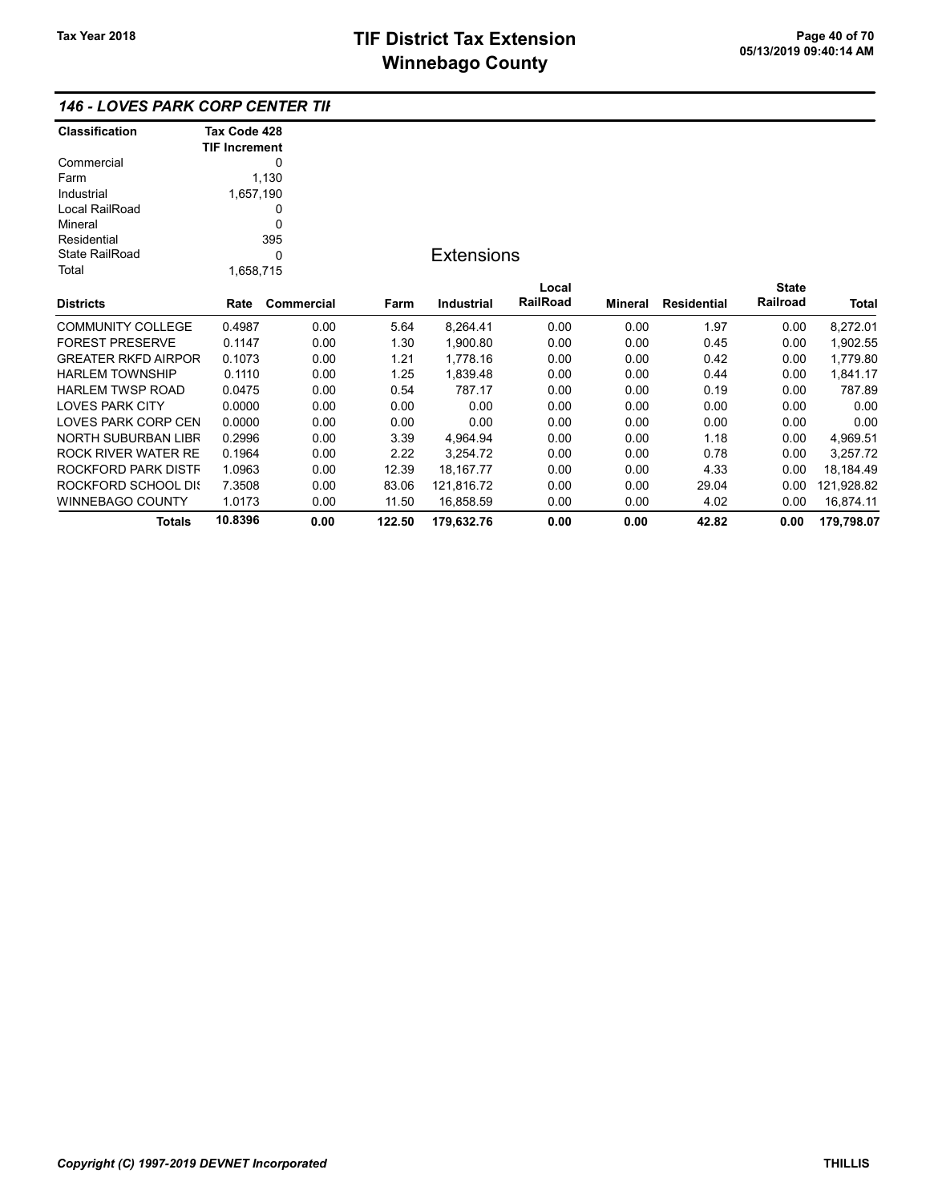## 146 - LOVES PARK CORP CENTER TIF

| Classification | Tax Code 428 TIF Increment |
|---|---|
| Commercial | 0 |
| Farm | 1,130 |
| Industrial | 1,657,190 |
| Local RailRoad | 0 |
| Mineral | 0 |
| Residential | 395 |
| State RailRoad | 0 |
| Total | 1,658,715 |

### Extensions

| Districts | Rate | Commercial | Farm | Industrial | Local RailRoad | Mineral | Residential | State Railroad | Total |
|---|---|---|---|---|---|---|---|---|---|
| COMMUNITY COLLEGE | 0.4987 | 0.00 | 5.64 | 8,264.41 | 0.00 | 0.00 | 1.97 | 0.00 | 8,272.01 |
| FOREST PRESERVE | 0.1147 | 0.00 | 1.30 | 1,900.80 | 0.00 | 0.00 | 0.45 | 0.00 | 1,902.55 |
| GREATER RKFD AIRPOR | 0.1073 | 0.00 | 1.21 | 1,778.16 | 0.00 | 0.00 | 0.42 | 0.00 | 1,779.80 |
| HARLEM TOWNSHIP | 0.1110 | 0.00 | 1.25 | 1,839.48 | 0.00 | 0.00 | 0.44 | 0.00 | 1,841.17 |
| HARLEM TWSP ROAD | 0.0475 | 0.00 | 0.54 | 787.17 | 0.00 | 0.00 | 0.19 | 0.00 | 787.89 |
| LOVES PARK CITY | 0.0000 | 0.00 | 0.00 | 0.00 | 0.00 | 0.00 | 0.00 | 0.00 | 0.00 |
| LOVES PARK CORP CEN | 0.0000 | 0.00 | 0.00 | 0.00 | 0.00 | 0.00 | 0.00 | 0.00 | 0.00 |
| NORTH SUBURBAN LIBR | 0.2996 | 0.00 | 3.39 | 4,964.94 | 0.00 | 0.00 | 1.18 | 0.00 | 4,969.51 |
| ROCK RIVER WATER RE | 0.1964 | 0.00 | 2.22 | 3,254.72 | 0.00 | 0.00 | 0.78 | 0.00 | 3,257.72 |
| ROCKFORD PARK DISTR | 1.0963 | 0.00 | 12.39 | 18,167.77 | 0.00 | 0.00 | 4.33 | 0.00 | 18,184.49 |
| ROCKFORD SCHOOL DIS | 7.3508 | 0.00 | 83.06 | 121,816.72 | 0.00 | 0.00 | 29.04 | 0.00 | 121,928.82 |
| WINNEBAGO COUNTY | 1.0173 | 0.00 | 11.50 | 16,858.59 | 0.00 | 0.00 | 4.02 | 0.00 | 16,874.11 |
| **Totals** | **10.8396** | **0.00** | **122.50** | **179,632.76** | **0.00** | **0.00** | **42.82** | **0.00** | **179,798.07** |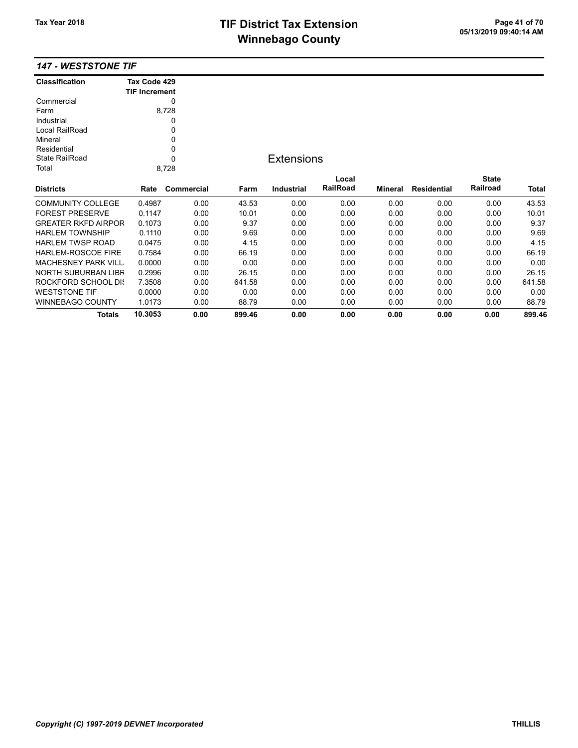## 147 - WESTSTONE TIF

| Classification | Tax Code 429 TIF Increment |
|---|---|
| Commercial | 0 |
| Farm | 8,728 |
| Industrial | 0 |
| Local RailRoad | 0 |
| Mineral | 0 |
| Residential | 0 |
| State RailRoad | 0 |
| Total | 8,728 |

### Extensions

| Districts | Rate | Commercial | Farm | Industrial | Local RailRoad | Mineral | Residential | State Railroad | Total |
|---|---|---|---|---|---|---|---|---|---|
| COMMUNITY COLLEGE | 0.4987 | 0.00 | 43.53 | 0.00 | 0.00 | 0.00 | 0.00 | 0.00 | 43.53 |
| FOREST PRESERVE | 0.1147 | 0.00 | 10.01 | 0.00 | 0.00 | 0.00 | 0.00 | 0.00 | 10.01 |
| GREATER RKFD AIRPOR | 0.1073 | 0.00 | 9.37 | 0.00 | 0.00 | 0.00 | 0.00 | 0.00 | 9.37 |
| HARLEM TOWNSHIP | 0.1110 | 0.00 | 9.69 | 0.00 | 0.00 | 0.00 | 0.00 | 0.00 | 9.69 |
| HARLEM TWSP ROAD | 0.0475 | 0.00 | 4.15 | 0.00 | 0.00 | 0.00 | 0.00 | 0.00 | 4.15 |
| HARLEM-ROSCOE FIRE | 0.7584 | 0.00 | 66.19 | 0.00 | 0.00 | 0.00 | 0.00 | 0.00 | 66.19 |
| MACHESNEY PARK VILL | 0.0000 | 0.00 | 0.00 | 0.00 | 0.00 | 0.00 | 0.00 | 0.00 | 0.00 |
| NORTH SUBURBAN LIBR | 0.2996 | 0.00 | 26.15 | 0.00 | 0.00 | 0.00 | 0.00 | 0.00 | 26.15 |
| ROCKFORD SCHOOL DIS | 7.3508 | 0.00 | 641.58 | 0.00 | 0.00 | 0.00 | 0.00 | 0.00 | 641.58 |
| WESTSTONE TIF | 0.0000 | 0.00 | 0.00 | 0.00 | 0.00 | 0.00 | 0.00 | 0.00 | 0.00 |
| WINNEBAGO COUNTY | 1.0173 | 0.00 | 88.79 | 0.00 | 0.00 | 0.00 | 0.00 | 0.00 | 88.79 |
| **Totals** | **10.3053** | **0.00** | **899.46** | **0.00** | **0.00** | **0.00** | **0.00** | **0.00** | **899.46** |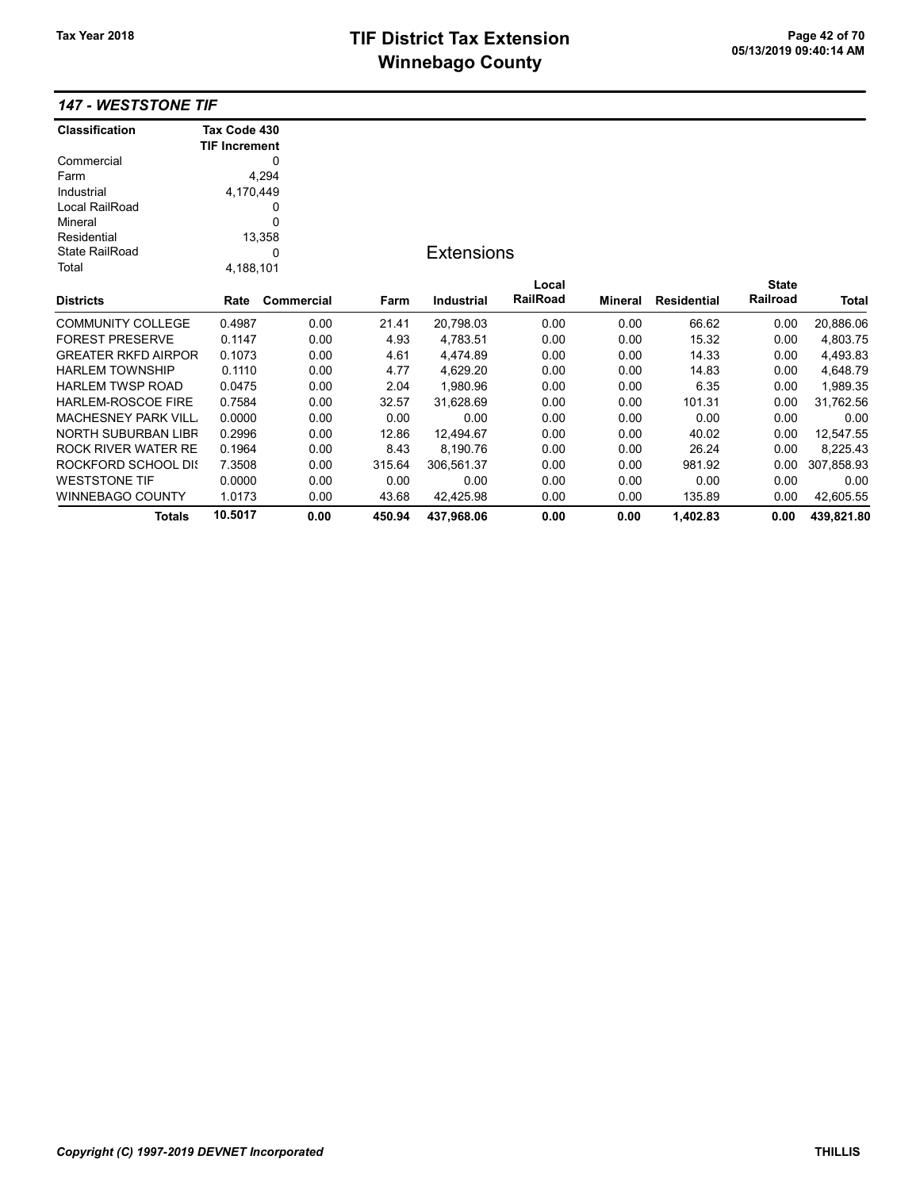## 147 - WESTSTONE TIF

| Classification | Tax Code 430 TIF Increment |
|---|---|
| Commercial | 0 |
| Farm | 4,294 |
| Industrial | 4,170,449 |
| Local RailRoad | 0 |
| Mineral | 0 |
| Residential | 13,358 |
| State RailRoad | 0 |
| Total | 4,188,101 |

### Extensions

| Districts | Rate | Commercial | Farm | Industrial | Local RailRoad | Mineral | Residential | State Railroad | Total |
|---|---|---|---|---|---|---|---|---|---|
| COMMUNITY COLLEGE | 0.4987 | 0.00 | 21.41 | 20,798.03 | 0.00 | 0.00 | 66.62 | 0.00 | 20,886.06 |
| FOREST PRESERVE | 0.1147 | 0.00 | 4.93 | 4,783.51 | 0.00 | 0.00 | 15.32 | 0.00 | 4,803.75 |
| GREATER RKFD AIRPOR | 0.1073 | 0.00 | 4.61 | 4,474.89 | 0.00 | 0.00 | 14.33 | 0.00 | 4,493.83 |
| HARLEM TOWNSHIP | 0.1110 | 0.00 | 4.77 | 4,629.20 | 0.00 | 0.00 | 14.83 | 0.00 | 4,648.79 |
| HARLEM TWSP ROAD | 0.0475 | 0.00 | 2.04 | 1,980.96 | 0.00 | 0.00 | 6.35 | 0.00 | 1,989.35 |
| HARLEM-ROSCOE FIRE | 0.7584 | 0.00 | 32.57 | 31,628.69 | 0.00 | 0.00 | 101.31 | 0.00 | 31,762.56 |
| MACHESNEY PARK VILL | 0.0000 | 0.00 | 0.00 | 0.00 | 0.00 | 0.00 | 0.00 | 0.00 | 0.00 |
| NORTH SUBURBAN LIBR | 0.2996 | 0.00 | 12.86 | 12,494.67 | 0.00 | 0.00 | 40.02 | 0.00 | 12,547.55 |
| ROCK RIVER WATER RE | 0.1964 | 0.00 | 8.43 | 8,190.76 | 0.00 | 0.00 | 26.24 | 0.00 | 8,225.43 |
| ROCKFORD SCHOOL DIS | 7.3508 | 0.00 | 315.64 | 306,561.37 | 0.00 | 0.00 | 981.92 | 0.00 | 307,858.93 |
| WESTSTONE TIF | 0.0000 | 0.00 | 0.00 | 0.00 | 0.00 | 0.00 | 0.00 | 0.00 | 0.00 |
| WINNEBAGO COUNTY | 1.0173 | 0.00 | 43.68 | 42,425.98 | 0.00 | 0.00 | 135.89 | 0.00 | 42,605.55 |
| **Totals** | **10.5017** | **0.00** | **450.94** | **437,968.06** | **0.00** | **0.00** | **1,402.83** | **0.00** | **439,821.80** |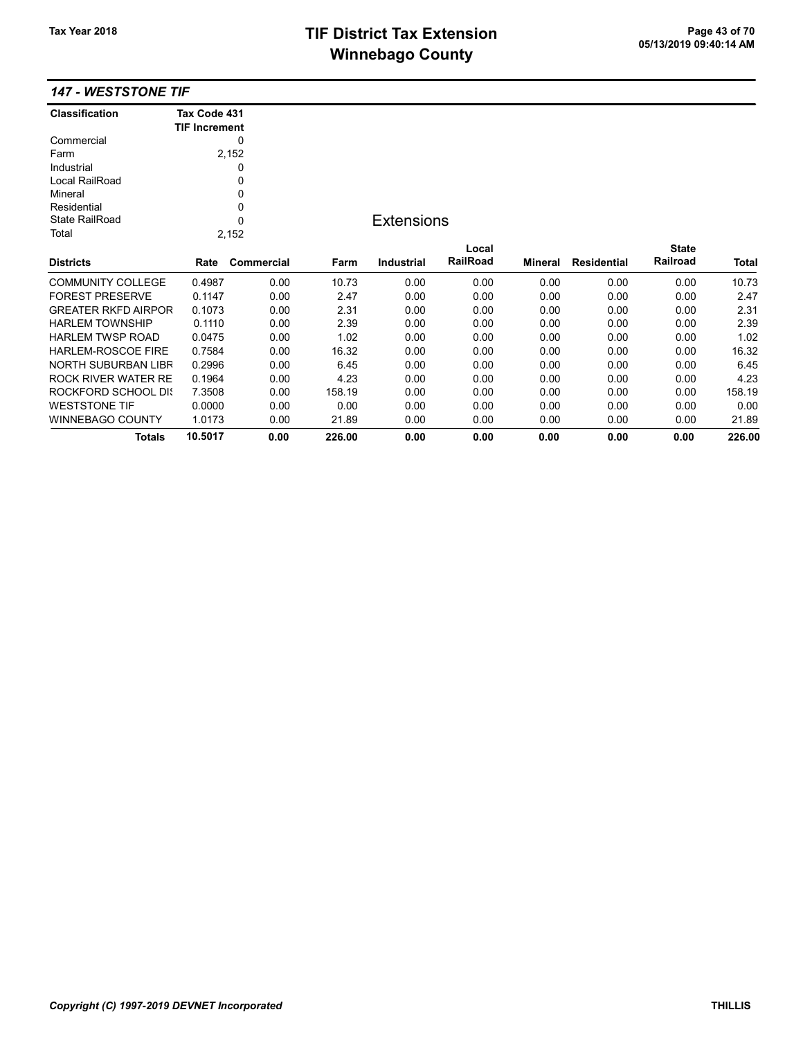# TIF District Tax Extension
# Winnebago County

Tax Year 2018

## 147 - WESTSTONE TIF

| Classification | Tax Code 431 TIF Increment |
|---|---|
| Commercial | 0 |
| Farm | 2,152 |
| Industrial | 0 |
| Local RailRoad | 0 |
| Mineral | 0 |
| Residential | 0 |
| State RailRoad | 0 |
| Total | 2,152 |

### Extensions

| Districts | Rate | Commercial | Farm | Industrial | Local RailRoad | Mineral | Residential | State Railroad | Total |
|---|---|---|---|---|---|---|---|---|---|
| COMMUNITY COLLEGE | 0.4987 | 0.00 | 10.73 | 0.00 | 0.00 | 0.00 | 0.00 | 0.00 | 10.73 |
| FOREST PRESERVE | 0.1147 | 0.00 | 2.47 | 0.00 | 0.00 | 0.00 | 0.00 | 0.00 | 2.47 |
| GREATER RKFD AIRPOR | 0.1073 | 0.00 | 2.31 | 0.00 | 0.00 | 0.00 | 0.00 | 0.00 | 2.31 |
| HARLEM TOWNSHIP | 0.1110 | 0.00 | 2.39 | 0.00 | 0.00 | 0.00 | 0.00 | 0.00 | 2.39 |
| HARLEM TWSP ROAD | 0.0475 | 0.00 | 1.02 | 0.00 | 0.00 | 0.00 | 0.00 | 0.00 | 1.02 |
| HARLEM-ROSCOE FIRE | 0.7584 | 0.00 | 16.32 | 0.00 | 0.00 | 0.00 | 0.00 | 0.00 | 16.32 |
| NORTH SUBURBAN LIBR | 0.2996 | 0.00 | 6.45 | 0.00 | 0.00 | 0.00 | 0.00 | 0.00 | 6.45 |
| ROCK RIVER WATER RE | 0.1964 | 0.00 | 4.23 | 0.00 | 0.00 | 0.00 | 0.00 | 0.00 | 4.23 |
| ROCKFORD SCHOOL DIS | 7.3508 | 0.00 | 158.19 | 0.00 | 0.00 | 0.00 | 0.00 | 0.00 | 158.19 |
| WESTSTONE TIF | 0.0000 | 0.00 | 0.00 | 0.00 | 0.00 | 0.00 | 0.00 | 0.00 | 0.00 |
| WINNEBAGO COUNTY | 1.0173 | 0.00 | 21.89 | 0.00 | 0.00 | 0.00 | 0.00 | 0.00 | 21.89 |
| **Totals** | **10.5017** | **0.00** | **226.00** | **0.00** | **0.00** | **0.00** | **0.00** | **0.00** | **226.00** |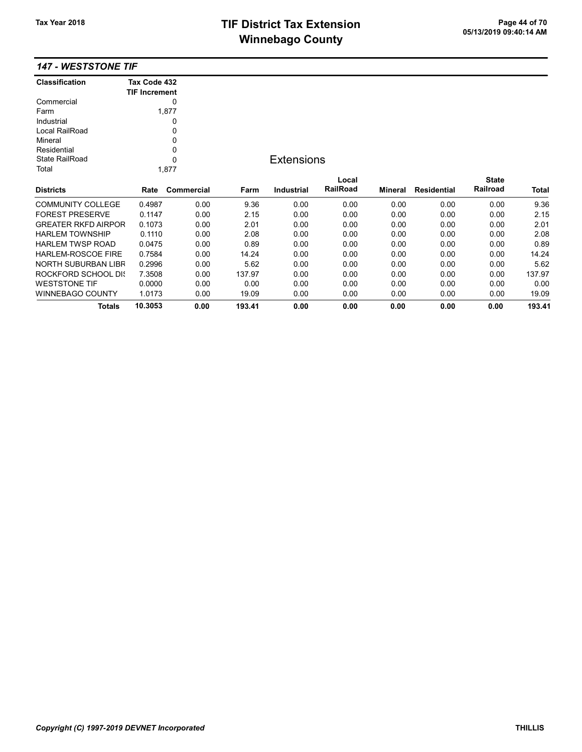## 147 - WESTSTONE TIF

| Classification | Tax Code 432 TIF Increment |
|---|---|
| Commercial | 0 |
| Farm | 1,877 |
| Industrial | 0 |
| Local RailRoad | 0 |
| Mineral | 0 |
| Residential | 0 |
| State RailRoad | 0 |
| Total | 1,877 |

### Extensions

| Districts | Rate | Commercial | Farm | Industrial | Local RailRoad | Mineral | Residential | State Railroad | Total |
|---|---|---|---|---|---|---|---|---|---|
| COMMUNITY COLLEGE | 0.4987 | 0.00 | 9.36 | 0.00 | 0.00 | 0.00 | 0.00 | 0.00 | 9.36 |
| FOREST PRESERVE | 0.1147 | 0.00 | 2.15 | 0.00 | 0.00 | 0.00 | 0.00 | 0.00 | 2.15 |
| GREATER RKFD AIRPOR | 0.1073 | 0.00 | 2.01 | 0.00 | 0.00 | 0.00 | 0.00 | 0.00 | 2.01 |
| HARLEM TOWNSHIP | 0.1110 | 0.00 | 2.08 | 0.00 | 0.00 | 0.00 | 0.00 | 0.00 | 2.08 |
| HARLEM TWSP ROAD | 0.0475 | 0.00 | 0.89 | 0.00 | 0.00 | 0.00 | 0.00 | 0.00 | 0.89 |
| HARLEM-ROSCOE FIRE | 0.7584 | 0.00 | 14.24 | 0.00 | 0.00 | 0.00 | 0.00 | 0.00 | 14.24 |
| NORTH SUBURBAN LIBR | 0.2996 | 0.00 | 5.62 | 0.00 | 0.00 | 0.00 | 0.00 | 0.00 | 5.62 |
| ROCKFORD SCHOOL DIS | 7.3508 | 0.00 | 137.97 | 0.00 | 0.00 | 0.00 | 0.00 | 0.00 | 137.97 |
| WESTSTONE TIF | 0.0000 | 0.00 | 0.00 | 0.00 | 0.00 | 0.00 | 0.00 | 0.00 | 0.00 |
| WINNEBAGO COUNTY | 1.0173 | 0.00 | 19.09 | 0.00 | 0.00 | 0.00 | 0.00 | 0.00 | 19.09 |
| **Totals** | **10.3053** | **0.00** | **193.41** | **0.00** | **0.00** | **0.00** | **0.00** | **0.00** | **193.41** |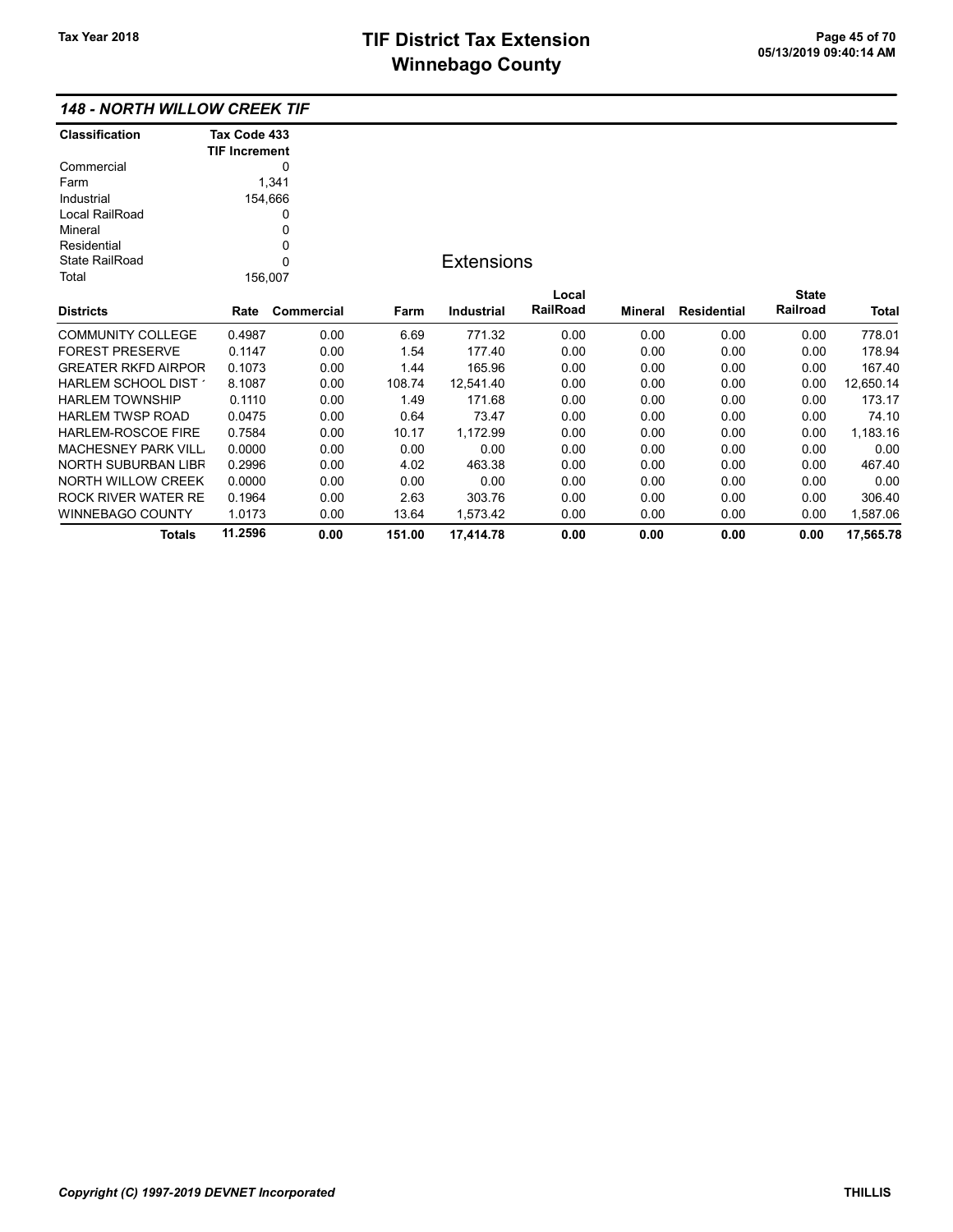# TIF District Tax Extension
# Winnebago County

Tax Year 2018

### 148 - NORTH WILLOW CREEK TIF

| Classification | Tax Code 433 TIF Increment |
|---|---|
| Commercial | 0 |
| Farm | 1,341 |
| Industrial | 154,666 |
| Local RailRoad | 0 |
| Mineral | 0 |
| Residential | 0 |
| State RailRoad | 0 |
| Total | 156,007 |

**Extensions**

| Districts | Rate | Commercial | Farm | Industrial | Local RailRoad | Mineral | Residential | State Railroad | Total |
|---|---|---|---|---|---|---|---|---|---|
| COMMUNITY COLLEGE | 0.4987 | 0.00 | 6.69 | 771.32 | 0.00 | 0.00 | 0.00 | 0.00 | 778.01 |
| FOREST PRESERVE | 0.1147 | 0.00 | 1.54 | 177.40 | 0.00 | 0.00 | 0.00 | 0.00 | 178.94 |
| GREATER RKFD AIRPOR | 0.1073 | 0.00 | 1.44 | 165.96 | 0.00 | 0.00 | 0.00 | 0.00 | 167.40 |
| HARLEM SCHOOL DIST ' | 8.1087 | 0.00 | 108.74 | 12,541.40 | 0.00 | 0.00 | 0.00 | 0.00 | 12,650.14 |
| HARLEM TOWNSHIP | 0.1110 | 0.00 | 1.49 | 171.68 | 0.00 | 0.00 | 0.00 | 0.00 | 173.17 |
| HARLEM TWSP ROAD | 0.0475 | 0.00 | 0.64 | 73.47 | 0.00 | 0.00 | 0.00 | 0.00 | 74.10 |
| HARLEM-ROSCOE FIRE | 0.7584 | 0.00 | 10.17 | 1,172.99 | 0.00 | 0.00 | 0.00 | 0.00 | 1,183.16 |
| MACHESNEY PARK VILL | 0.0000 | 0.00 | 0.00 | 0.00 | 0.00 | 0.00 | 0.00 | 0.00 | 0.00 |
| NORTH SUBURBAN LIBR | 0.2996 | 0.00 | 4.02 | 463.38 | 0.00 | 0.00 | 0.00 | 0.00 | 467.40 |
| NORTH WILLOW CREEK | 0.0000 | 0.00 | 0.00 | 0.00 | 0.00 | 0.00 | 0.00 | 0.00 | 0.00 |
| ROCK RIVER WATER RE | 0.1964 | 0.00 | 2.63 | 303.76 | 0.00 | 0.00 | 0.00 | 0.00 | 306.40 |
| WINNEBAGO COUNTY | 1.0173 | 0.00 | 13.64 | 1,573.42 | 0.00 | 0.00 | 0.00 | 0.00 | 1,587.06 |
| **Totals** | **11.2596** | **0.00** | **151.00** | **17,414.78** | **0.00** | **0.00** | **0.00** | **0.00** | **17,565.78** |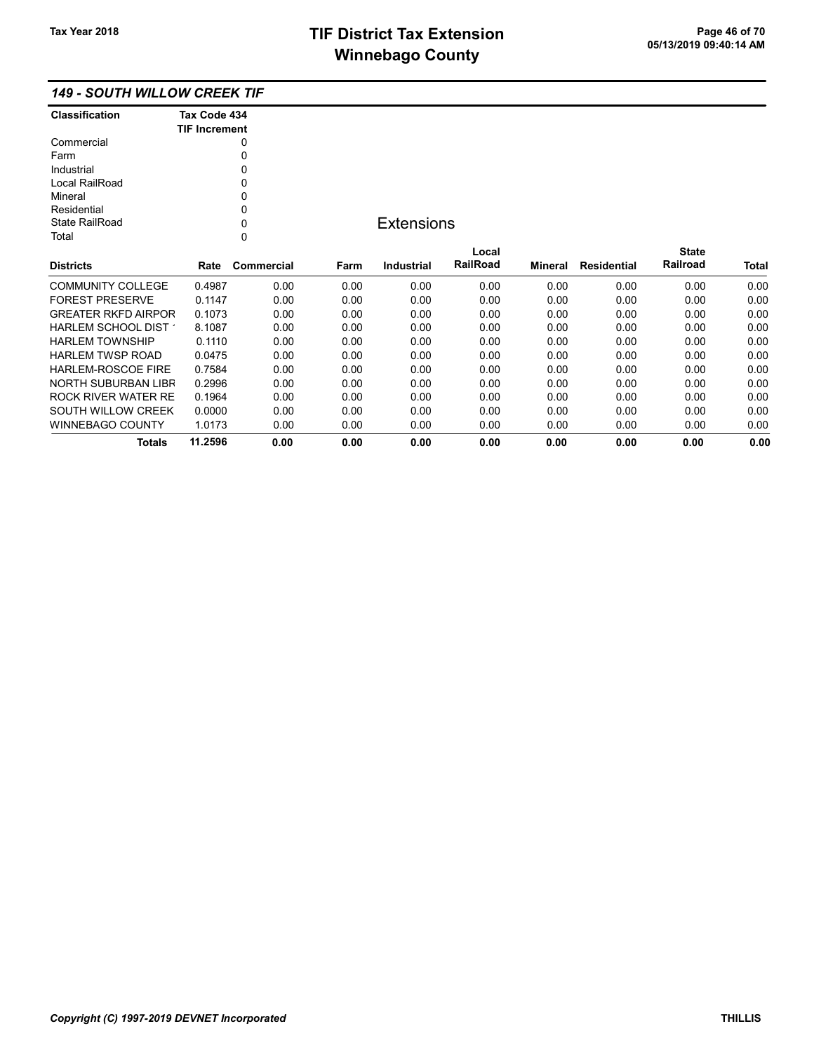### *149 - SOUTH WILLOW CREEK TIF*

| Classification | Tax Code 434 TIF Increment |
|---|---|
| Commercial | 0 |
| Farm | 0 |
| Industrial | 0 |
| Local RailRoad | 0 |
| Mineral | 0 |
| Residential | 0 |
| State RailRoad | 0 |
| Total | 0 |

## Extensions

| Districts | Rate | Commercial | Farm | Industrial | Local RailRoad | Mineral | Residential | State Railroad | Total |
|---|---|---|---|---|---|---|---|---|---|
| COMMUNITY COLLEGE | 0.4987 | 0.00 | 0.00 | 0.00 | 0.00 | 0.00 | 0.00 | 0.00 | 0.00 |
| FOREST PRESERVE | 0.1147 | 0.00 | 0.00 | 0.00 | 0.00 | 0.00 | 0.00 | 0.00 | 0.00 |
| GREATER RKFD AIRPOR | 0.1073 | 0.00 | 0.00 | 0.00 | 0.00 | 0.00 | 0.00 | 0.00 | 0.00 |
| HARLEM SCHOOL DIST ' | 8.1087 | 0.00 | 0.00 | 0.00 | 0.00 | 0.00 | 0.00 | 0.00 | 0.00 |
| HARLEM TOWNSHIP | 0.1110 | 0.00 | 0.00 | 0.00 | 0.00 | 0.00 | 0.00 | 0.00 | 0.00 |
| HARLEM TWSP ROAD | 0.0475 | 0.00 | 0.00 | 0.00 | 0.00 | 0.00 | 0.00 | 0.00 | 0.00 |
| HARLEM-ROSCOE FIRE | 0.7584 | 0.00 | 0.00 | 0.00 | 0.00 | 0.00 | 0.00 | 0.00 | 0.00 |
| NORTH SUBURBAN LIBR | 0.2996 | 0.00 | 0.00 | 0.00 | 0.00 | 0.00 | 0.00 | 0.00 | 0.00 |
| ROCK RIVER WATER RE | 0.1964 | 0.00 | 0.00 | 0.00 | 0.00 | 0.00 | 0.00 | 0.00 | 0.00 |
| SOUTH WILLOW CREEK | 0.0000 | 0.00 | 0.00 | 0.00 | 0.00 | 0.00 | 0.00 | 0.00 | 0.00 |
| WINNEBAGO COUNTY | 1.0173 | 0.00 | 0.00 | 0.00 | 0.00 | 0.00 | 0.00 | 0.00 | 0.00 |
| **Totals** | **11.2596** | **0.00** | **0.00** | **0.00** | **0.00** | **0.00** | **0.00** | **0.00** | **0.00** |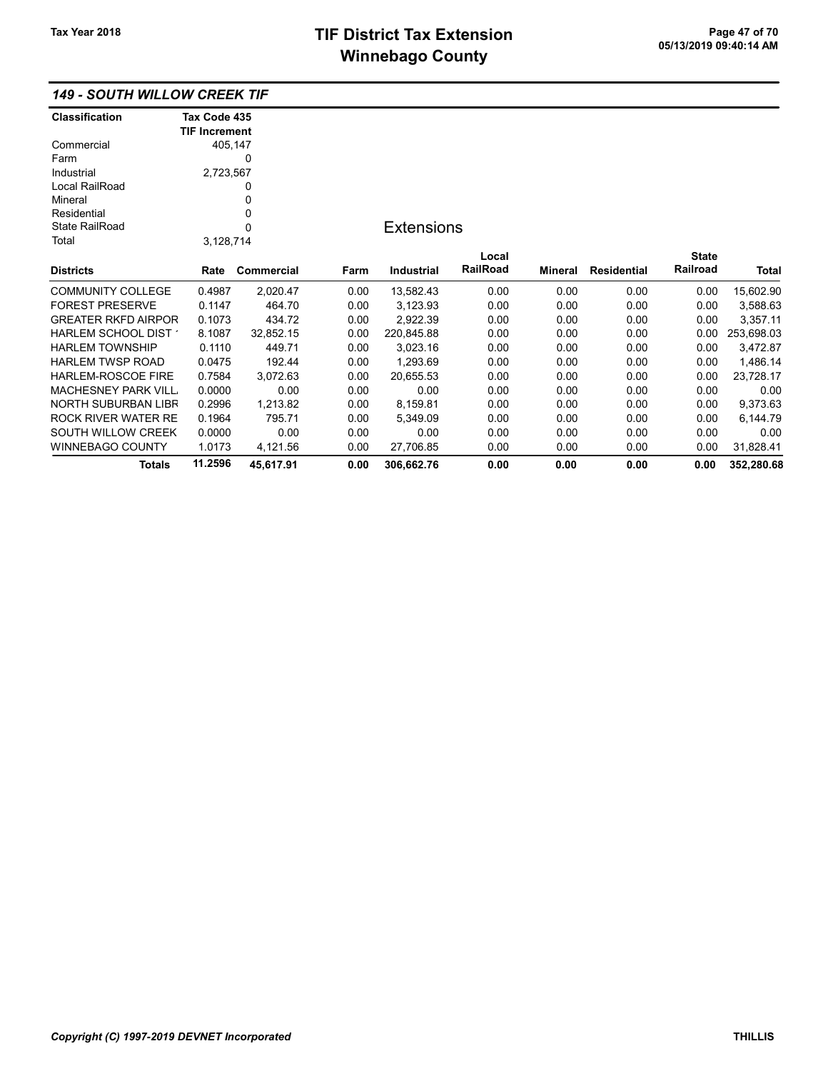## 149 - SOUTH WILLOW CREEK TIF

| Classification | Tax Code 435 TIF Increment |
|---|---|
| Commercial | 405,147 |
| Farm | 0 |
| Industrial | 2,723,567 |
| Local RailRoad | 0 |
| Mineral | 0 |
| Residential | 0 |
| State RailRoad | 0 |
| Total | 3,128,714 |

### Extensions

| Districts | Rate | Commercial | Farm | Industrial | Local RailRoad | Mineral | Residential | State Railroad | Total |
|---|---|---|---|---|---|---|---|---|---|
| COMMUNITY COLLEGE | 0.4987 | 2,020.47 | 0.00 | 13,582.43 | 0.00 | 0.00 | 0.00 | 0.00 | 15,602.90 |
| FOREST PRESERVE | 0.1147 | 464.70 | 0.00 | 3,123.93 | 0.00 | 0.00 | 0.00 | 0.00 | 3,588.63 |
| GREATER RKFD AIRPOR | 0.1073 | 434.72 | 0.00 | 2,922.39 | 0.00 | 0.00 | 0.00 | 0.00 | 3,357.11 |
| HARLEM SCHOOL DIST ' | 8.1087 | 32,852.15 | 0.00 | 220,845.88 | 0.00 | 0.00 | 0.00 | 0.00 | 253,698.03 |
| HARLEM TOWNSHIP | 0.1110 | 449.71 | 0.00 | 3,023.16 | 0.00 | 0.00 | 0.00 | 0.00 | 3,472.87 |
| HARLEM TWSP ROAD | 0.0475 | 192.44 | 0.00 | 1,293.69 | 0.00 | 0.00 | 0.00 | 0.00 | 1,486.14 |
| HARLEM-ROSCOE FIRE | 0.7584 | 3,072.63 | 0.00 | 20,655.53 | 0.00 | 0.00 | 0.00 | 0.00 | 23,728.17 |
| MACHESNEY PARK VILL | 0.0000 | 0.00 | 0.00 | 0.00 | 0.00 | 0.00 | 0.00 | 0.00 | 0.00 |
| NORTH SUBURBAN LIBR | 0.2996 | 1,213.82 | 0.00 | 8,159.81 | 0.00 | 0.00 | 0.00 | 0.00 | 9,373.63 |
| ROCK RIVER WATER RE | 0.1964 | 795.71 | 0.00 | 5,349.09 | 0.00 | 0.00 | 0.00 | 0.00 | 6,144.79 |
| SOUTH WILLOW CREEK | 0.0000 | 0.00 | 0.00 | 0.00 | 0.00 | 0.00 | 0.00 | 0.00 | 0.00 |
| WINNEBAGO COUNTY | 1.0173 | 4,121.56 | 0.00 | 27,706.85 | 0.00 | 0.00 | 0.00 | 0.00 | 31,828.41 |
| **Totals** | **11.2596** | **45,617.91** | **0.00** | **306,662.76** | **0.00** | **0.00** | **0.00** | **0.00** | **352,280.68** |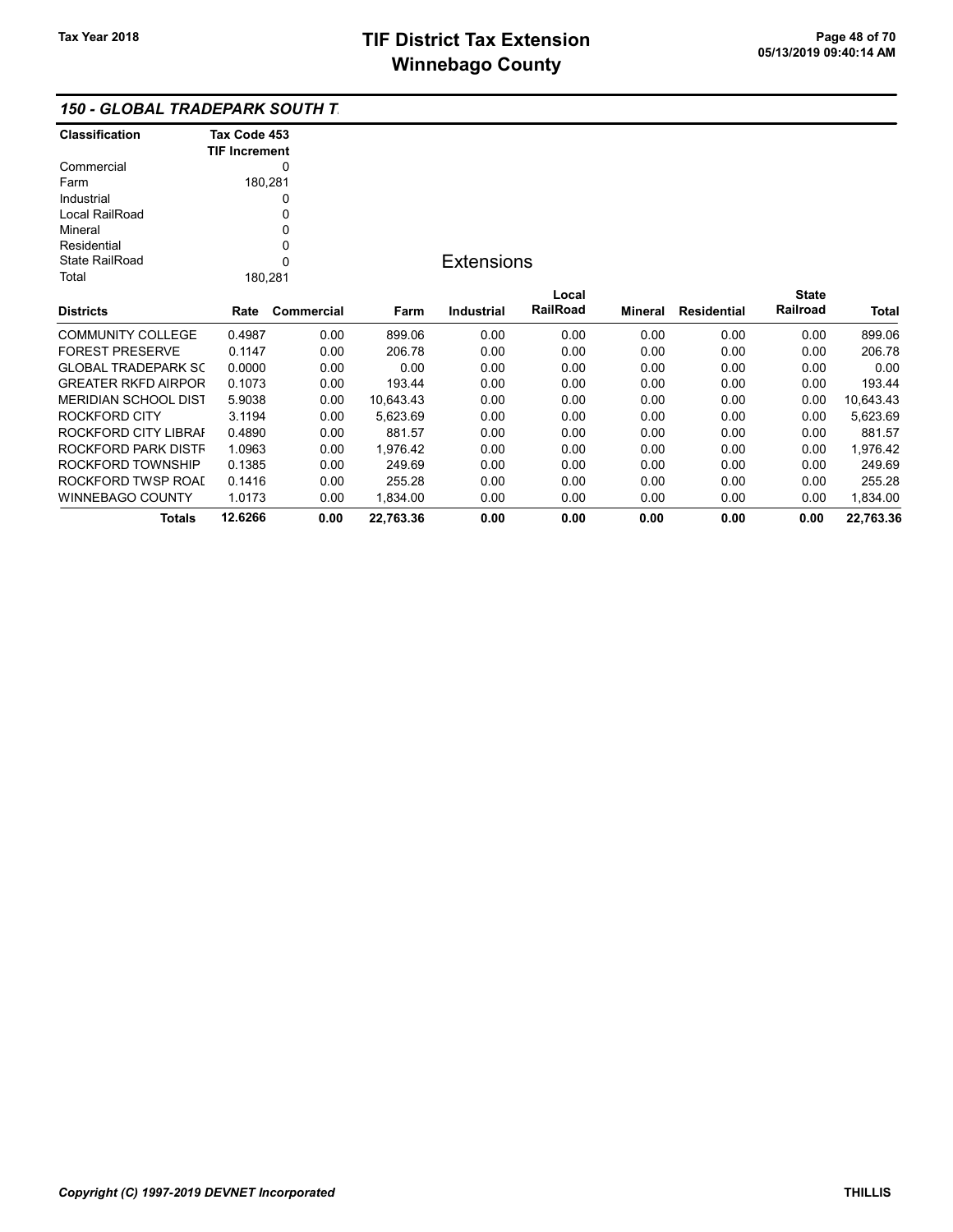## 150 - GLOBAL TRADEPARK SOUTH T

| Classification | Tax Code 453 TIF Increment |
|---|---|
| Commercial | 0 |
| Farm | 180,281 |
| Industrial | 0 |
| Local RailRoad | 0 |
| Mineral | 0 |
| Residential | 0 |
| State RailRoad | 0 |
| Total | 180,281 |

### Extensions

| Districts | Rate | Commercial | Farm | Industrial | Local RailRoad | Mineral | Residential | State Railroad | Total |
|---|---|---|---|---|---|---|---|---|---|
| COMMUNITY COLLEGE | 0.4987 | 0.00 | 899.06 | 0.00 | 0.00 | 0.00 | 0.00 | 0.00 | 899.06 |
| FOREST PRESERVE | 0.1147 | 0.00 | 206.78 | 0.00 | 0.00 | 0.00 | 0.00 | 0.00 | 206.78 |
| GLOBAL TRADEPARK SC | 0.0000 | 0.00 | 0.00 | 0.00 | 0.00 | 0.00 | 0.00 | 0.00 | 0.00 |
| GREATER RKFD AIRPOR | 0.1073 | 0.00 | 193.44 | 0.00 | 0.00 | 0.00 | 0.00 | 0.00 | 193.44 |
| MERIDIAN SCHOOL DIST | 5.9038 | 0.00 | 10,643.43 | 0.00 | 0.00 | 0.00 | 0.00 | 0.00 | 10,643.43 |
| ROCKFORD CITY | 3.1194 | 0.00 | 5,623.69 | 0.00 | 0.00 | 0.00 | 0.00 | 0.00 | 5,623.69 |
| ROCKFORD CITY LIBRAI | 0.4890 | 0.00 | 881.57 | 0.00 | 0.00 | 0.00 | 0.00 | 0.00 | 881.57 |
| ROCKFORD PARK DISTF | 1.0963 | 0.00 | 1,976.42 | 0.00 | 0.00 | 0.00 | 0.00 | 0.00 | 1,976.42 |
| ROCKFORD TOWNSHIP | 0.1385 | 0.00 | 249.69 | 0.00 | 0.00 | 0.00 | 0.00 | 0.00 | 249.69 |
| ROCKFORD TWSP ROAI | 0.1416 | 0.00 | 255.28 | 0.00 | 0.00 | 0.00 | 0.00 | 0.00 | 255.28 |
| WINNEBAGO COUNTY | 1.0173 | 0.00 | 1,834.00 | 0.00 | 0.00 | 0.00 | 0.00 | 0.00 | 1,834.00 |
| **Totals** | **12.6266** | **0.00** | **22,763.36** | **0.00** | **0.00** | **0.00** | **0.00** | **0.00** | **22,763.36** |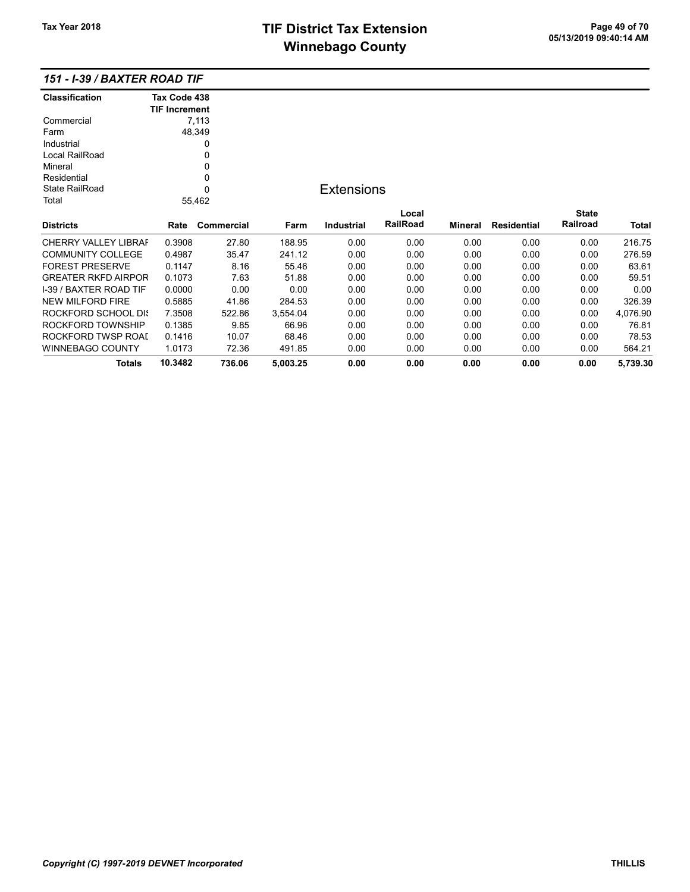# TIF District Tax Extension
# Winnebago County

Tax Year 2018

## 151 - I-39 / BAXTER ROAD TIF

| Classification | Tax Code 438 TIF Increment |
|---|---|
| Commercial | 7,113 |
| Farm | 48,349 |
| Industrial | 0 |
| Local RailRoad | 0 |
| Mineral | 0 |
| Residential | 0 |
| State RailRoad | 0 |
| Total | 55,462 |

### Extensions

| Districts | Rate | Commercial | Farm | Industrial | Local RailRoad | Mineral | Residential | State Railroad | Total |
|---|---|---|---|---|---|---|---|---|---|
| CHERRY VALLEY LIBRAI | 0.3908 | 27.80 | 188.95 | 0.00 | 0.00 | 0.00 | 0.00 | 0.00 | 216.75 |
| COMMUNITY COLLEGE | 0.4987 | 35.47 | 241.12 | 0.00 | 0.00 | 0.00 | 0.00 | 0.00 | 276.59 |
| FOREST PRESERVE | 0.1147 | 8.16 | 55.46 | 0.00 | 0.00 | 0.00 | 0.00 | 0.00 | 63.61 |
| GREATER RKFD AIRPOR | 0.1073 | 7.63 | 51.88 | 0.00 | 0.00 | 0.00 | 0.00 | 0.00 | 59.51 |
| I-39 / BAXTER ROAD TIF | 0.0000 | 0.00 | 0.00 | 0.00 | 0.00 | 0.00 | 0.00 | 0.00 | 0.00 |
| NEW MILFORD FIRE | 0.5885 | 41.86 | 284.53 | 0.00 | 0.00 | 0.00 | 0.00 | 0.00 | 326.39 |
| ROCKFORD SCHOOL DIS | 7.3508 | 522.86 | 3,554.04 | 0.00 | 0.00 | 0.00 | 0.00 | 0.00 | 4,076.90 |
| ROCKFORD TOWNSHIP | 0.1385 | 9.85 | 66.96 | 0.00 | 0.00 | 0.00 | 0.00 | 0.00 | 76.81 |
| ROCKFORD TWSP ROAI | 0.1416 | 10.07 | 68.46 | 0.00 | 0.00 | 0.00 | 0.00 | 0.00 | 78.53 |
| WINNEBAGO COUNTY | 1.0173 | 72.36 | 491.85 | 0.00 | 0.00 | 0.00 | 0.00 | 0.00 | 564.21 |
| **Totals** | **10.3482** | **736.06** | **5,003.25** | **0.00** | **0.00** | **0.00** | **0.00** | **0.00** | **5,739.30** |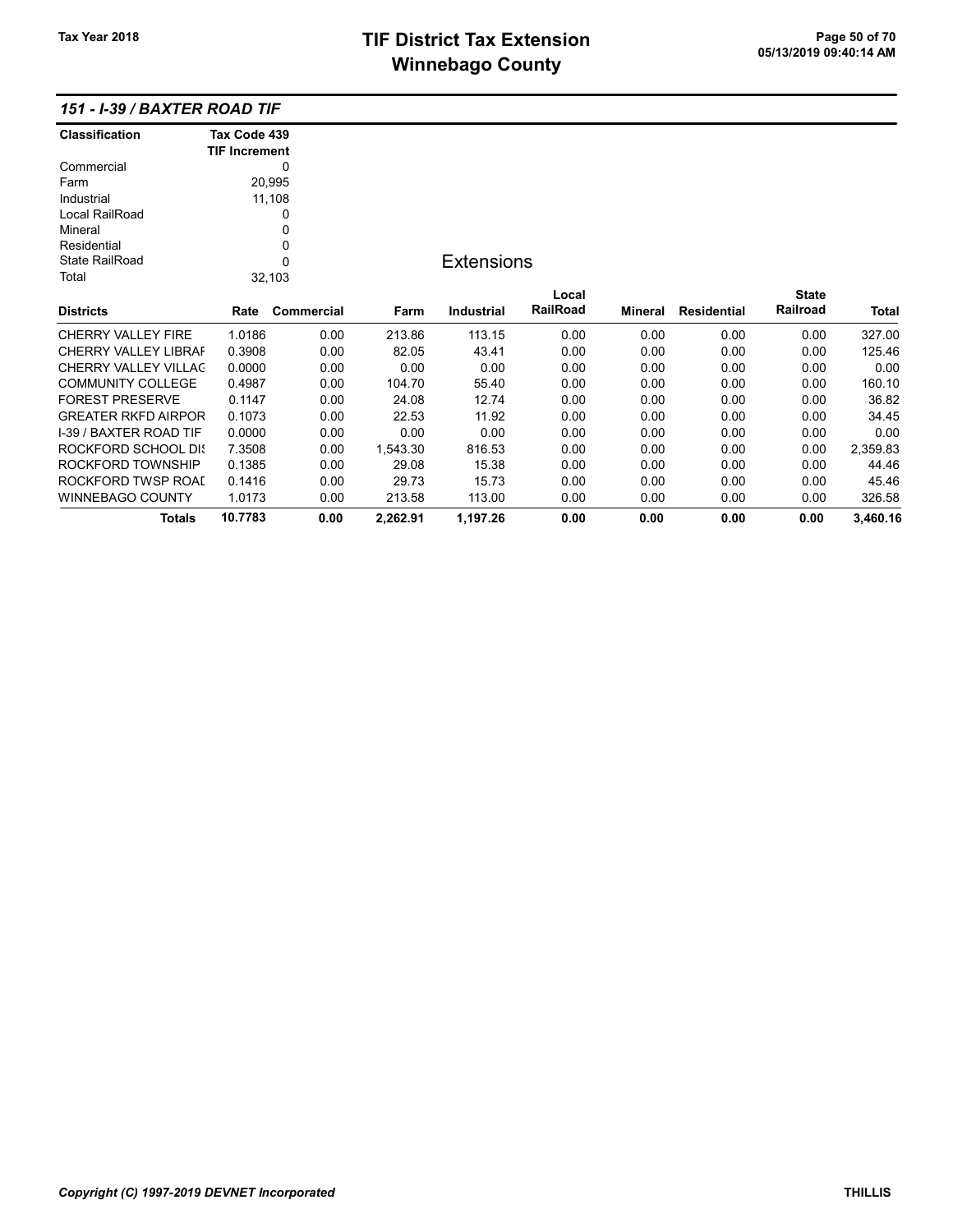## 151 - I-39 / BAXTER ROAD TIF

| Classification | Tax Code 439 TIF Increment |
|---|---|
| Commercial | 0 |
| Farm | 20,995 |
| Industrial | 11,108 |
| Local RailRoad | 0 |
| Mineral | 0 |
| Residential | 0 |
| State RailRoad | 0 |
| Total | 32,103 |

### Extensions

| Districts | Rate | Commercial | Farm | Industrial | Local RailRoad | Mineral | Residential | State Railroad | Total |
|---|---|---|---|---|---|---|---|---|---|
| CHERRY VALLEY FIRE | 1.0186 | 0.00 | 213.86 | 113.15 | 0.00 | 0.00 | 0.00 | 0.00 | 327.00 |
| CHERRY VALLEY LIBRAF | 0.3908 | 0.00 | 82.05 | 43.41 | 0.00 | 0.00 | 0.00 | 0.00 | 125.46 |
| CHERRY VALLEY VILLAG | 0.0000 | 0.00 | 0.00 | 0.00 | 0.00 | 0.00 | 0.00 | 0.00 | 0.00 |
| COMMUNITY COLLEGE | 0.4987 | 0.00 | 104.70 | 55.40 | 0.00 | 0.00 | 0.00 | 0.00 | 160.10 |
| FOREST PRESERVE | 0.1147 | 0.00 | 24.08 | 12.74 | 0.00 | 0.00 | 0.00 | 0.00 | 36.82 |
| GREATER RKFD AIRPOR | 0.1073 | 0.00 | 22.53 | 11.92 | 0.00 | 0.00 | 0.00 | 0.00 | 34.45 |
| I-39 / BAXTER ROAD TIF | 0.0000 | 0.00 | 0.00 | 0.00 | 0.00 | 0.00 | 0.00 | 0.00 | 0.00 |
| ROCKFORD SCHOOL DI! | 7.3508 | 0.00 | 1,543.30 | 816.53 | 0.00 | 0.00 | 0.00 | 0.00 | 2,359.83 |
| ROCKFORD TOWNSHIP | 0.1385 | 0.00 | 29.08 | 15.38 | 0.00 | 0.00 | 0.00 | 0.00 | 44.46 |
| ROCKFORD TWSP ROAI | 0.1416 | 0.00 | 29.73 | 15.73 | 0.00 | 0.00 | 0.00 | 0.00 | 45.46 |
| WINNEBAGO COUNTY | 1.0173 | 0.00 | 213.58 | 113.00 | 0.00 | 0.00 | 0.00 | 0.00 | 326.58 |
| **Totals** | **10.7783** | **0.00** | **2,262.91** | **1,197.26** | **0.00** | **0.00** | **0.00** | **0.00** | **3,460.16** |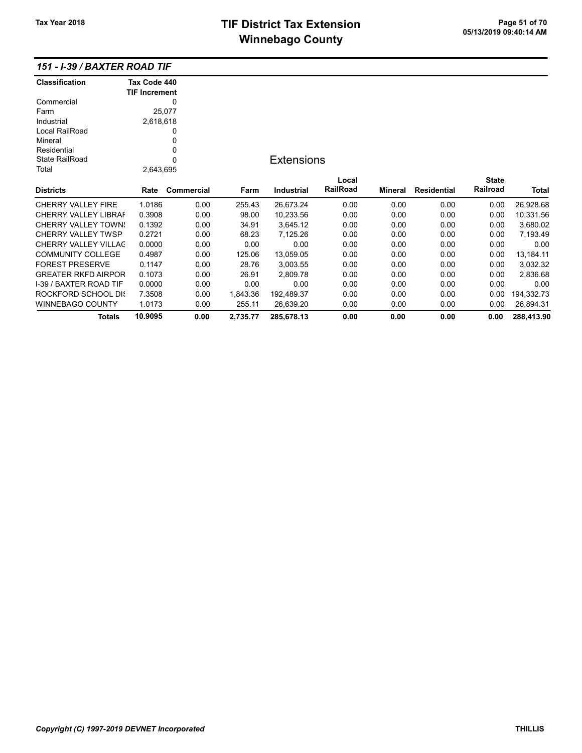## 151 - I-39 / BAXTER ROAD TIF

| Classification | Tax Code 440 TIF Increment |
|---|---|
| Commercial | 0 |
| Farm | 25,077 |
| Industrial | 2,618,618 |
| Local RailRoad | 0 |
| Mineral | 0 |
| Residential | 0 |
| State RailRoad | 0 |
| Total | 2,643,695 |

### Extensions

| Districts | Rate | Commercial | Farm | Industrial | Local RailRoad | Mineral | Residential | State Railroad | Total |
|---|---|---|---|---|---|---|---|---|---|
| CHERRY VALLEY FIRE | 1.0186 | 0.00 | 255.43 | 26,673.24 | 0.00 | 0.00 | 0.00 | 0.00 | 26,928.68 |
| CHERRY VALLEY LIBRAF | 0.3908 | 0.00 | 98.00 | 10,233.56 | 0.00 | 0.00 | 0.00 | 0.00 | 10,331.56 |
| CHERRY VALLEY TOWN! | 0.1392 | 0.00 | 34.91 | 3,645.12 | 0.00 | 0.00 | 0.00 | 0.00 | 3,680.02 |
| CHERRY VALLEY TWSP | 0.2721 | 0.00 | 68.23 | 7,125.26 | 0.00 | 0.00 | 0.00 | 0.00 | 7,193.49 |
| CHERRY VALLEY VILLAG | 0.0000 | 0.00 | 0.00 | 0.00 | 0.00 | 0.00 | 0.00 | 0.00 | 0.00 |
| COMMUNITY COLLEGE | 0.4987 | 0.00 | 125.06 | 13,059.05 | 0.00 | 0.00 | 0.00 | 0.00 | 13,184.11 |
| FOREST PRESERVE | 0.1147 | 0.00 | 28.76 | 3,003.55 | 0.00 | 0.00 | 0.00 | 0.00 | 3,032.32 |
| GREATER RKFD AIRPOR | 0.1073 | 0.00 | 26.91 | 2,809.78 | 0.00 | 0.00 | 0.00 | 0.00 | 2,836.68 |
| I-39 / BAXTER ROAD TIF | 0.0000 | 0.00 | 0.00 | 0.00 | 0.00 | 0.00 | 0.00 | 0.00 | 0.00 |
| ROCKFORD SCHOOL DI! | 7.3508 | 0.00 | 1,843.36 | 192,489.37 | 0.00 | 0.00 | 0.00 | 0.00 | 194,332.73 |
| WINNEBAGO COUNTY | 1.0173 | 0.00 | 255.11 | 26,639.20 | 0.00 | 0.00 | 0.00 | 0.00 | 26,894.31 |
| **Totals** | **10.9095** | **0.00** | **2,735.77** | **285,678.13** | **0.00** | **0.00** | **0.00** | **0.00** | **288,413.90** |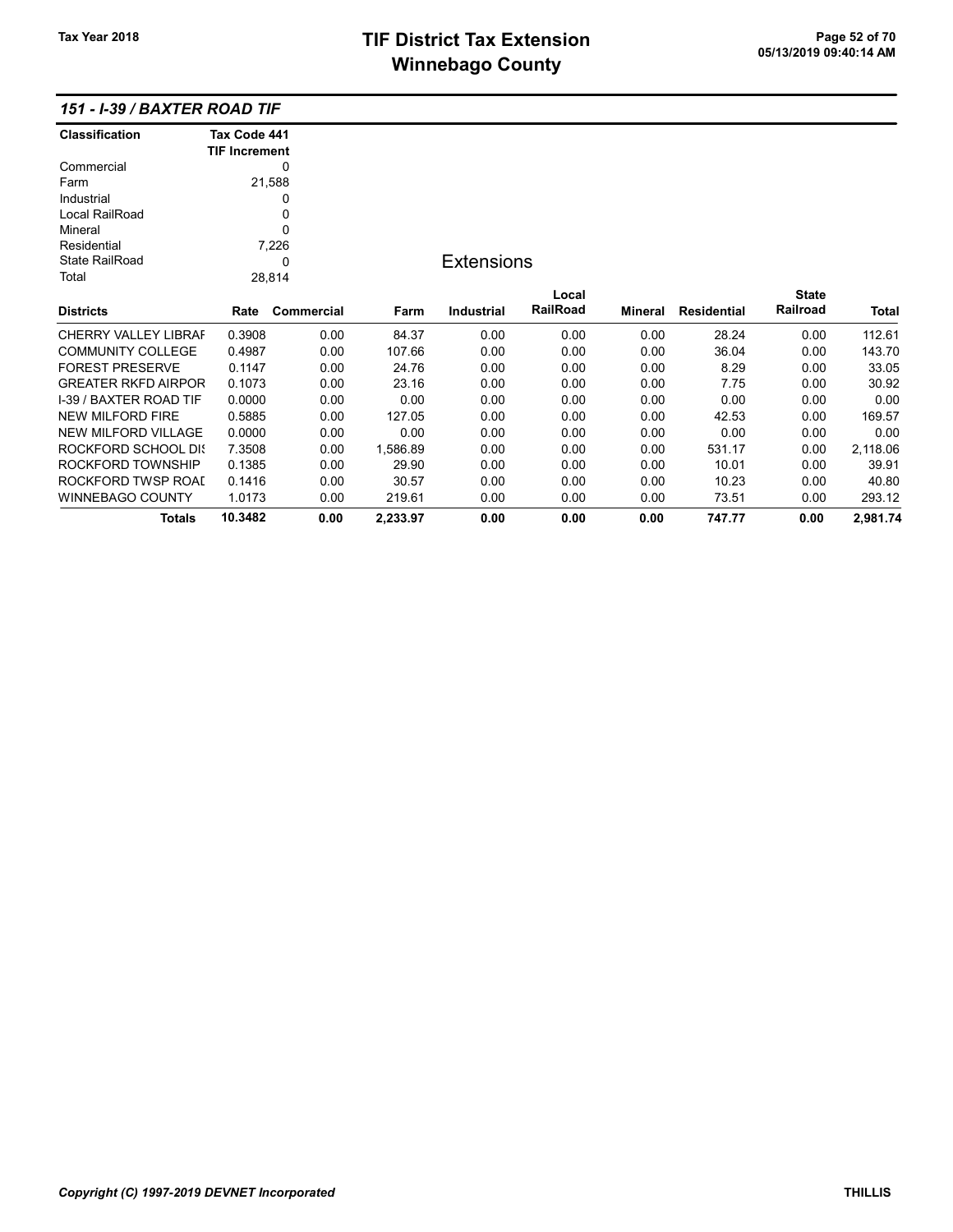# TIF District Tax Extension
# Winnebago County

Tax Year 2018

## 151 - I-39 / BAXTER ROAD TIF

| Classification | Tax Code 441 TIF Increment |
|---|---|
| Commercial | 0 |
| Farm | 21,588 |
| Industrial | 0 |
| Local RailRoad | 0 |
| Mineral | 0 |
| Residential | 7,226 |
| State RailRoad | 0 |
| Total | 28,814 |

### Extensions

| Districts | Rate | Commercial | Farm | Industrial | Local RailRoad | Mineral | Residential | State Railroad | Total |
|---|---|---|---|---|---|---|---|---|---|
| CHERRY VALLEY LIBRAI | 0.3908 | 0.00 | 84.37 | 0.00 | 0.00 | 0.00 | 28.24 | 0.00 | 112.61 |
| COMMUNITY COLLEGE | 0.4987 | 0.00 | 107.66 | 0.00 | 0.00 | 0.00 | 36.04 | 0.00 | 143.70 |
| FOREST PRESERVE | 0.1147 | 0.00 | 24.76 | 0.00 | 0.00 | 0.00 | 8.29 | 0.00 | 33.05 |
| GREATER RKFD AIRPOR | 0.1073 | 0.00 | 23.16 | 0.00 | 0.00 | 0.00 | 7.75 | 0.00 | 30.92 |
| I-39 / BAXTER ROAD TIF | 0.0000 | 0.00 | 0.00 | 0.00 | 0.00 | 0.00 | 0.00 | 0.00 | 0.00 |
| NEW MILFORD FIRE | 0.5885 | 0.00 | 127.05 | 0.00 | 0.00 | 0.00 | 42.53 | 0.00 | 169.57 |
| NEW MILFORD VILLAGE | 0.0000 | 0.00 | 0.00 | 0.00 | 0.00 | 0.00 | 0.00 | 0.00 | 0.00 |
| ROCKFORD SCHOOL DIS | 7.3508 | 0.00 | 1,586.89 | 0.00 | 0.00 | 0.00 | 531.17 | 0.00 | 2,118.06 |
| ROCKFORD TOWNSHIP | 0.1385 | 0.00 | 29.90 | 0.00 | 0.00 | 0.00 | 10.01 | 0.00 | 39.91 |
| ROCKFORD TWSP ROAD | 0.1416 | 0.00 | 30.57 | 0.00 | 0.00 | 0.00 | 10.23 | 0.00 | 40.80 |
| WINNEBAGO COUNTY | 1.0173 | 0.00 | 219.61 | 0.00 | 0.00 | 0.00 | 73.51 | 0.00 | 293.12 |
| **Totals** | **10.3482** | **0.00** | **2,233.97** | **0.00** | **0.00** | **0.00** | **747.77** | **0.00** | **2,981.74** |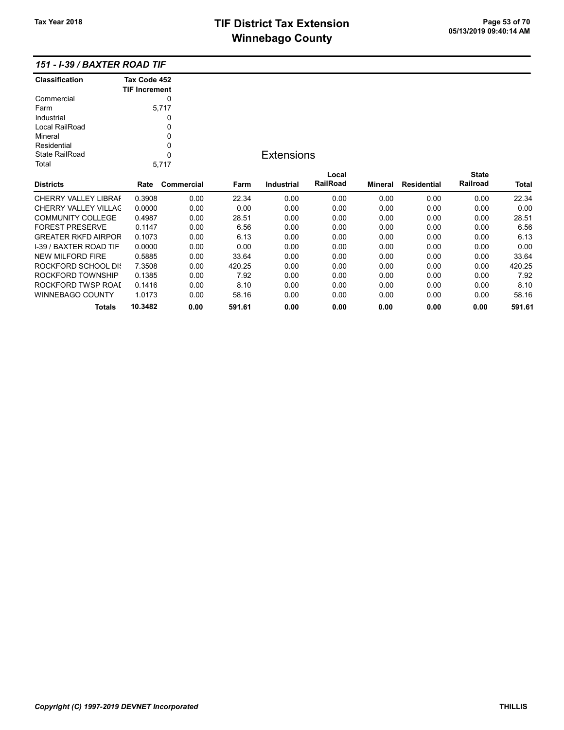## 151 - I-39 / BAXTER ROAD TIF

| Classification | Tax Code 452 TIF Increment |
|---|---|
| Commercial | 0 |
| Farm | 5,717 |
| Industrial | 0 |
| Local RailRoad | 0 |
| Mineral | 0 |
| Residential | 0 |
| State RailRoad | 0 |
| Total | 5,717 |

### Extensions

| Districts | Rate | Commercial | Farm | Industrial | Local RailRoad | Mineral | Residential | State Railroad | Total |
|---|---|---|---|---|---|---|---|---|---|
| CHERRY VALLEY LIBRAF | 0.3908 | 0.00 | 22.34 | 0.00 | 0.00 | 0.00 | 0.00 | 0.00 | 22.34 |
| CHERRY VALLEY VILLAC | 0.0000 | 0.00 | 0.00 | 0.00 | 0.00 | 0.00 | 0.00 | 0.00 | 0.00 |
| COMMUNITY COLLEGE | 0.4987 | 0.00 | 28.51 | 0.00 | 0.00 | 0.00 | 0.00 | 0.00 | 28.51 |
| FOREST PRESERVE | 0.1147 | 0.00 | 6.56 | 0.00 | 0.00 | 0.00 | 0.00 | 0.00 | 6.56 |
| GREATER RKFD AIRPOR | 0.1073 | 0.00 | 6.13 | 0.00 | 0.00 | 0.00 | 0.00 | 0.00 | 6.13 |
| I-39 / BAXTER ROAD TIF | 0.0000 | 0.00 | 0.00 | 0.00 | 0.00 | 0.00 | 0.00 | 0.00 | 0.00 |
| NEW MILFORD FIRE | 0.5885 | 0.00 | 33.64 | 0.00 | 0.00 | 0.00 | 0.00 | 0.00 | 33.64 |
| ROCKFORD SCHOOL DIS | 7.3508 | 0.00 | 420.25 | 0.00 | 0.00 | 0.00 | 0.00 | 0.00 | 420.25 |
| ROCKFORD TOWNSHIP | 0.1385 | 0.00 | 7.92 | 0.00 | 0.00 | 0.00 | 0.00 | 0.00 | 7.92 |
| ROCKFORD TWSP ROAD | 0.1416 | 0.00 | 8.10 | 0.00 | 0.00 | 0.00 | 0.00 | 0.00 | 8.10 |
| WINNEBAGO COUNTY | 1.0173 | 0.00 | 58.16 | 0.00 | 0.00 | 0.00 | 0.00 | 0.00 | 58.16 |
| **Totals** | **10.3482** | **0.00** | **591.61** | **0.00** | **0.00** | **0.00** | **0.00** | **0.00** | **591.61** |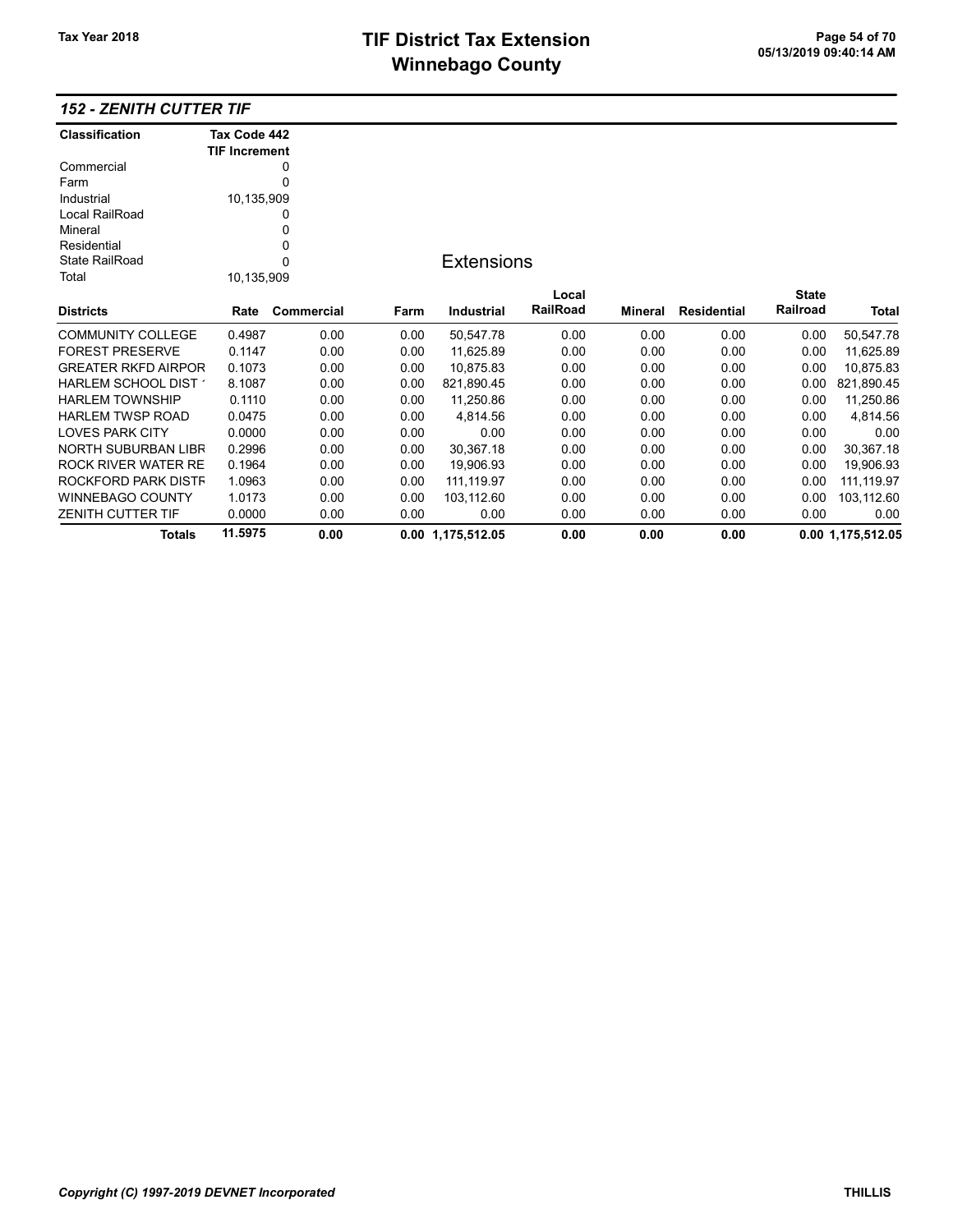## *152 - ZENITH CUTTER TIF*

| Classification | Tax Code 442 TIF Increment |
|---|---|
| Commercial | 0 |
| Farm | 0 |
| Industrial | 10,135,909 |
| Local RailRoad | 0 |
| Mineral | 0 |
| Residential | 0 |
| State RailRoad | 0 |
| Total | 10,135,909 |

### Extensions

| Districts | Rate | Commercial | Farm | Industrial | Local RailRoad | Mineral | Residential | State Railroad | Total |
|---|---|---|---|---|---|---|---|---|---|
| COMMUNITY COLLEGE | 0.4987 | 0.00 | 0.00 | 50,547.78 | 0.00 | 0.00 | 0.00 | 0.00 | 50,547.78 |
| FOREST PRESERVE | 0.1147 | 0.00 | 0.00 | 11,625.89 | 0.00 | 0.00 | 0.00 | 0.00 | 11,625.89 |
| GREATER RKFD AIRPOR | 0.1073 | 0.00 | 0.00 | 10,875.83 | 0.00 | 0.00 | 0.00 | 0.00 | 10,875.83 |
| HARLEM SCHOOL DIST ' | 8.1087 | 0.00 | 0.00 | 821,890.45 | 0.00 | 0.00 | 0.00 | 0.00 | 821,890.45 |
| HARLEM TOWNSHIP | 0.1110 | 0.00 | 0.00 | 11,250.86 | 0.00 | 0.00 | 0.00 | 0.00 | 11,250.86 |
| HARLEM TWSP ROAD | 0.0475 | 0.00 | 0.00 | 4,814.56 | 0.00 | 0.00 | 0.00 | 0.00 | 4,814.56 |
| LOVES PARK CITY | 0.0000 | 0.00 | 0.00 | 0.00 | 0.00 | 0.00 | 0.00 | 0.00 | 0.00 |
| NORTH SUBURBAN LIBR | 0.2996 | 0.00 | 0.00 | 30,367.18 | 0.00 | 0.00 | 0.00 | 0.00 | 30,367.18 |
| ROCK RIVER WATER RE | 0.1964 | 0.00 | 0.00 | 19,906.93 | 0.00 | 0.00 | 0.00 | 0.00 | 19,906.93 |
| ROCKFORD PARK DISTF | 1.0963 | 0.00 | 0.00 | 111,119.97 | 0.00 | 0.00 | 0.00 | 0.00 | 111,119.97 |
| WINNEBAGO COUNTY | 1.0173 | 0.00 | 0.00 | 103,112.60 | 0.00 | 0.00 | 0.00 | 0.00 | 103,112.60 |
| ZENITH CUTTER TIF | 0.0000 | 0.00 | 0.00 | 0.00 | 0.00 | 0.00 | 0.00 | 0.00 | 0.00 |
| **Totals** | **11.5975** | **0.00** | **0.00** | **1,175,512.05** | **0.00** | **0.00** | **0.00** | **0.00** | **1,175,512.05** |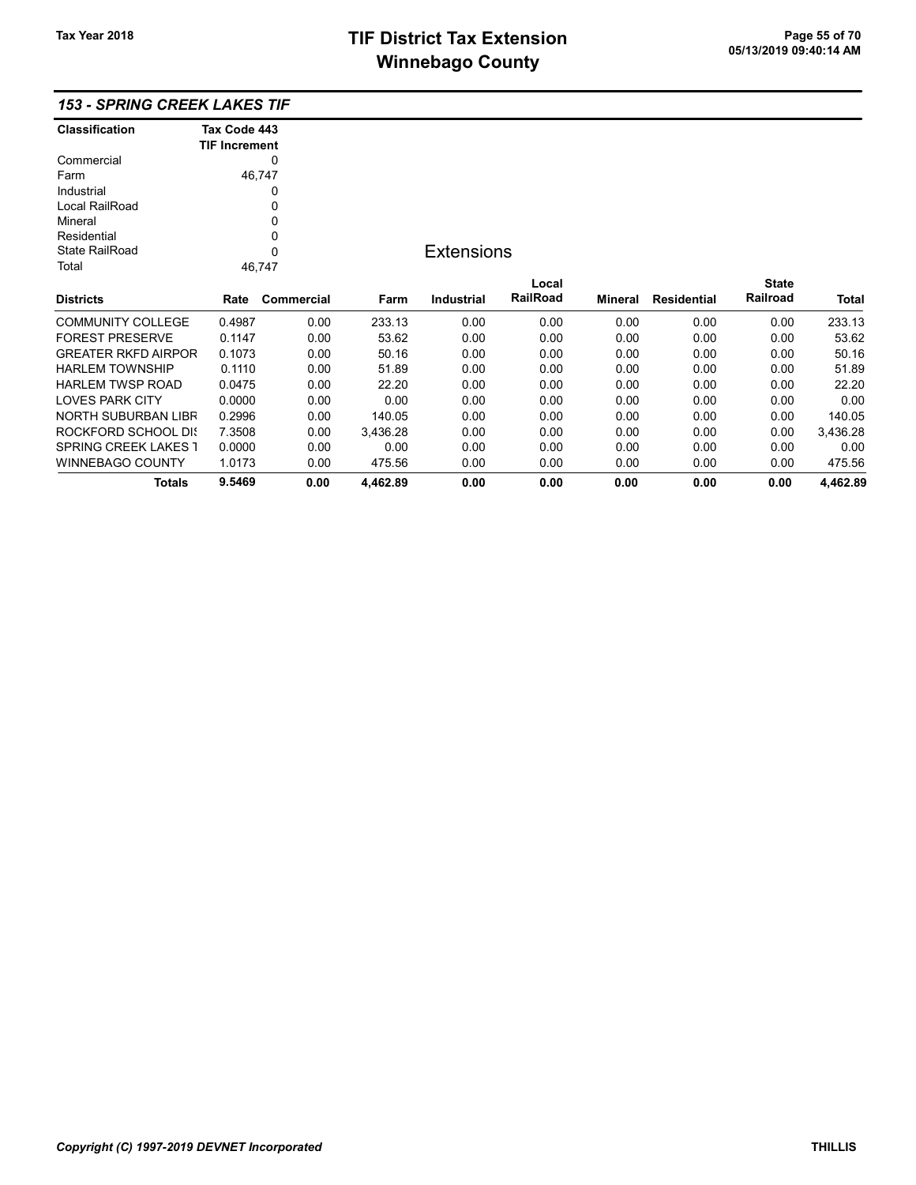### 153 - SPRING CREEK LAKES TIF

| Classification | Tax Code 443 TIF Increment |
|---|---|
| Commercial | 0 |
| Farm | 46,747 |
| Industrial | 0 |
| Local RailRoad | 0 |
| Mineral | 0 |
| Residential | 0 |
| State RailRoad | 0 |
| Total | 46,747 |

## Extensions

| Districts | Rate | Commercial | Farm | Industrial | Local RailRoad | Mineral | Residential | State Railroad | Total |
|---|---|---|---|---|---|---|---|---|---|
| COMMUNITY COLLEGE | 0.4987 | 0.00 | 233.13 | 0.00 | 0.00 | 0.00 | 0.00 | 0.00 | 233.13 |
| FOREST PRESERVE | 0.1147 | 0.00 | 53.62 | 0.00 | 0.00 | 0.00 | 0.00 | 0.00 | 53.62 |
| GREATER RKFD AIRPOR | 0.1073 | 0.00 | 50.16 | 0.00 | 0.00 | 0.00 | 0.00 | 0.00 | 50.16 |
| HARLEM TOWNSHIP | 0.1110 | 0.00 | 51.89 | 0.00 | 0.00 | 0.00 | 0.00 | 0.00 | 51.89 |
| HARLEM TWSP ROAD | 0.0475 | 0.00 | 22.20 | 0.00 | 0.00 | 0.00 | 0.00 | 0.00 | 22.20 |
| LOVES PARK CITY | 0.0000 | 0.00 | 0.00 | 0.00 | 0.00 | 0.00 | 0.00 | 0.00 | 0.00 |
| NORTH SUBURBAN LIBR | 0.2996 | 0.00 | 140.05 | 0.00 | 0.00 | 0.00 | 0.00 | 0.00 | 140.05 |
| ROCKFORD SCHOOL DIS | 7.3508 | 0.00 | 3,436.28 | 0.00 | 0.00 | 0.00 | 0.00 | 0.00 | 3,436.28 |
| SPRING CREEK LAKES T | 0.0000 | 0.00 | 0.00 | 0.00 | 0.00 | 0.00 | 0.00 | 0.00 | 0.00 |
| WINNEBAGO COUNTY | 1.0173 | 0.00 | 475.56 | 0.00 | 0.00 | 0.00 | 0.00 | 0.00 | 475.56 |
| **Totals** | **9.5469** | **0.00** | **4,462.89** | **0.00** | **0.00** | **0.00** | **0.00** | **0.00** | **4,462.89** |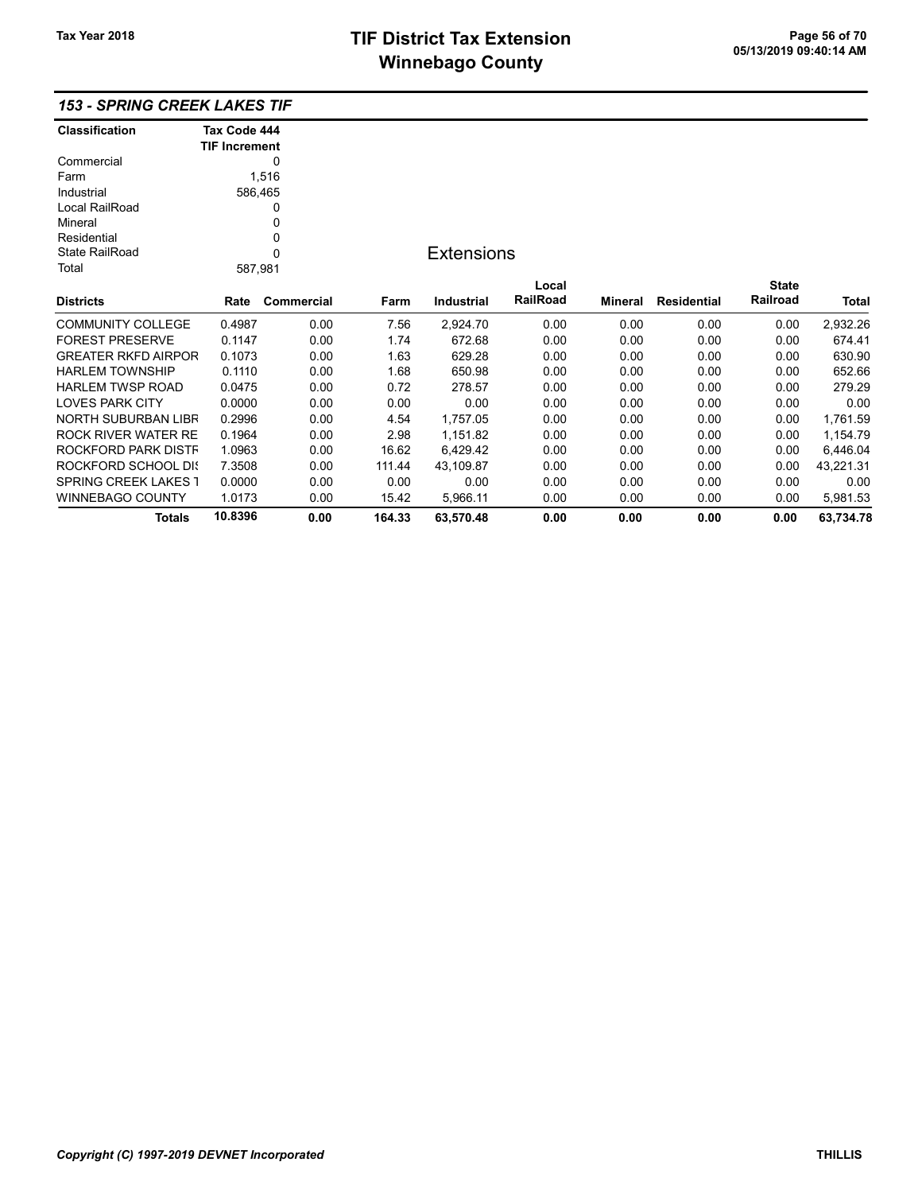## 153 - SPRING CREEK LAKES TIF

| Classification | Tax Code 444 TIF Increment |
|---|---|
| Commercial | 0 |
| Farm | 1,516 |
| Industrial | 586,465 |
| Local RailRoad | 0 |
| Mineral | 0 |
| Residential | 0 |
| State RailRoad | 0 |
| Total | 587,981 |

### Extensions

| Districts | Rate | Commercial | Farm | Industrial | Local RailRoad | Mineral | Residential | State Railroad | Total |
|---|---|---|---|---|---|---|---|---|---|
| COMMUNITY COLLEGE | 0.4987 | 0.00 | 7.56 | 2,924.70 | 0.00 | 0.00 | 0.00 | 0.00 | 2,932.26 |
| FOREST PRESERVE | 0.1147 | 0.00 | 1.74 | 672.68 | 0.00 | 0.00 | 0.00 | 0.00 | 674.41 |
| GREATER RKFD AIRPOR | 0.1073 | 0.00 | 1.63 | 629.28 | 0.00 | 0.00 | 0.00 | 0.00 | 630.90 |
| HARLEM TOWNSHIP | 0.1110 | 0.00 | 1.68 | 650.98 | 0.00 | 0.00 | 0.00 | 0.00 | 652.66 |
| HARLEM TWSP ROAD | 0.0475 | 0.00 | 0.72 | 278.57 | 0.00 | 0.00 | 0.00 | 0.00 | 279.29 |
| LOVES PARK CITY | 0.0000 | 0.00 | 0.00 | 0.00 | 0.00 | 0.00 | 0.00 | 0.00 | 0.00 |
| NORTH SUBURBAN LIBR | 0.2996 | 0.00 | 4.54 | 1,757.05 | 0.00 | 0.00 | 0.00 | 0.00 | 1,761.59 |
| ROCK RIVER WATER RE | 0.1964 | 0.00 | 2.98 | 1,151.82 | 0.00 | 0.00 | 0.00 | 0.00 | 1,154.79 |
| ROCKFORD PARK DISTF | 1.0963 | 0.00 | 16.62 | 6,429.42 | 0.00 | 0.00 | 0.00 | 0.00 | 6,446.04 |
| ROCKFORD SCHOOL DIS | 7.3508 | 0.00 | 111.44 | 43,109.87 | 0.00 | 0.00 | 0.00 | 0.00 | 43,221.31 |
| SPRING CREEK LAKES T | 0.0000 | 0.00 | 0.00 | 0.00 | 0.00 | 0.00 | 0.00 | 0.00 | 0.00 |
| WINNEBAGO COUNTY | 1.0173 | 0.00 | 15.42 | 5,966.11 | 0.00 | 0.00 | 0.00 | 0.00 | 5,981.53 |
| **Totals** | **10.8396** | **0.00** | **164.33** | **63,570.48** | **0.00** | **0.00** | **0.00** | **0.00** | **63,734.78** |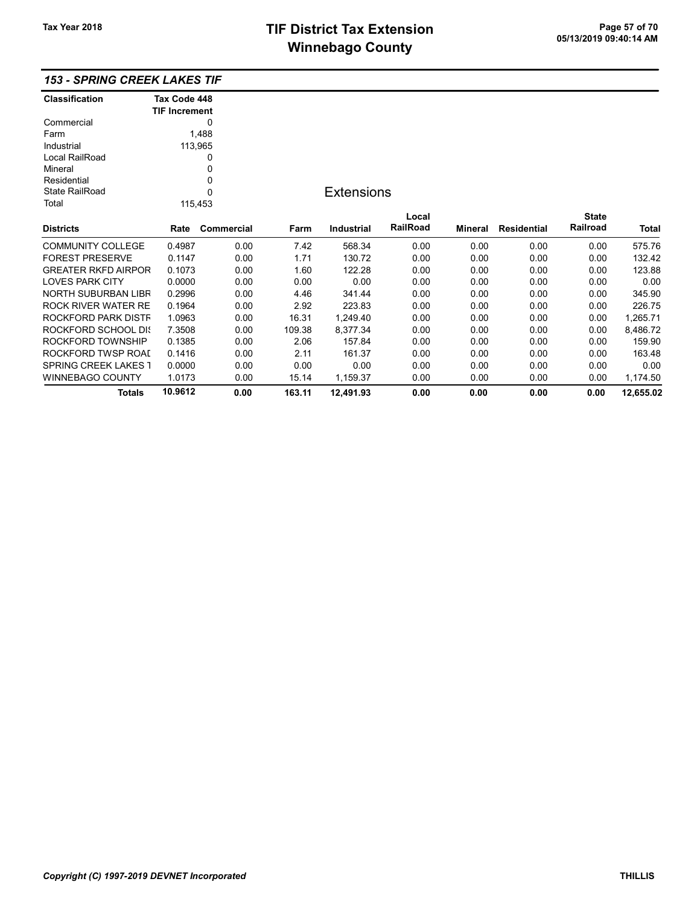# TIF District Tax Extension
# Winnebago County

Tax Year 2018

## 153 - SPRING CREEK LAKES TIF

| Classification | Tax Code 448 TIF Increment |
|---|---|
| Commercial | 0 |
| Farm | 1,488 |
| Industrial | 113,965 |
| Local RailRoad | 0 |
| Mineral | 0 |
| Residential | 0 |
| State RailRoad | 0 |
| Total | 115,453 |

### Extensions

| Districts | Rate | Commercial | Farm | Industrial | Local RailRoad | Mineral | Residential | State Railroad | Total |
|---|---|---|---|---|---|---|---|---|---|
| COMMUNITY COLLEGE | 0.4987 | 0.00 | 7.42 | 568.34 | 0.00 | 0.00 | 0.00 | 0.00 | 575.76 |
| FOREST PRESERVE | 0.1147 | 0.00 | 1.71 | 130.72 | 0.00 | 0.00 | 0.00 | 0.00 | 132.42 |
| GREATER RKFD AIRPOR | 0.1073 | 0.00 | 1.60 | 122.28 | 0.00 | 0.00 | 0.00 | 0.00 | 123.88 |
| LOVES PARK CITY | 0.0000 | 0.00 | 0.00 | 0.00 | 0.00 | 0.00 | 0.00 | 0.00 | 0.00 |
| NORTH SUBURBAN LIBR | 0.2996 | 0.00 | 4.46 | 341.44 | 0.00 | 0.00 | 0.00 | 0.00 | 345.90 |
| ROCK RIVER WATER RE | 0.1964 | 0.00 | 2.92 | 223.83 | 0.00 | 0.00 | 0.00 | 0.00 | 226.75 |
| ROCKFORD PARK DISTR | 1.0963 | 0.00 | 16.31 | 1,249.40 | 0.00 | 0.00 | 0.00 | 0.00 | 1,265.71 |
| ROCKFORD SCHOOL DIS | 7.3508 | 0.00 | 109.38 | 8,377.34 | 0.00 | 0.00 | 0.00 | 0.00 | 8,486.72 |
| ROCKFORD TOWNSHIP | 0.1385 | 0.00 | 2.06 | 157.84 | 0.00 | 0.00 | 0.00 | 0.00 | 159.90 |
| ROCKFORD TWSP ROAD | 0.1416 | 0.00 | 2.11 | 161.37 | 0.00 | 0.00 | 0.00 | 0.00 | 163.48 |
| SPRING CREEK LAKES T | 0.0000 | 0.00 | 0.00 | 0.00 | 0.00 | 0.00 | 0.00 | 0.00 | 0.00 |
| WINNEBAGO COUNTY | 1.0173 | 0.00 | 15.14 | 1,159.37 | 0.00 | 0.00 | 0.00 | 0.00 | 1,174.50 |
| **Totals** | **10.9612** | **0.00** | **163.11** | **12,491.93** | **0.00** | **0.00** | **0.00** | **0.00** | **12,655.02** |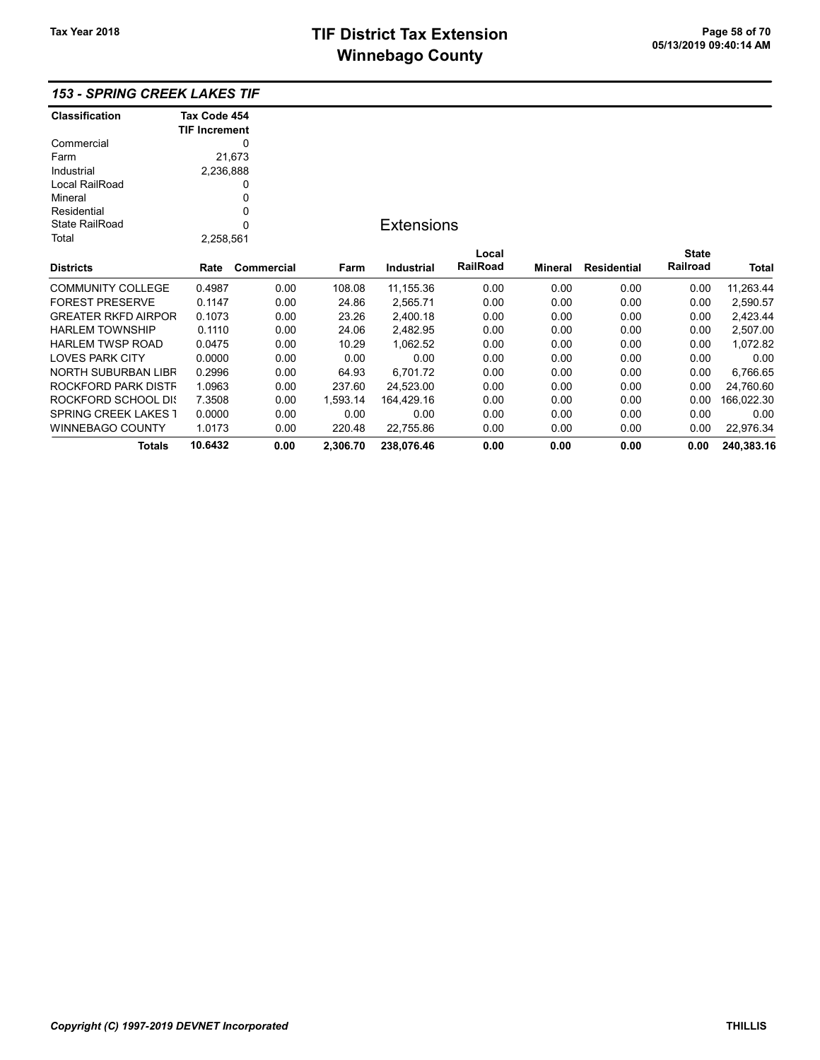# TIF District Tax Extension
# Winnebago County

Tax Year 2018

### 153 - SPRING CREEK LAKES TIF

| Classification | Tax Code 454 TIF Increment |
|---|---|
| Commercial | 0 |
| Farm | 21,673 |
| Industrial | 2,236,888 |
| Local RailRoad | 0 |
| Mineral | 0 |
| Residential | 0 |
| State RailRoad | 0 |
| Total | 2,258,561 |

## Extensions

| Districts | Rate | Commercial | Farm | Industrial | Local RailRoad | Mineral | Residential | State Railroad | Total |
|---|---|---|---|---|---|---|---|---|---|
| COMMUNITY COLLEGE | 0.4987 | 0.00 | 108.08 | 11,155.36 | 0.00 | 0.00 | 0.00 | 0.00 | 11,263.44 |
| FOREST PRESERVE | 0.1147 | 0.00 | 24.86 | 2,565.71 | 0.00 | 0.00 | 0.00 | 0.00 | 2,590.57 |
| GREATER RKFD AIRPOR | 0.1073 | 0.00 | 23.26 | 2,400.18 | 0.00 | 0.00 | 0.00 | 0.00 | 2,423.44 |
| HARLEM TOWNSHIP | 0.1110 | 0.00 | 24.06 | 2,482.95 | 0.00 | 0.00 | 0.00 | 0.00 | 2,507.00 |
| HARLEM TWSP ROAD | 0.0475 | 0.00 | 10.29 | 1,062.52 | 0.00 | 0.00 | 0.00 | 0.00 | 1,072.82 |
| LOVES PARK CITY | 0.0000 | 0.00 | 0.00 | 0.00 | 0.00 | 0.00 | 0.00 | 0.00 | 0.00 |
| NORTH SUBURBAN LIBR | 0.2996 | 0.00 | 64.93 | 6,701.72 | 0.00 | 0.00 | 0.00 | 0.00 | 6,766.65 |
| ROCKFORD PARK DISTF | 1.0963 | 0.00 | 237.60 | 24,523.00 | 0.00 | 0.00 | 0.00 | 0.00 | 24,760.60 |
| ROCKFORD SCHOOL DIS | 7.3508 | 0.00 | 1,593.14 | 164,429.16 | 0.00 | 0.00 | 0.00 | 0.00 | 166,022.30 |
| SPRING CREEK LAKES T | 0.0000 | 0.00 | 0.00 | 0.00 | 0.00 | 0.00 | 0.00 | 0.00 | 0.00 |
| WINNEBAGO COUNTY | 1.0173 | 0.00 | 220.48 | 22,755.86 | 0.00 | 0.00 | 0.00 | 0.00 | 22,976.34 |
| **Totals** | **10.6432** | **0.00** | **2,306.70** | **238,076.46** | **0.00** | **0.00** | **0.00** | **0.00** | **240,383.16** |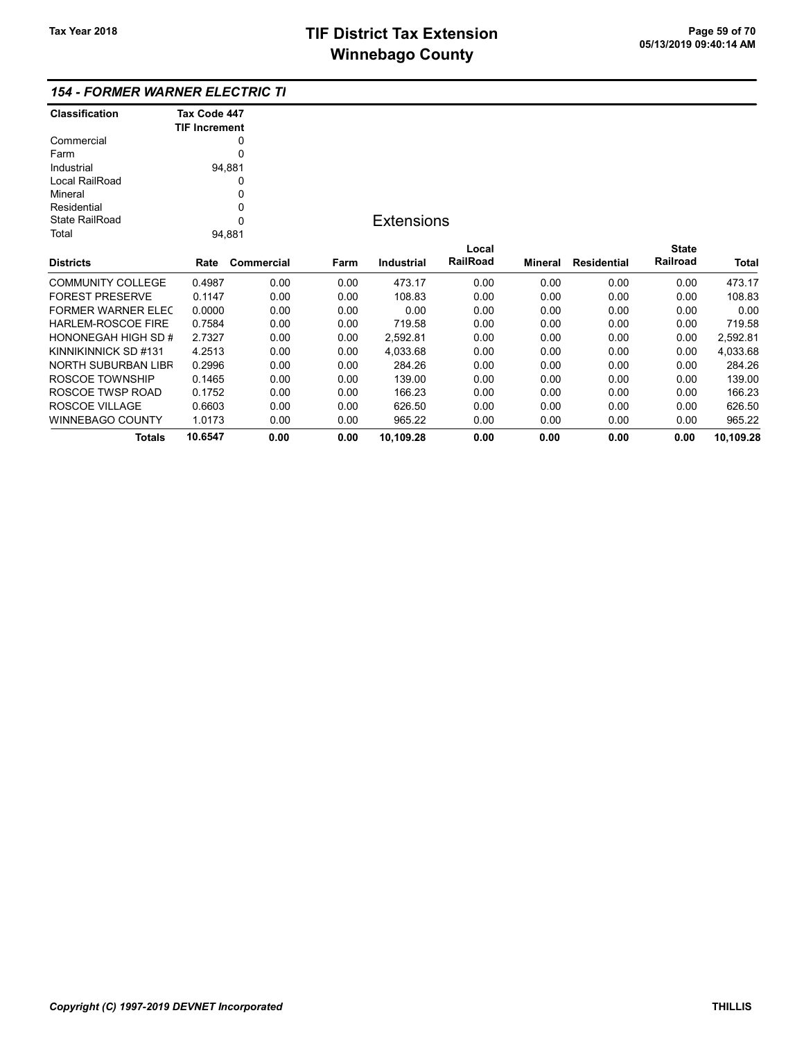## 154 - FORMER WARNER ELECTRIC TI

| Classification | Tax Code 447 TIF Increment |
|---|---|
| Commercial | 0 |
| Farm | 0 |
| Industrial | 94,881 |
| Local RailRoad | 0 |
| Mineral | 0 |
| Residential | 0 |
| State RailRoad | 0 |
| Total | 94,881 |

### Extensions

| Districts | Rate | Commercial | Farm | Industrial | Local RailRoad | Mineral | Residential | State Railroad | Total |
|---|---|---|---|---|---|---|---|---|---|
| COMMUNITY COLLEGE | 0.4987 | 0.00 | 0.00 | 473.17 | 0.00 | 0.00 | 0.00 | 0.00 | 473.17 |
| FOREST PRESERVE | 0.1147 | 0.00 | 0.00 | 108.83 | 0.00 | 0.00 | 0.00 | 0.00 | 108.83 |
| FORMER WARNER ELEC | 0.0000 | 0.00 | 0.00 | 0.00 | 0.00 | 0.00 | 0.00 | 0.00 | 0.00 |
| HARLEM-ROSCOE FIRE | 0.7584 | 0.00 | 0.00 | 719.58 | 0.00 | 0.00 | 0.00 | 0.00 | 719.58 |
| HONONEGAH HIGH SD # | 2.7327 | 0.00 | 0.00 | 2,592.81 | 0.00 | 0.00 | 0.00 | 0.00 | 2,592.81 |
| KINNIKINNICK SD #131 | 4.2513 | 0.00 | 0.00 | 4,033.68 | 0.00 | 0.00 | 0.00 | 0.00 | 4,033.68 |
| NORTH SUBURBAN LIBR | 0.2996 | 0.00 | 0.00 | 284.26 | 0.00 | 0.00 | 0.00 | 0.00 | 284.26 |
| ROSCOE TOWNSHIP | 0.1465 | 0.00 | 0.00 | 139.00 | 0.00 | 0.00 | 0.00 | 0.00 | 139.00 |
| ROSCOE TWSP ROAD | 0.1752 | 0.00 | 0.00 | 166.23 | 0.00 | 0.00 | 0.00 | 0.00 | 166.23 |
| ROSCOE VILLAGE | 0.6603 | 0.00 | 0.00 | 626.50 | 0.00 | 0.00 | 0.00 | 0.00 | 626.50 |
| WINNEBAGO COUNTY | 1.0173 | 0.00 | 0.00 | 965.22 | 0.00 | 0.00 | 0.00 | 0.00 | 965.22 |
| **Totals** | **10.6547** | **0.00** | **0.00** | **10,109.28** | **0.00** | **0.00** | **0.00** | **0.00** | **10,109.28** |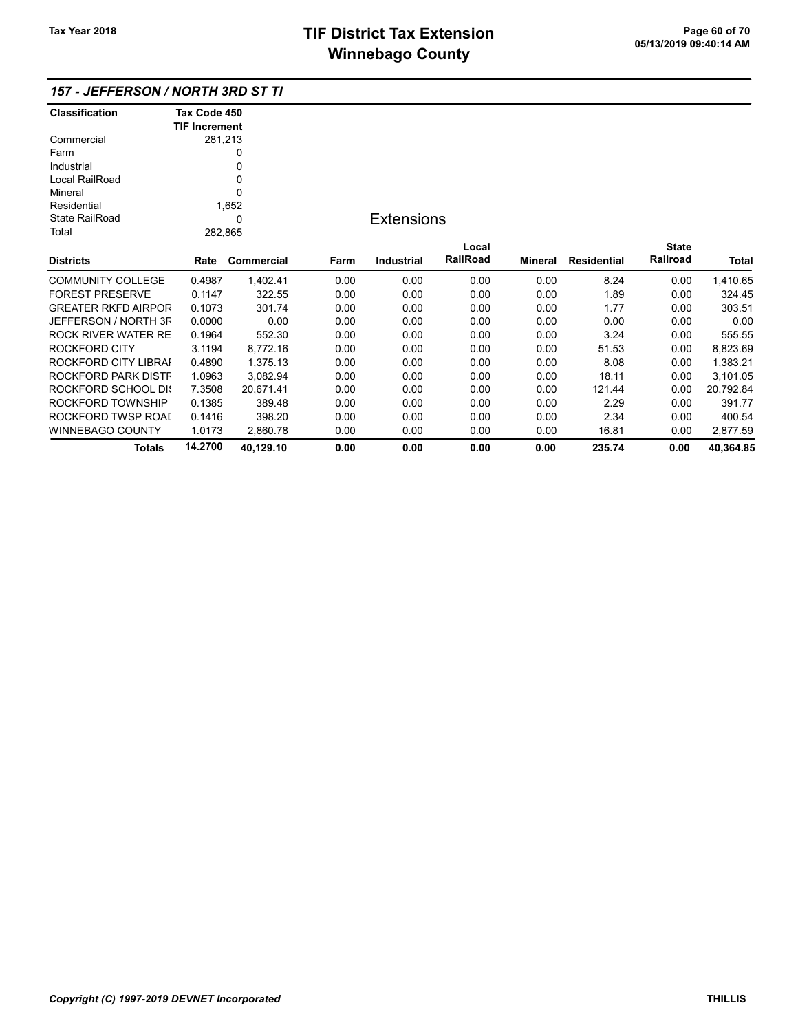# TIF District Tax Extension
# Winnebago County

Tax Year 2018

### 157 - JEFFERSON / NORTH 3RD ST TI

| Classification | Tax Code 450 TIF Increment |
|---|---|
| Commercial | 281,213 |
| Farm | 0 |
| Industrial | 0 |
| Local RailRoad | 0 |
| Mineral | 0 |
| Residential | 1,652 |
| State RailRoad | 0 |
| Total | 282,865 |

## Extensions

| Districts | Rate | Commercial | Farm | Industrial | Local RailRoad | Mineral | Residential | State Railroad | Total |
|---|---|---|---|---|---|---|---|---|---|
| COMMUNITY COLLEGE | 0.4987 | 1,402.41 | 0.00 | 0.00 | 0.00 | 0.00 | 8.24 | 0.00 | 1,410.65 |
| FOREST PRESERVE | 0.1147 | 322.55 | 0.00 | 0.00 | 0.00 | 0.00 | 1.89 | 0.00 | 324.45 |
| GREATER RKFD AIRPOR | 0.1073 | 301.74 | 0.00 | 0.00 | 0.00 | 0.00 | 1.77 | 0.00 | 303.51 |
| JEFFERSON / NORTH 3R | 0.0000 | 0.00 | 0.00 | 0.00 | 0.00 | 0.00 | 0.00 | 0.00 | 0.00 |
| ROCK RIVER WATER RE | 0.1964 | 552.30 | 0.00 | 0.00 | 0.00 | 0.00 | 3.24 | 0.00 | 555.55 |
| ROCKFORD CITY | 3.1194 | 8,772.16 | 0.00 | 0.00 | 0.00 | 0.00 | 51.53 | 0.00 | 8,823.69 |
| ROCKFORD CITY LIBRAI | 0.4890 | 1,375.13 | 0.00 | 0.00 | 0.00 | 0.00 | 8.08 | 0.00 | 1,383.21 |
| ROCKFORD PARK DISTF | 1.0963 | 3,082.94 | 0.00 | 0.00 | 0.00 | 0.00 | 18.11 | 0.00 | 3,101.05 |
| ROCKFORD SCHOOL DI! | 7.3508 | 20,671.41 | 0.00 | 0.00 | 0.00 | 0.00 | 121.44 | 0.00 | 20,792.84 |
| ROCKFORD TOWNSHIP | 0.1385 | 389.48 | 0.00 | 0.00 | 0.00 | 0.00 | 2.29 | 0.00 | 391.77 |
| ROCKFORD TWSP ROAI | 0.1416 | 398.20 | 0.00 | 0.00 | 0.00 | 0.00 | 2.34 | 0.00 | 400.54 |
| WINNEBAGO COUNTY | 1.0173 | 2,860.78 | 0.00 | 0.00 | 0.00 | 0.00 | 16.81 | 0.00 | 2,877.59 |
| **Totals** | **14.2700** | **40,129.10** | **0.00** | **0.00** | **0.00** | **0.00** | **235.74** | **0.00** | **40,364.85** |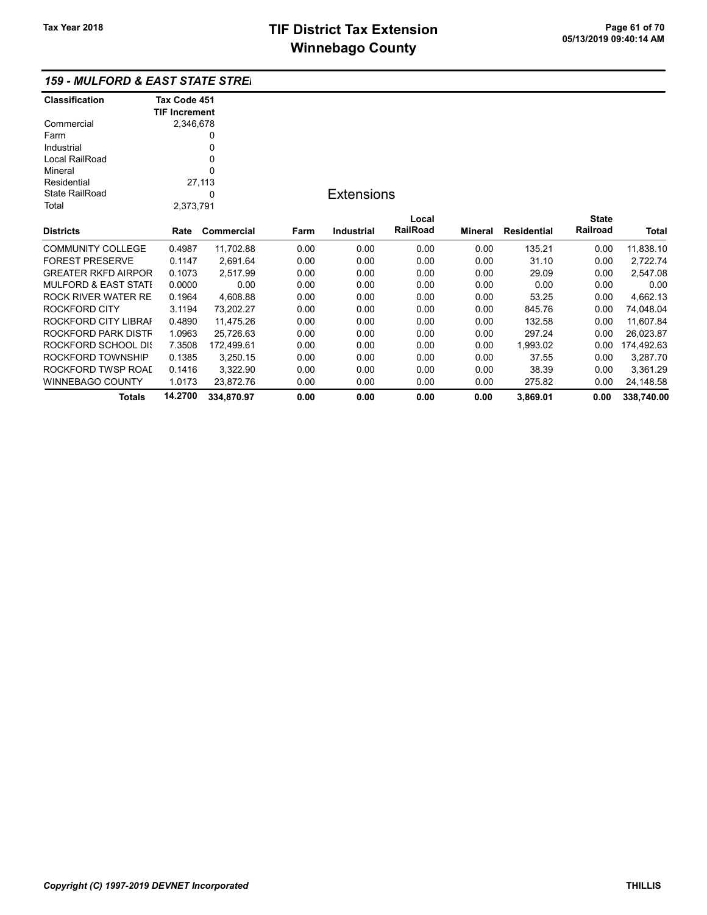# TIF District Tax Extension
# Winnebago County

Tax Year 2018

## 159 - MULFORD & EAST STATE STRE

| Classification | Tax Code 451 TIF Increment |
|---|---|
| Commercial | 2,346,678 |
| Farm | 0 |
| Industrial | 0 |
| Local RailRoad | 0 |
| Mineral | 0 |
| Residential | 27,113 |
| State RailRoad | 0 |
| Total | 2,373,791 |

### Extensions

| Districts | Rate | Commercial | Farm | Industrial | Local RailRoad | Mineral | Residential | State Railroad | Total |
|---|---|---|---|---|---|---|---|---|---|
| COMMUNITY COLLEGE | 0.4987 | 11,702.88 | 0.00 | 0.00 | 0.00 | 0.00 | 135.21 | 0.00 | 11,838.10 |
| FOREST PRESERVE | 0.1147 | 2,691.64 | 0.00 | 0.00 | 0.00 | 0.00 | 31.10 | 0.00 | 2,722.74 |
| GREATER RKFD AIRPOR | 0.1073 | 2,517.99 | 0.00 | 0.00 | 0.00 | 0.00 | 29.09 | 0.00 | 2,547.08 |
| MULFORD & EAST STATI | 0.0000 | 0.00 | 0.00 | 0.00 | 0.00 | 0.00 | 0.00 | 0.00 | 0.00 |
| ROCK RIVER WATER RE | 0.1964 | 4,608.88 | 0.00 | 0.00 | 0.00 | 0.00 | 53.25 | 0.00 | 4,662.13 |
| ROCKFORD CITY | 3.1194 | 73,202.27 | 0.00 | 0.00 | 0.00 | 0.00 | 845.76 | 0.00 | 74,048.04 |
| ROCKFORD CITY LIBRAI | 0.4890 | 11,475.26 | 0.00 | 0.00 | 0.00 | 0.00 | 132.58 | 0.00 | 11,607.84 |
| ROCKFORD PARK DISTF | 1.0963 | 25,726.63 | 0.00 | 0.00 | 0.00 | 0.00 | 297.24 | 0.00 | 26,023.87 |
| ROCKFORD SCHOOL DI: | 7.3508 | 172,499.61 | 0.00 | 0.00 | 0.00 | 0.00 | 1,993.02 | 0.00 | 174,492.63 |
| ROCKFORD TOWNSHIP | 0.1385 | 3,250.15 | 0.00 | 0.00 | 0.00 | 0.00 | 37.55 | 0.00 | 3,287.70 |
| ROCKFORD TWSP ROAD | 0.1416 | 3,322.90 | 0.00 | 0.00 | 0.00 | 0.00 | 38.39 | 0.00 | 3,361.29 |
| WINNEBAGO COUNTY | 1.0173 | 23,872.76 | 0.00 | 0.00 | 0.00 | 0.00 | 275.82 | 0.00 | 24,148.58 |
| **Totals** | **14.2700** | **334,870.97** | **0.00** | **0.00** | **0.00** | **0.00** | **3,869.01** | **0.00** | **338,740.00** |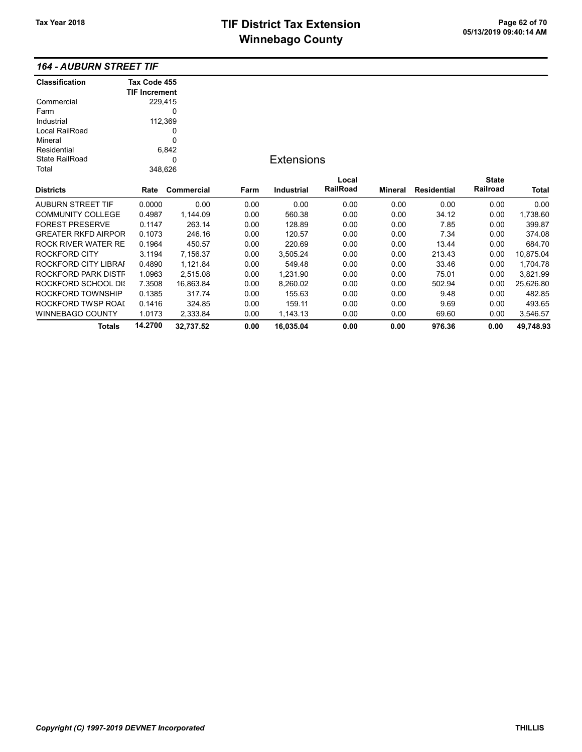# TIF District Tax Extension
# Winnebago County

Tax Year 2018

## 164 - AUBURN STREET TIF

| Classification | Tax Code 455 TIF Increment |
|---|---|
| Commercial | 229,415 |
| Farm | 0 |
| Industrial | 112,369 |
| Local RailRoad | 0 |
| Mineral | 0 |
| Residential | 6,842 |
| State RailRoad | 0 |
| Total | 348,626 |

### Extensions

| Districts | Rate | Commercial | Farm | Industrial | Local RailRoad | Mineral | Residential | State Railroad | Total |
|---|---|---|---|---|---|---|---|---|---|
| AUBURN STREET TIF | 0.0000 | 0.00 | 0.00 | 0.00 | 0.00 | 0.00 | 0.00 | 0.00 | 0.00 |
| COMMUNITY COLLEGE | 0.4987 | 1,144.09 | 0.00 | 560.38 | 0.00 | 0.00 | 34.12 | 0.00 | 1,738.60 |
| FOREST PRESERVE | 0.1147 | 263.14 | 0.00 | 128.89 | 0.00 | 0.00 | 7.85 | 0.00 | 399.87 |
| GREATER RKFD AIRPOR | 0.1073 | 246.16 | 0.00 | 120.57 | 0.00 | 0.00 | 7.34 | 0.00 | 374.08 |
| ROCK RIVER WATER RE | 0.1964 | 450.57 | 0.00 | 220.69 | 0.00 | 0.00 | 13.44 | 0.00 | 684.70 |
| ROCKFORD CITY | 3.1194 | 7,156.37 | 0.00 | 3,505.24 | 0.00 | 0.00 | 213.43 | 0.00 | 10,875.04 |
| ROCKFORD CITY LIBRAI | 0.4890 | 1,121.84 | 0.00 | 549.48 | 0.00 | 0.00 | 33.46 | 0.00 | 1,704.78 |
| ROCKFORD PARK DISTF | 1.0963 | 2,515.08 | 0.00 | 1,231.90 | 0.00 | 0.00 | 75.01 | 0.00 | 3,821.99 |
| ROCKFORD SCHOOL DIS | 7.3508 | 16,863.84 | 0.00 | 8,260.02 | 0.00 | 0.00 | 502.94 | 0.00 | 25,626.80 |
| ROCKFORD TOWNSHIP | 0.1385 | 317.74 | 0.00 | 155.63 | 0.00 | 0.00 | 9.48 | 0.00 | 482.85 |
| ROCKFORD TWSP ROAI | 0.1416 | 324.85 | 0.00 | 159.11 | 0.00 | 0.00 | 9.69 | 0.00 | 493.65 |
| WINNEBAGO COUNTY | 1.0173 | 2,333.84 | 0.00 | 1,143.13 | 0.00 | 0.00 | 69.60 | 0.00 | 3,546.57 |
| **Totals** | **14.2700** | **32,737.52** | **0.00** | **16,035.04** | **0.00** | **0.00** | **976.36** | **0.00** | **49,748.93** |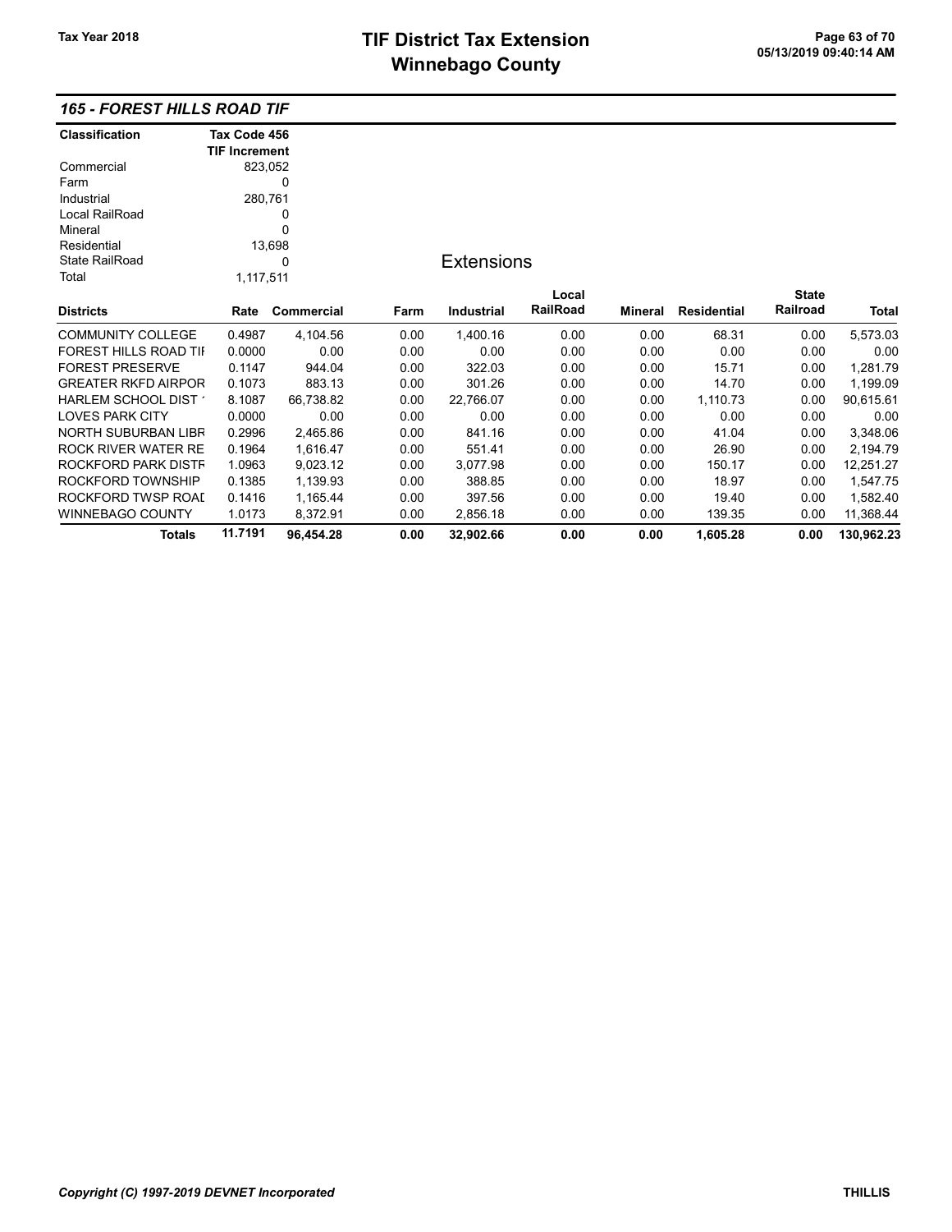## 165 - FOREST HILLS ROAD TIF

| Classification | Tax Code 456 TIF Increment |
|---|---|
| Commercial | 823,052 |
| Farm | 0 |
| Industrial | 280,761 |
| Local RailRoad | 0 |
| Mineral | 0 |
| Residential | 13,698 |
| State RailRoad | 0 |
| Total | 1,117,511 |

### Extensions

| Districts | Rate | Commercial | Farm | Industrial | Local RailRoad | Mineral | Residential | State Railroad | Total |
|---|---|---|---|---|---|---|---|---|---|
| COMMUNITY COLLEGE | 0.4987 | 4,104.56 | 0.00 | 1,400.16 | 0.00 | 0.00 | 68.31 | 0.00 | 5,573.03 |
| FOREST HILLS ROAD TII | 0.0000 | 0.00 | 0.00 | 0.00 | 0.00 | 0.00 | 0.00 | 0.00 | 0.00 |
| FOREST PRESERVE | 0.1147 | 944.04 | 0.00 | 322.03 | 0.00 | 0.00 | 15.71 | 0.00 | 1,281.79 |
| GREATER RKFD AIRPOR | 0.1073 | 883.13 | 0.00 | 301.26 | 0.00 | 0.00 | 14.70 | 0.00 | 1,199.09 |
| HARLEM SCHOOL DIST ' | 8.1087 | 66,738.82 | 0.00 | 22,766.07 | 0.00 | 0.00 | 1,110.73 | 0.00 | 90,615.61 |
| LOVES PARK CITY | 0.0000 | 0.00 | 0.00 | 0.00 | 0.00 | 0.00 | 0.00 | 0.00 | 0.00 |
| NORTH SUBURBAN LIBR | 0.2996 | 2,465.86 | 0.00 | 841.16 | 0.00 | 0.00 | 41.04 | 0.00 | 3,348.06 |
| ROCK RIVER WATER RE | 0.1964 | 1,616.47 | 0.00 | 551.41 | 0.00 | 0.00 | 26.90 | 0.00 | 2,194.79 |
| ROCKFORD PARK DISTF | 1.0963 | 9,023.12 | 0.00 | 3,077.98 | 0.00 | 0.00 | 150.17 | 0.00 | 12,251.27 |
| ROCKFORD TOWNSHIP | 0.1385 | 1,139.93 | 0.00 | 388.85 | 0.00 | 0.00 | 18.97 | 0.00 | 1,547.75 |
| ROCKFORD TWSP ROAI | 0.1416 | 1,165.44 | 0.00 | 397.56 | 0.00 | 0.00 | 19.40 | 0.00 | 1,582.40 |
| WINNEBAGO COUNTY | 1.0173 | 8,372.91 | 0.00 | 2,856.18 | 0.00 | 0.00 | 139.35 | 0.00 | 11,368.44 |
| **Totals** | **11.7191** | **96,454.28** | **0.00** | **32,902.66** | **0.00** | **0.00** | **1,605.28** | **0.00** | **130,962.23** |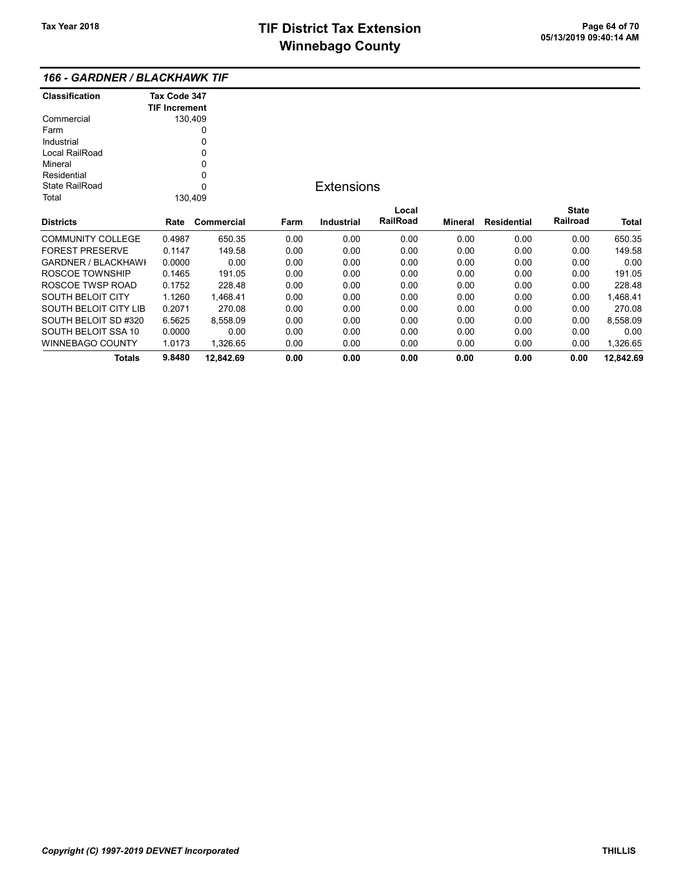## 166 - GARDNER / BLACKHAWK TIF

| Classification | Tax Code 347 TIF Increment |
|---|---|
| Commercial | 130,409 |
| Farm | 0 |
| Industrial | 0 |
| Local RailRoad | 0 |
| Mineral | 0 |
| Residential | 0 |
| State RailRoad | 0 |
| Total | 130,409 |

### Extensions

| Districts | Rate | Commercial | Farm | Industrial | Local RailRoad | Mineral | Residential | State Railroad | Total |
|---|---|---|---|---|---|---|---|---|---|
| COMMUNITY COLLEGE | 0.4987 | 650.35 | 0.00 | 0.00 | 0.00 | 0.00 | 0.00 | 0.00 | 650.35 |
| FOREST PRESERVE | 0.1147 | 149.58 | 0.00 | 0.00 | 0.00 | 0.00 | 0.00 | 0.00 | 149.58 |
| GARDNER / BLACKHAWI | 0.0000 | 0.00 | 0.00 | 0.00 | 0.00 | 0.00 | 0.00 | 0.00 | 0.00 |
| ROSCOE TOWNSHIP | 0.1465 | 191.05 | 0.00 | 0.00 | 0.00 | 0.00 | 0.00 | 0.00 | 191.05 |
| ROSCOE TWSP ROAD | 0.1752 | 228.48 | 0.00 | 0.00 | 0.00 | 0.00 | 0.00 | 0.00 | 228.48 |
| SOUTH BELOIT CITY | 1.1260 | 1,468.41 | 0.00 | 0.00 | 0.00 | 0.00 | 0.00 | 0.00 | 1,468.41 |
| SOUTH BELOIT CITY LIB | 0.2071 | 270.08 | 0.00 | 0.00 | 0.00 | 0.00 | 0.00 | 0.00 | 270.08 |
| SOUTH BELOIT SD #320 | 6.5625 | 8,558.09 | 0.00 | 0.00 | 0.00 | 0.00 | 0.00 | 0.00 | 8,558.09 |
| SOUTH BELOIT SSA 10 | 0.0000 | 0.00 | 0.00 | 0.00 | 0.00 | 0.00 | 0.00 | 0.00 | 0.00 |
| WINNEBAGO COUNTY | 1.0173 | 1,326.65 | 0.00 | 0.00 | 0.00 | 0.00 | 0.00 | 0.00 | 1,326.65 |
| **Totals** | **9.8480** | **12,842.69** | **0.00** | **0.00** | **0.00** | **0.00** | **0.00** | **0.00** | **12,842.69** |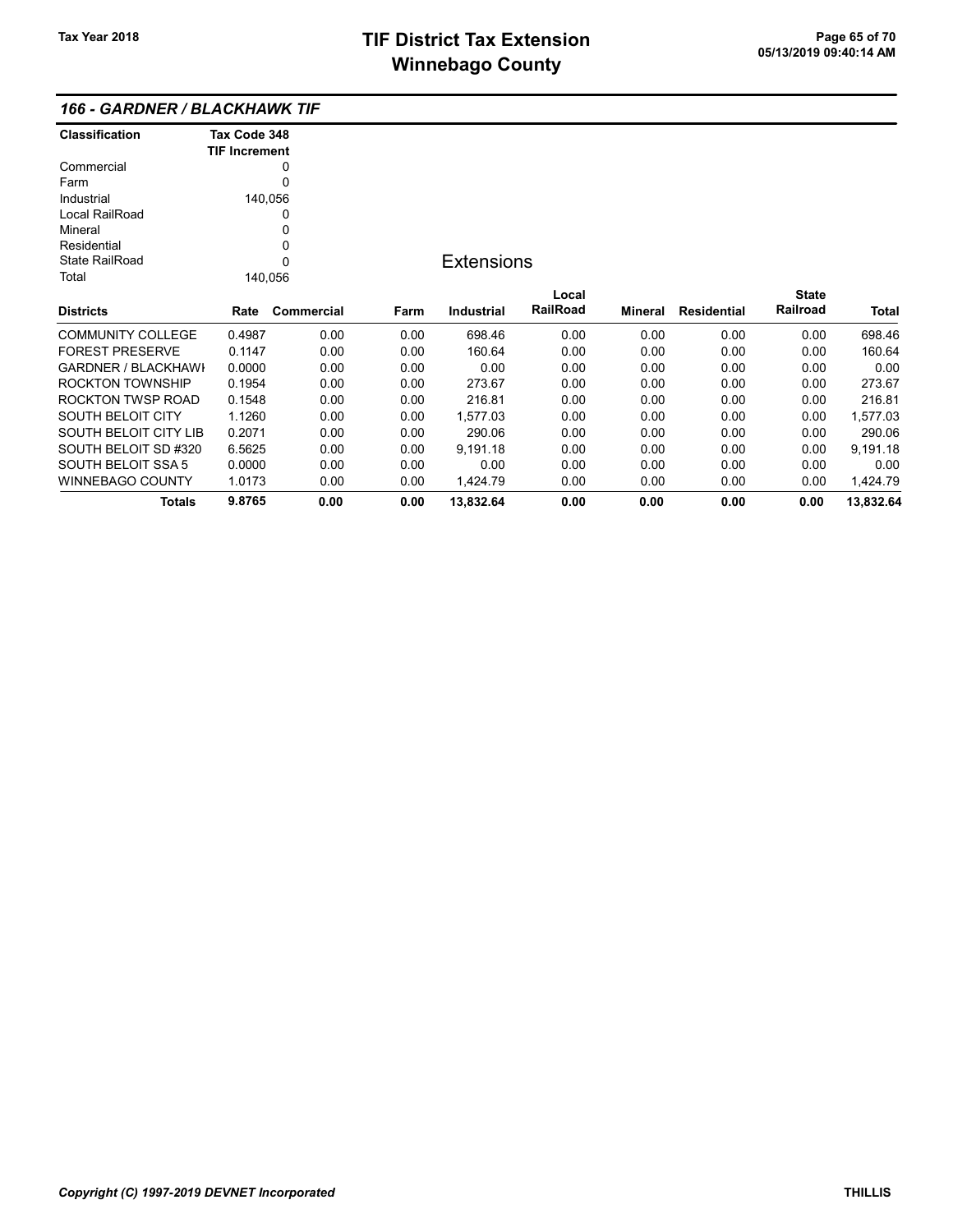## 166 - GARDNER / BLACKHAWK TIF

| Classification | Tax Code 348 TIF Increment |
|---|---|
| Commercial | 0 |
| Farm | 0 |
| Industrial | 140,056 |
| Local RailRoad | 0 |
| Mineral | 0 |
| Residential | 0 |
| State RailRoad | 0 |
| Total | 140,056 |

### Extensions

| Districts | Rate | Commercial | Farm | Industrial | Local RailRoad | Mineral | Residential | State Railroad | Total |
|---|---|---|---|---|---|---|---|---|---|
| COMMUNITY COLLEGE | 0.4987 | 0.00 | 0.00 | 698.46 | 0.00 | 0.00 | 0.00 | 0.00 | 698.46 |
| FOREST PRESERVE | 0.1147 | 0.00 | 0.00 | 160.64 | 0.00 | 0.00 | 0.00 | 0.00 | 160.64 |
| GARDNER / BLACKHAWI | 0.0000 | 0.00 | 0.00 | 0.00 | 0.00 | 0.00 | 0.00 | 0.00 | 0.00 |
| ROCKTON TOWNSHIP | 0.1954 | 0.00 | 0.00 | 273.67 | 0.00 | 0.00 | 0.00 | 0.00 | 273.67 |
| ROCKTON TWSP ROAD | 0.1548 | 0.00 | 0.00 | 216.81 | 0.00 | 0.00 | 0.00 | 0.00 | 216.81 |
| SOUTH BELOIT CITY | 1.1260 | 0.00 | 0.00 | 1,577.03 | 0.00 | 0.00 | 0.00 | 0.00 | 1,577.03 |
| SOUTH BELOIT CITY LIB | 0.2071 | 0.00 | 0.00 | 290.06 | 0.00 | 0.00 | 0.00 | 0.00 | 290.06 |
| SOUTH BELOIT SD #320 | 6.5625 | 0.00 | 0.00 | 9,191.18 | 0.00 | 0.00 | 0.00 | 0.00 | 9,191.18 |
| SOUTH BELOIT SSA 5 | 0.0000 | 0.00 | 0.00 | 0.00 | 0.00 | 0.00 | 0.00 | 0.00 | 0.00 |
| WINNEBAGO COUNTY | 1.0173 | 0.00 | 0.00 | 1,424.79 | 0.00 | 0.00 | 0.00 | 0.00 | 1,424.79 |
| **Totals** | **9.8765** | **0.00** | **0.00** | **13,832.64** | **0.00** | **0.00** | **0.00** | **0.00** | **13,832.64** |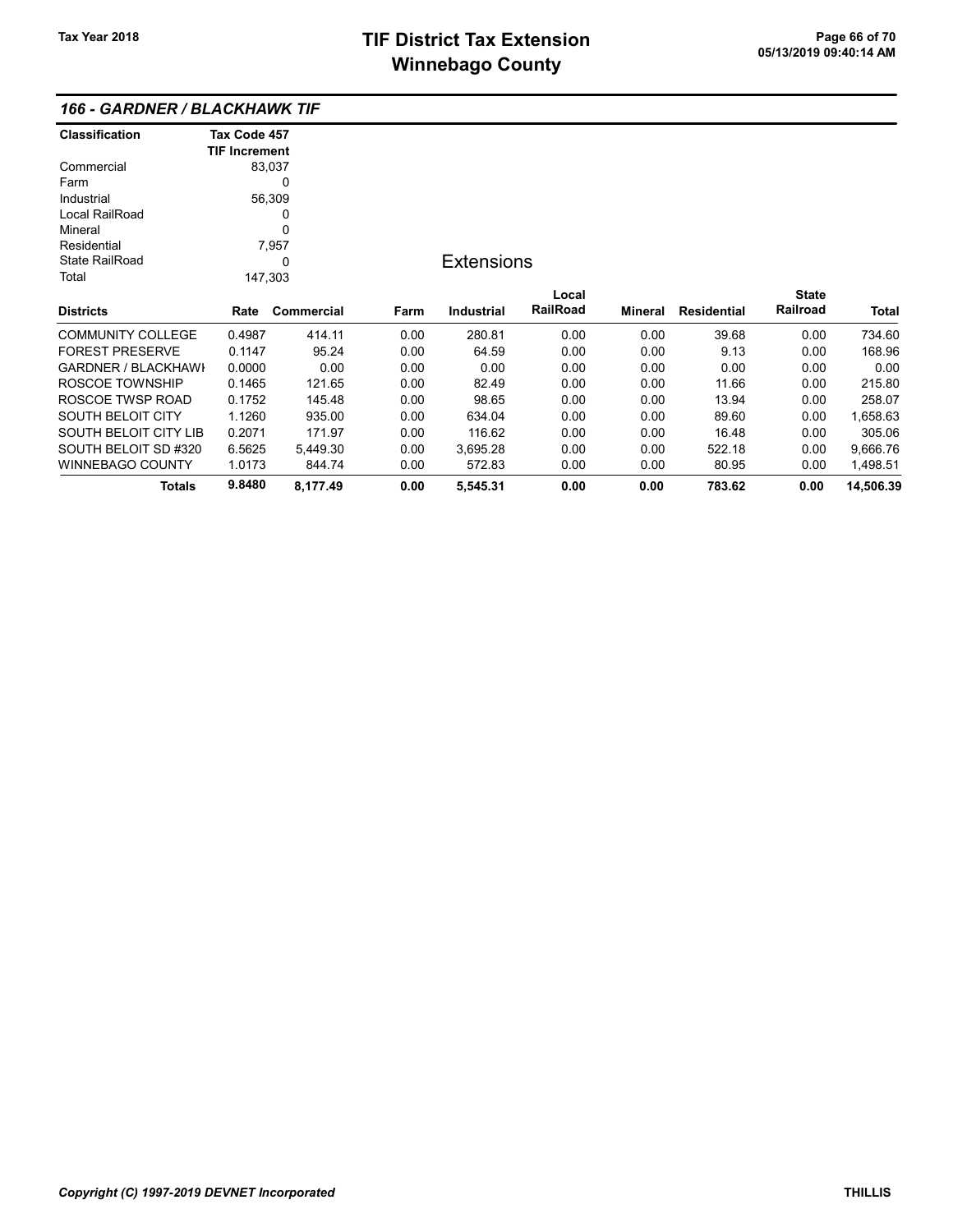### 166 - GARDNER / BLACKHAWK TIF

| Classification | Tax Code 457 TIF Increment |
|---|---|
| Commercial | 83,037 |
| Farm | 0 |
| Industrial | 56,309 |
| Local RailRoad | 0 |
| Mineral | 0 |
| Residential | 7,957 |
| State RailRoad | 0 |
| Total | 147,303 |

## Extensions

| Districts | Rate | Commercial | Farm | Industrial | Local RailRoad | Mineral | Residential | State Railroad | Total |
|---|---|---|---|---|---|---|---|---|---|
| COMMUNITY COLLEGE | 0.4987 | 414.11 | 0.00 | 280.81 | 0.00 | 0.00 | 39.68 | 0.00 | 734.60 |
| FOREST PRESERVE | 0.1147 | 95.24 | 0.00 | 64.59 | 0.00 | 0.00 | 9.13 | 0.00 | 168.96 |
| GARDNER / BLACKHAWI | 0.0000 | 0.00 | 0.00 | 0.00 | 0.00 | 0.00 | 0.00 | 0.00 | 0.00 |
| ROSCOE TOWNSHIP | 0.1465 | 121.65 | 0.00 | 82.49 | 0.00 | 0.00 | 11.66 | 0.00 | 215.80 |
| ROSCOE TWSP ROAD | 0.1752 | 145.48 | 0.00 | 98.65 | 0.00 | 0.00 | 13.94 | 0.00 | 258.07 |
| SOUTH BELOIT CITY | 1.1260 | 935.00 | 0.00 | 634.04 | 0.00 | 0.00 | 89.60 | 0.00 | 1,658.63 |
| SOUTH BELOIT CITY LIB | 0.2071 | 171.97 | 0.00 | 116.62 | 0.00 | 0.00 | 16.48 | 0.00 | 305.06 |
| SOUTH BELOIT SD #320 | 6.5625 | 5,449.30 | 0.00 | 3,695.28 | 0.00 | 0.00 | 522.18 | 0.00 | 9,666.76 |
| WINNEBAGO COUNTY | 1.0173 | 844.74 | 0.00 | 572.83 | 0.00 | 0.00 | 80.95 | 0.00 | 1,498.51 |
| **Totals** | **9.8480** | **8,177.49** | **0.00** | **5,545.31** | **0.00** | **0.00** | **783.62** | **0.00** | **14,506.39** |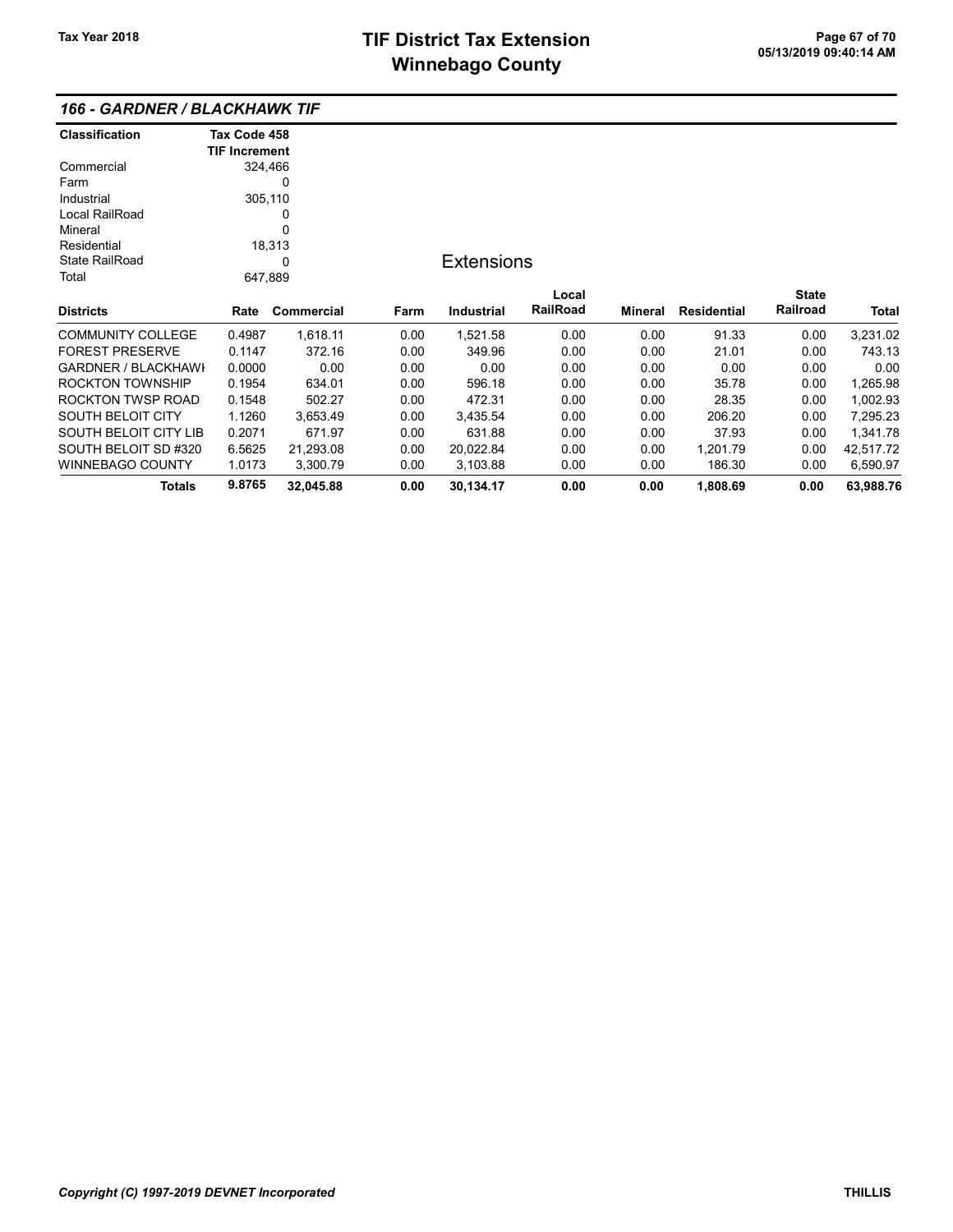## 166 - GARDNER / BLACKHAWK TIF

| Classification | Tax Code 458 TIF Increment |
|---|---|
| Commercial | 324,466 |
| Farm | 0 |
| Industrial | 305,110 |
| Local RailRoad | 0 |
| Mineral | 0 |
| Residential | 18,313 |
| State RailRoad | 0 |
| Total | 647,889 |

### Extensions

| Districts | Rate | Commercial | Farm | Industrial | Local RailRoad | Mineral | Residential | State Railroad | Total |
|---|---|---|---|---|---|---|---|---|---|
| COMMUNITY COLLEGE | 0.4987 | 1,618.11 | 0.00 | 1,521.58 | 0.00 | 0.00 | 91.33 | 0.00 | 3,231.02 |
| FOREST PRESERVE | 0.1147 | 372.16 | 0.00 | 349.96 | 0.00 | 0.00 | 21.01 | 0.00 | 743.13 |
| GARDNER / BLACKHAWI | 0.0000 | 0.00 | 0.00 | 0.00 | 0.00 | 0.00 | 0.00 | 0.00 | 0.00 |
| ROCKTON TOWNSHIP | 0.1954 | 634.01 | 0.00 | 596.18 | 0.00 | 0.00 | 35.78 | 0.00 | 1,265.98 |
| ROCKTON TWSP ROAD | 0.1548 | 502.27 | 0.00 | 472.31 | 0.00 | 0.00 | 28.35 | 0.00 | 1,002.93 |
| SOUTH BELOIT CITY | 1.1260 | 3,653.49 | 0.00 | 3,435.54 | 0.00 | 0.00 | 206.20 | 0.00 | 7,295.23 |
| SOUTH BELOIT CITY LIB | 0.2071 | 671.97 | 0.00 | 631.88 | 0.00 | 0.00 | 37.93 | 0.00 | 1,341.78 |
| SOUTH BELOIT SD #320 | 6.5625 | 21,293.08 | 0.00 | 20,022.84 | 0.00 | 0.00 | 1,201.79 | 0.00 | 42,517.72 |
| WINNEBAGO COUNTY | 1.0173 | 3,300.79 | 0.00 | 3,103.88 | 0.00 | 0.00 | 186.30 | 0.00 | 6,590.97 |
| **Totals** | **9.8765** | **32,045.88** | **0.00** | **30,134.17** | **0.00** | **0.00** | **1,808.69** | **0.00** | **63,988.76** |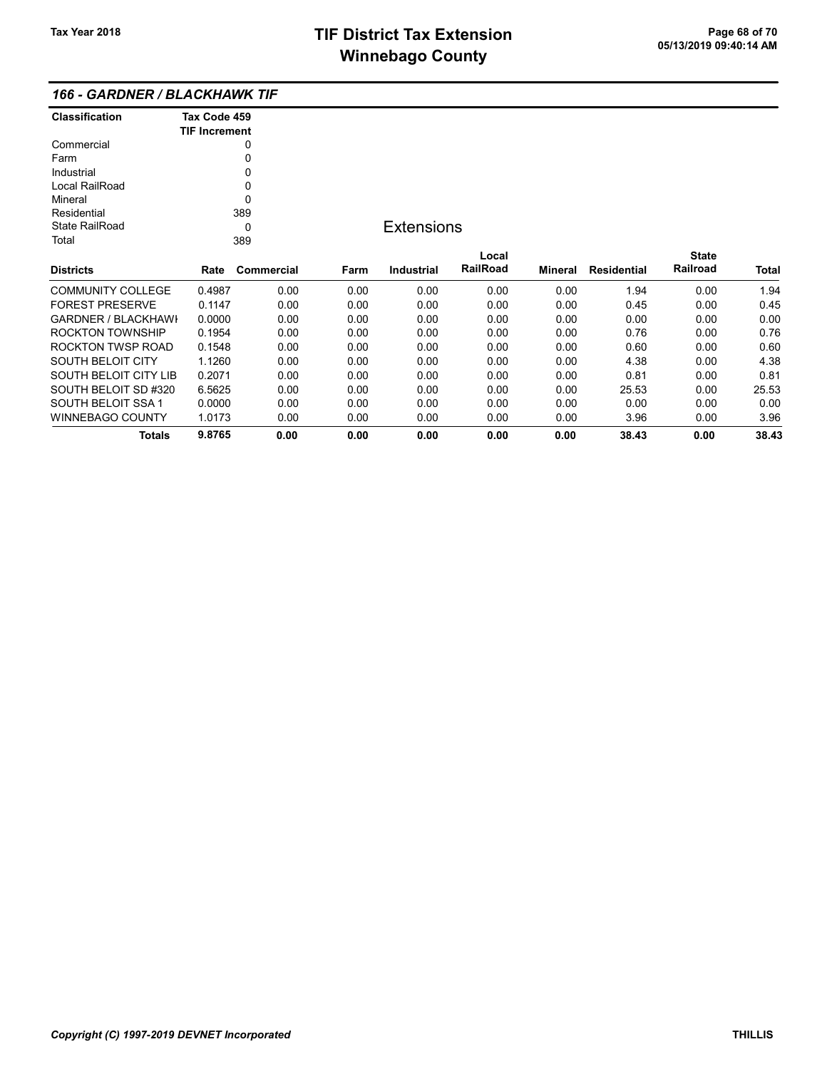## 166 - GARDNER / BLACKHAWK TIF

| Classification | Tax Code 459 TIF Increment |
|---|---|
| Commercial | 0 |
| Farm | 0 |
| Industrial | 0 |
| Local RailRoad | 0 |
| Mineral | 0 |
| Residential | 389 |
| State RailRoad | 0 |
| Total | 389 |

### Extensions

| Districts | Rate | Commercial | Farm | Industrial | Local RailRoad | Mineral | Residential | State Railroad | Total |
|---|---|---|---|---|---|---|---|---|---|
| COMMUNITY COLLEGE | 0.4987 | 0.00 | 0.00 | 0.00 | 0.00 | 0.00 | 1.94 | 0.00 | 1.94 |
| FOREST PRESERVE | 0.1147 | 0.00 | 0.00 | 0.00 | 0.00 | 0.00 | 0.45 | 0.00 | 0.45 |
| GARDNER / BLACKHAWI | 0.0000 | 0.00 | 0.00 | 0.00 | 0.00 | 0.00 | 0.00 | 0.00 | 0.00 |
| ROCKTON TOWNSHIP | 0.1954 | 0.00 | 0.00 | 0.00 | 0.00 | 0.00 | 0.76 | 0.00 | 0.76 |
| ROCKTON TWSP ROAD | 0.1548 | 0.00 | 0.00 | 0.00 | 0.00 | 0.00 | 0.60 | 0.00 | 0.60 |
| SOUTH BELOIT CITY | 1.1260 | 0.00 | 0.00 | 0.00 | 0.00 | 0.00 | 4.38 | 0.00 | 4.38 |
| SOUTH BELOIT CITY LIB | 0.2071 | 0.00 | 0.00 | 0.00 | 0.00 | 0.00 | 0.81 | 0.00 | 0.81 |
| SOUTH BELOIT SD #320 | 6.5625 | 0.00 | 0.00 | 0.00 | 0.00 | 0.00 | 25.53 | 0.00 | 25.53 |
| SOUTH BELOIT SSA 1 | 0.0000 | 0.00 | 0.00 | 0.00 | 0.00 | 0.00 | 0.00 | 0.00 | 0.00 |
| WINNEBAGO COUNTY | 1.0173 | 0.00 | 0.00 | 0.00 | 0.00 | 0.00 | 3.96 | 0.00 | 3.96 |
| **Totals** | **9.8765** | **0.00** | **0.00** | **0.00** | **0.00** | **0.00** | **38.43** | **0.00** | **38.43** |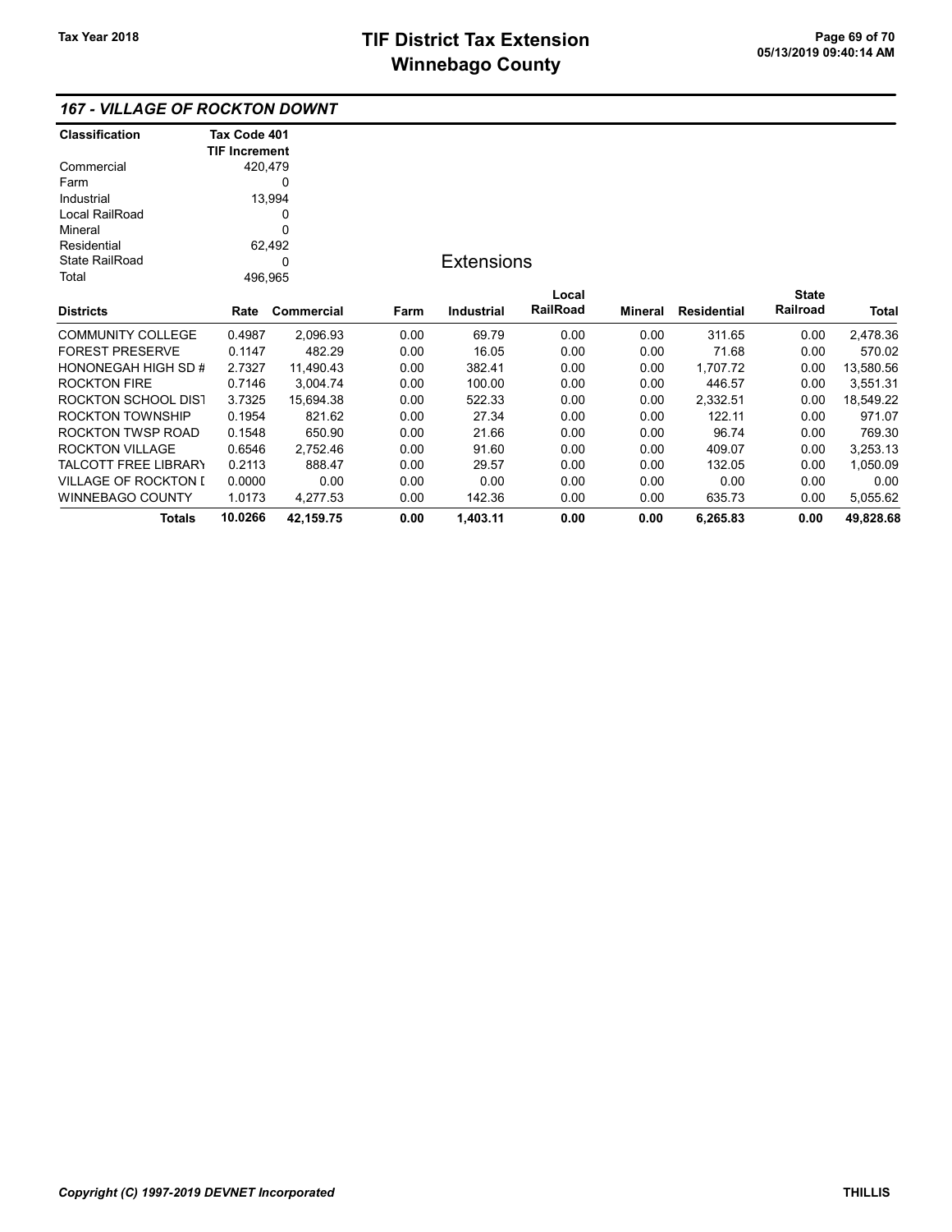## 167 - VILLAGE OF ROCKTON DOWNT

| Classification | Tax Code 401 TIF Increment |
|---|---|
| Commercial | 420,479 |
| Farm | 0 |
| Industrial | 13,994 |
| Local RailRoad | 0 |
| Mineral | 0 |
| Residential | 62,492 |
| State RailRoad | 0 |
| Total | 496,965 |

### Extensions

| Districts | Rate | Commercial | Farm | Industrial | Local RailRoad | Mineral | Residential | State Railroad | Total |
|---|---|---|---|---|---|---|---|---|---|
| COMMUNITY COLLEGE | 0.4987 | 2,096.93 | 0.00 | 69.79 | 0.00 | 0.00 | 311.65 | 0.00 | 2,478.36 |
| FOREST PRESERVE | 0.1147 | 482.29 | 0.00 | 16.05 | 0.00 | 0.00 | 71.68 | 0.00 | 570.02 |
| HONONEGAH HIGH SD # | 2.7327 | 11,490.43 | 0.00 | 382.41 | 0.00 | 0.00 | 1,707.72 | 0.00 | 13,580.56 |
| ROCKTON FIRE | 0.7146 | 3,004.74 | 0.00 | 100.00 | 0.00 | 0.00 | 446.57 | 0.00 | 3,551.31 |
| ROCKTON SCHOOL DIST | 3.7325 | 15,694.38 | 0.00 | 522.33 | 0.00 | 0.00 | 2,332.51 | 0.00 | 18,549.22 |
| ROCKTON TOWNSHIP | 0.1954 | 821.62 | 0.00 | 27.34 | 0.00 | 0.00 | 122.11 | 0.00 | 971.07 |
| ROCKTON TWSP ROAD | 0.1548 | 650.90 | 0.00 | 21.66 | 0.00 | 0.00 | 96.74 | 0.00 | 769.30 |
| ROCKTON VILLAGE | 0.6546 | 2,752.46 | 0.00 | 91.60 | 0.00 | 0.00 | 409.07 | 0.00 | 3,253.13 |
| TALCOTT FREE LIBRARY | 0.2113 | 888.47 | 0.00 | 29.57 | 0.00 | 0.00 | 132.05 | 0.00 | 1,050.09 |
| VILLAGE OF ROCKTON D | 0.0000 | 0.00 | 0.00 | 0.00 | 0.00 | 0.00 | 0.00 | 0.00 | 0.00 |
| WINNEBAGO COUNTY | 1.0173 | 4,277.53 | 0.00 | 142.36 | 0.00 | 0.00 | 635.73 | 0.00 | 5,055.62 |
| **Totals** | **10.0266** | **42,159.75** | **0.00** | **1,403.11** | **0.00** | **0.00** | **6,265.83** | **0.00** | **49,828.68** |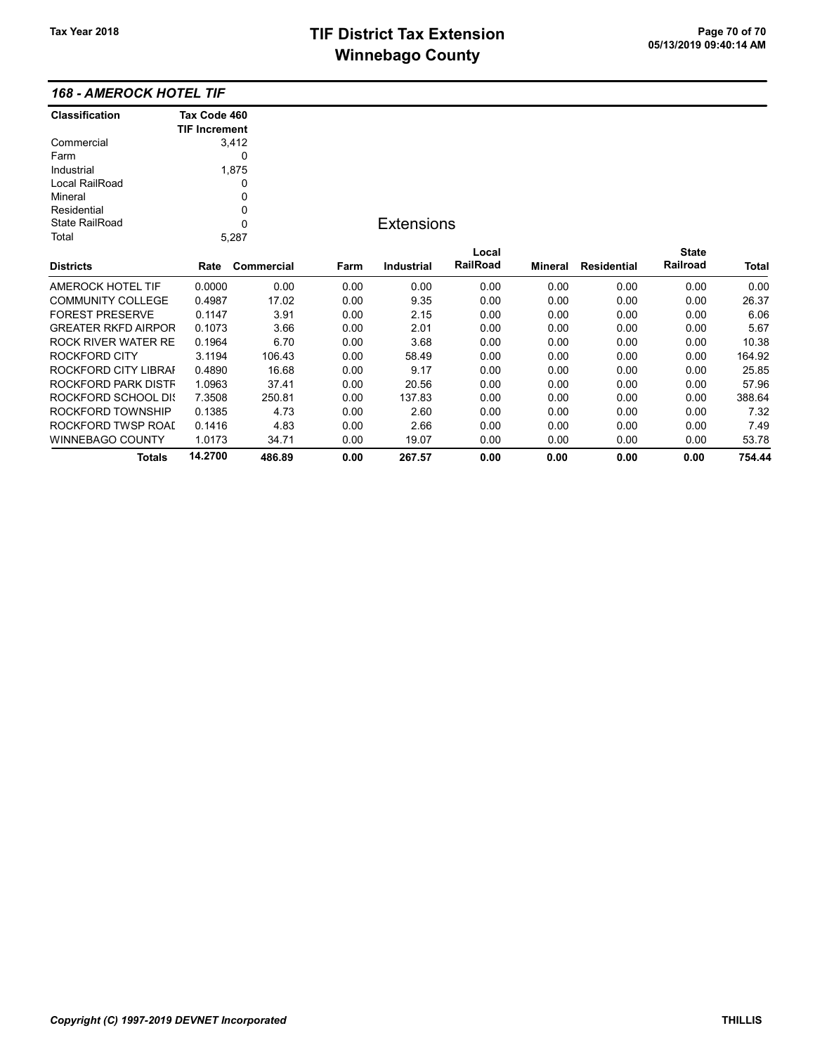## 168 - AMEROCK HOTEL TIF

| Classification | Tax Code 460 TIF Increment |
|---|---|
| Commercial | 3,412 |
| Farm | 0 |
| Industrial | 1,875 |
| Local RailRoad | 0 |
| Mineral | 0 |
| Residential | 0 |
| State RailRoad | 0 |
| Total | 5,287 |

### Extensions

| Districts | Rate | Commercial | Farm | Industrial | Local RailRoad | Mineral | Residential | State Railroad | Total |
|---|---|---|---|---|---|---|---|---|---|
| AMEROCK HOTEL TIF | 0.0000 | 0.00 | 0.00 | 0.00 | 0.00 | 0.00 | 0.00 | 0.00 | 0.00 |
| COMMUNITY COLLEGE | 0.4987 | 17.02 | 0.00 | 9.35 | 0.00 | 0.00 | 0.00 | 0.00 | 26.37 |
| FOREST PRESERVE | 0.1147 | 3.91 | 0.00 | 2.15 | 0.00 | 0.00 | 0.00 | 0.00 | 6.06 |
| GREATER RKFD AIRPOR | 0.1073 | 3.66 | 0.00 | 2.01 | 0.00 | 0.00 | 0.00 | 0.00 | 5.67 |
| ROCK RIVER WATER RE | 0.1964 | 6.70 | 0.00 | 3.68 | 0.00 | 0.00 | 0.00 | 0.00 | 10.38 |
| ROCKFORD CITY | 3.1194 | 106.43 | 0.00 | 58.49 | 0.00 | 0.00 | 0.00 | 0.00 | 164.92 |
| ROCKFORD CITY LIBRAI | 0.4890 | 16.68 | 0.00 | 9.17 | 0.00 | 0.00 | 0.00 | 0.00 | 25.85 |
| ROCKFORD PARK DISTF | 1.0963 | 37.41 | 0.00 | 20.56 | 0.00 | 0.00 | 0.00 | 0.00 | 57.96 |
| ROCKFORD SCHOOL DI! | 7.3508 | 250.81 | 0.00 | 137.83 | 0.00 | 0.00 | 0.00 | 0.00 | 388.64 |
| ROCKFORD TOWNSHIP | 0.1385 | 4.73 | 0.00 | 2.60 | 0.00 | 0.00 | 0.00 | 0.00 | 7.32 |
| ROCKFORD TWSP ROAI | 0.1416 | 4.83 | 0.00 | 2.66 | 0.00 | 0.00 | 0.00 | 0.00 | 7.49 |
| WINNEBAGO COUNTY | 1.0173 | 34.71 | 0.00 | 19.07 | 0.00 | 0.00 | 0.00 | 0.00 | 53.78 |
| **Totals** | **14.2700** | **486.89** | **0.00** | **267.57** | **0.00** | **0.00** | **0.00** | **0.00** | **754.44** |